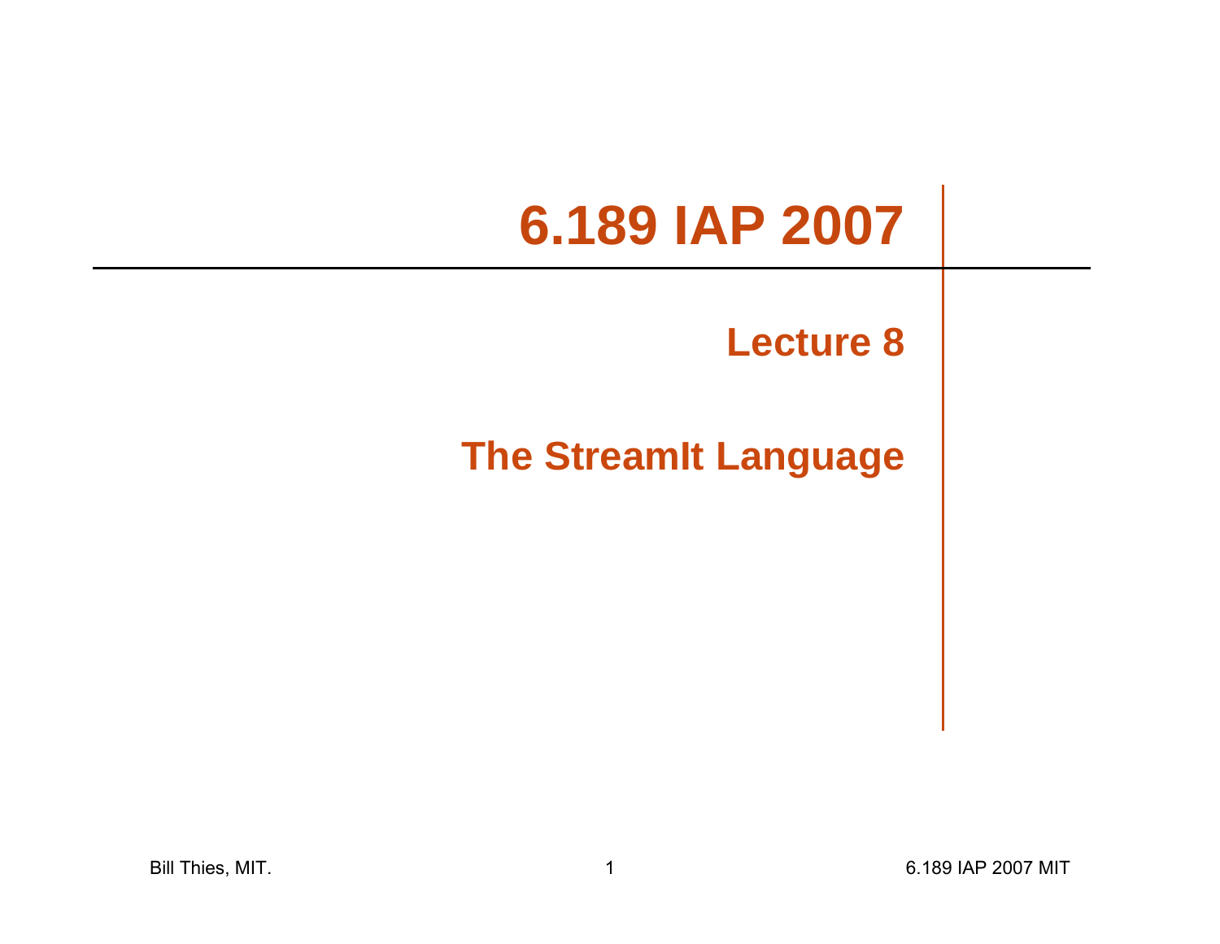# 6.189 IAP 2007

## Lecture 8

## The StreamIt Language

Bill Thies, MIT.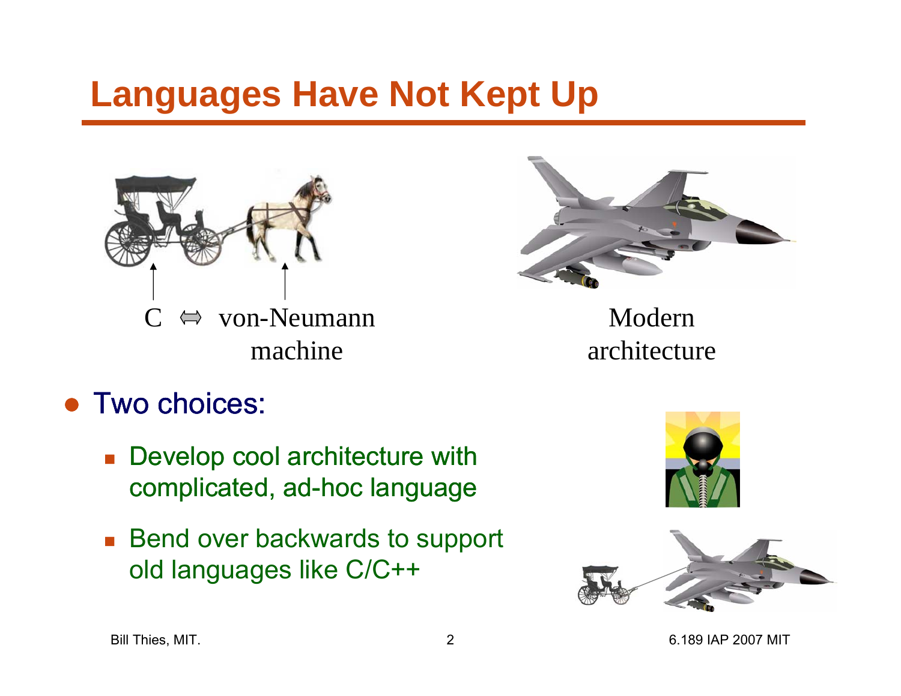# Languages Have Not Kept Up

C ⇔ von-Neumann machine

Modern architecture

- Two choices:
  - Develop cool architecture with complicated, ad-hoc language
  - Bend over backwards to support old languages like C/C++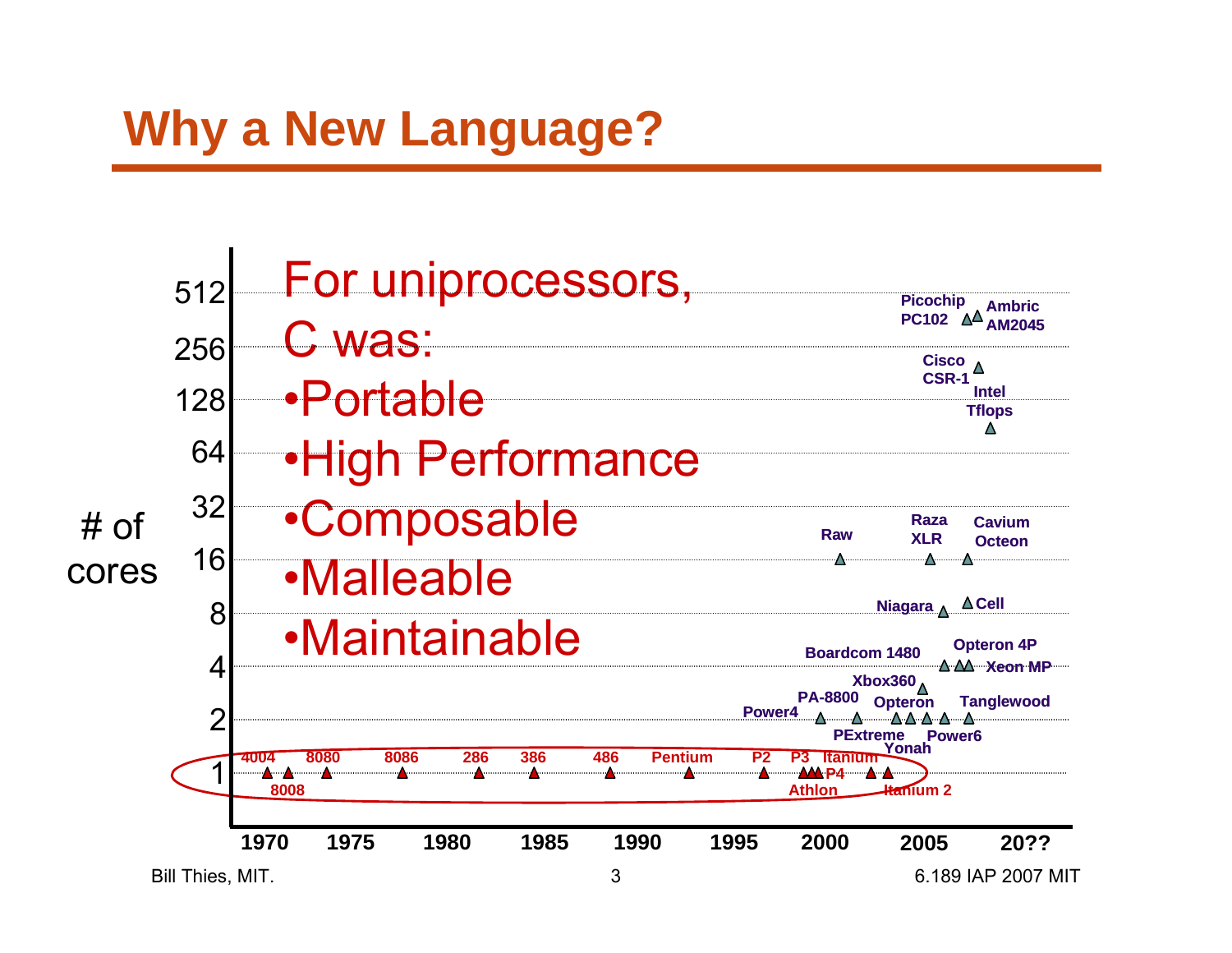# Why a New Language?

For uniprocessors, C was:

- Portable
- High Performance
- Composable
- Malleable
- Maintainable

# of cores

512, 256, 128, 64, 32, 16, 8, 4, 2, 1

1970, 1975, 1980, 1985, 1990, 1995, 2000, 2005, 20??

4004, 8008, 8080, 8086, 286, 386, 486, Pentium, P2, P3, Athlon, P4, Itanium, Itanium 2

Power4, PA-8800, PExtreme, Opteron, Yonah, Xbox360, Power6, Tanglewood, Boardcom 1480, Opteron 4P, Xeon MP, Niagara, Cell, Raw, Raza XLR, Cavium Octeon, Intel Tflops, Cisco CSR-1, Picochip PC102, Ambric AM2045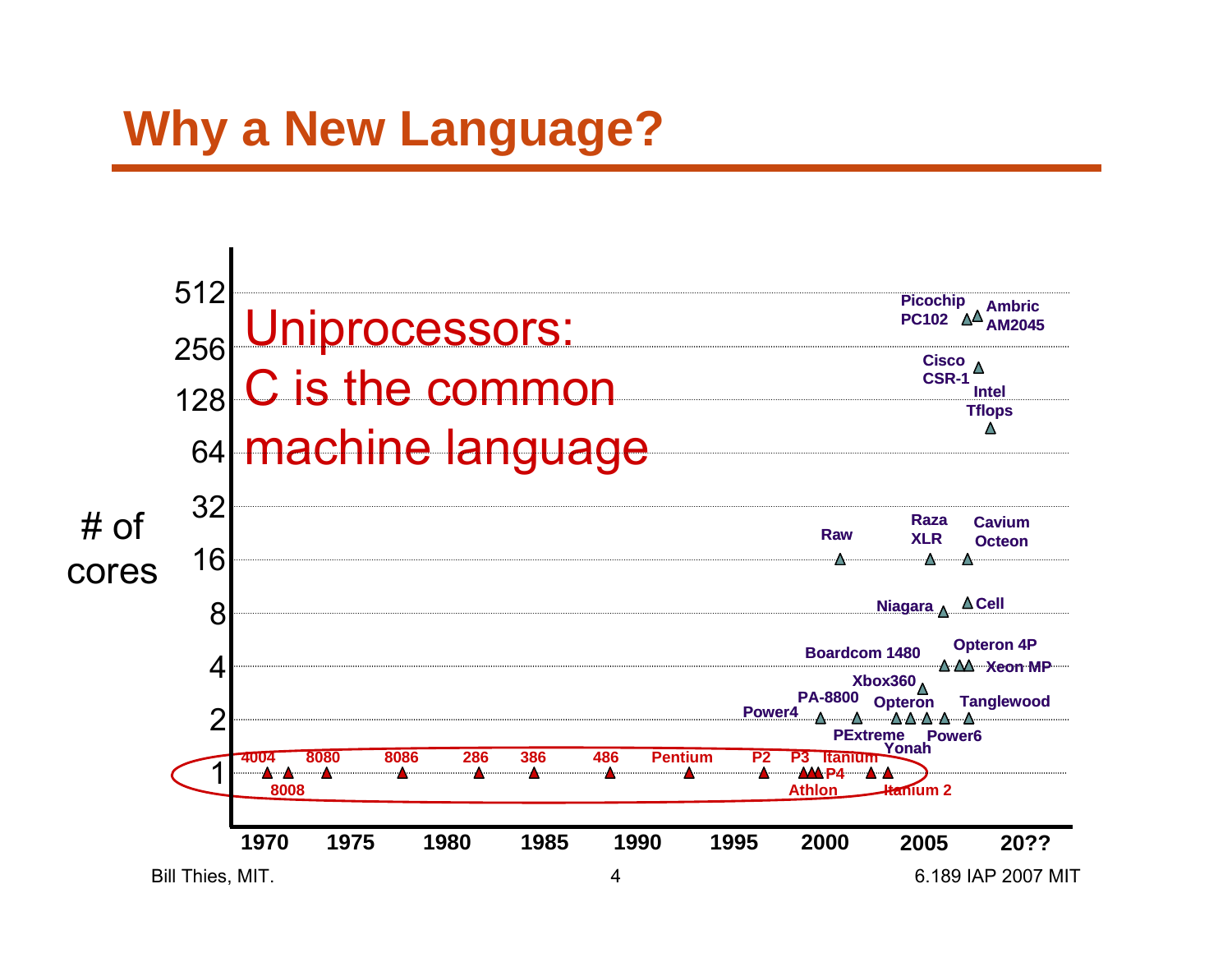# Why a New Language?

Uniprocessors: C is the common machine language

# of cores: 1, 2, 4, 8, 16, 32, 64, 128, 256, 512

Years: 1970, 1975, 1980, 1985, 1990, 1995, 2000, 2005, 20??

4004, 8008, 8080, 8086, 286, 386, 486, Pentium, P2, P3, Athlon, P4, Itanium, Itanium 2

Power4, PA-8800, PExtreme, Opteron, Yonah, Power6, Tanglewood, Xbox360, Boardcom 1480, Opteron 4P, Xeon MP, Niagara, Cell, Raw, Raza XLR, Cavium Octeon, Intel Tflops, Cisco CSR-1, Picochip PC102, Ambric AM2045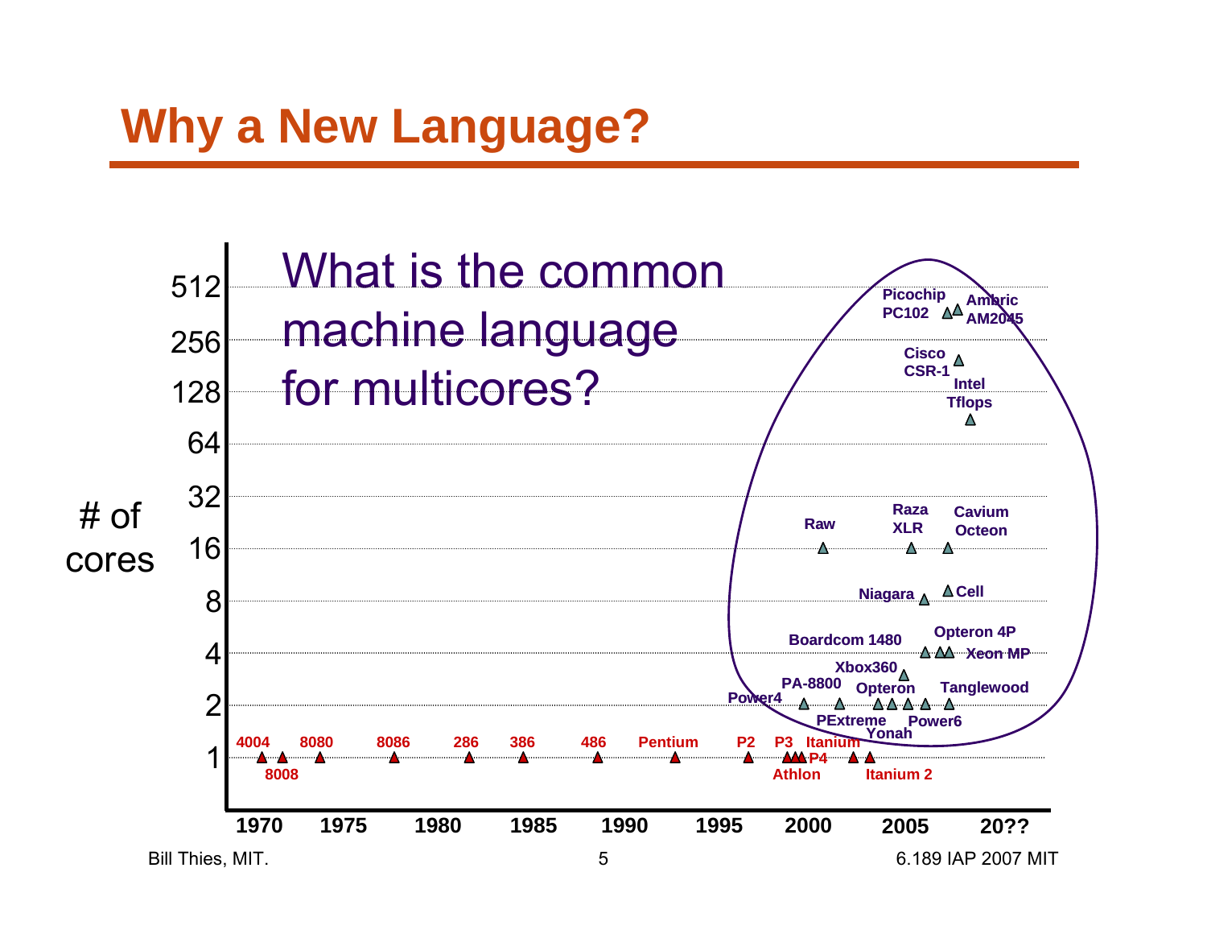# Why a New Language?

What is the common machine language for multicores?

# of cores: 1, 2, 4, 8, 16, 32, 64, 128, 256, 512

1970, 1975, 1980, 1985, 1990, 1995, 2000, 2005, 20??

4004, 8008, 8080, 8086, 286, 386, 486, Pentium, P2, P3, Athlon, P4, Itanium, Itanium 2

Power4, PA-8800, PExtreme, Opteron, Yonah, Power6, Tanglewood, Xbox360, Boardcom 1480, Opteron 4P, Xeon MP, Niagara, Cell, Raw, Raza XLR, Cavium Octeon, Intel Tflops, Cisco CSR-1, Picochip PC102, Ambric AM2045

Bill Thies, MIT.

6.189 IAP 2007 MIT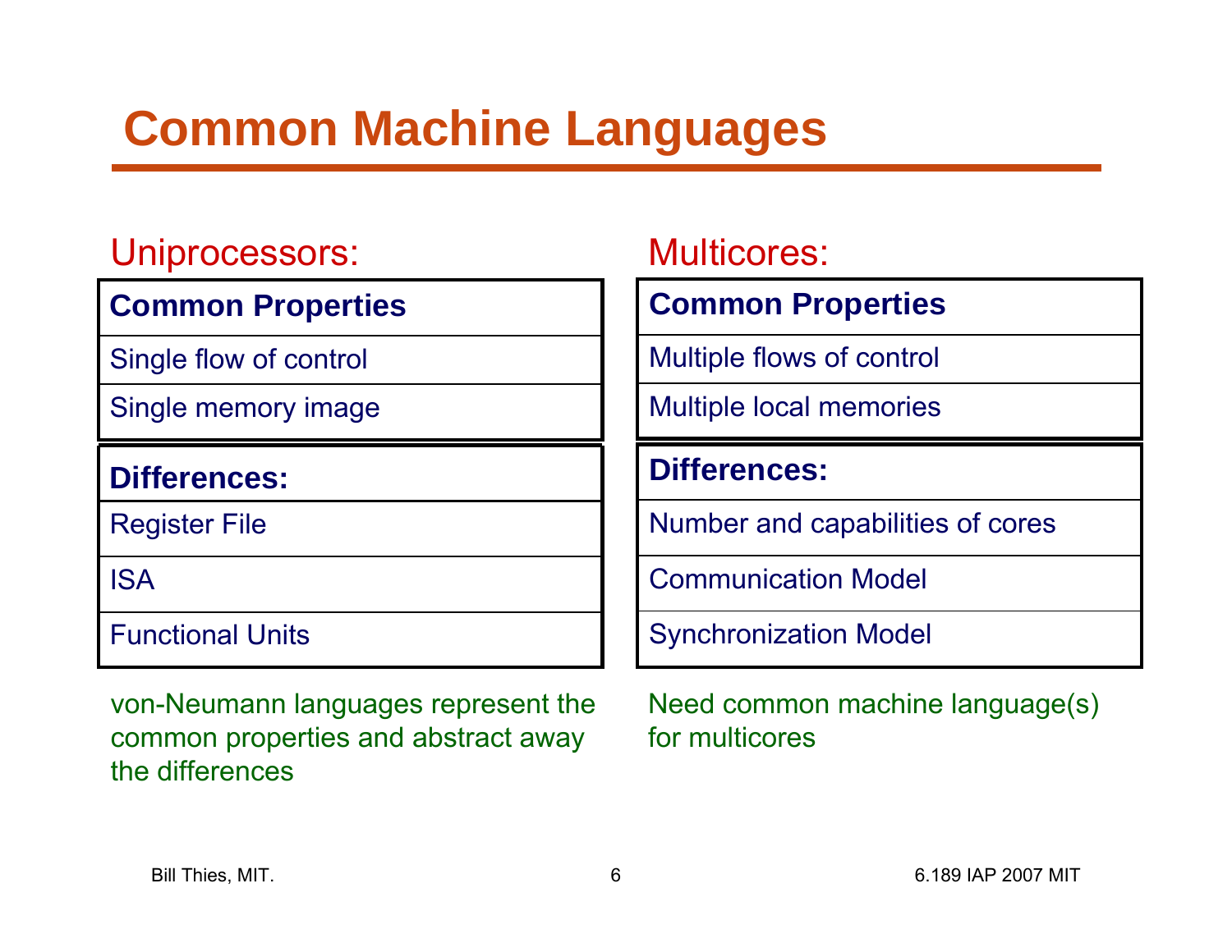# Common Machine Languages

Uniprocessors:

| Common Properties |
| --- |
| Single flow of control |
| Single memory image |

| Differences: |
| --- |
| Register File |
| ISA |
| Functional Units |

von-Neumann languages represent the common properties and abstract away the differences

Multicores:

| Common Properties |
| --- |
| Multiple flows of control |
| Multiple local memories |

| Differences: |
| --- |
| Number and capabilities of cores |
| Communication Model |
| Synchronization Model |

Need common machine language(s) for multicores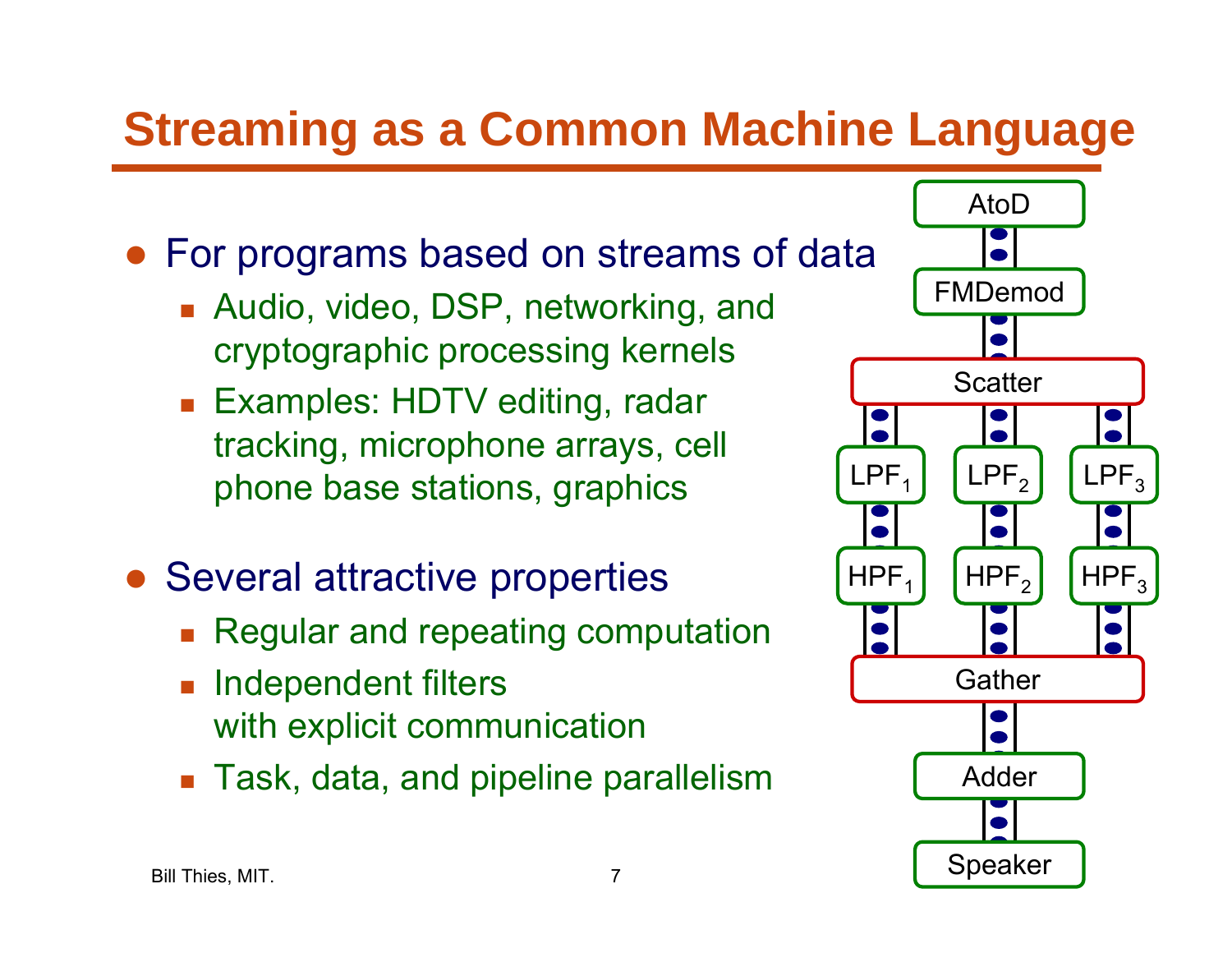# Streaming as a Common Machine Language

- For programs based on streams of data
  - Audio, video, DSP, networking, and cryptographic processing kernels
  - Examples: HDTV editing, radar tracking, microphone arrays, cell phone base stations, graphics

- Several attractive properties
  - Regular and repeating computation
  - Independent filters with explicit communication
  - Task, data, and pipeline parallelism

AtoD → FMDemod → Scatter → (LPF$_1$ → HPF$_1$, LPF$_2$ → HPF$_2$, LPF$_3$ → HPF$_3$) → Gather → Adder → Speaker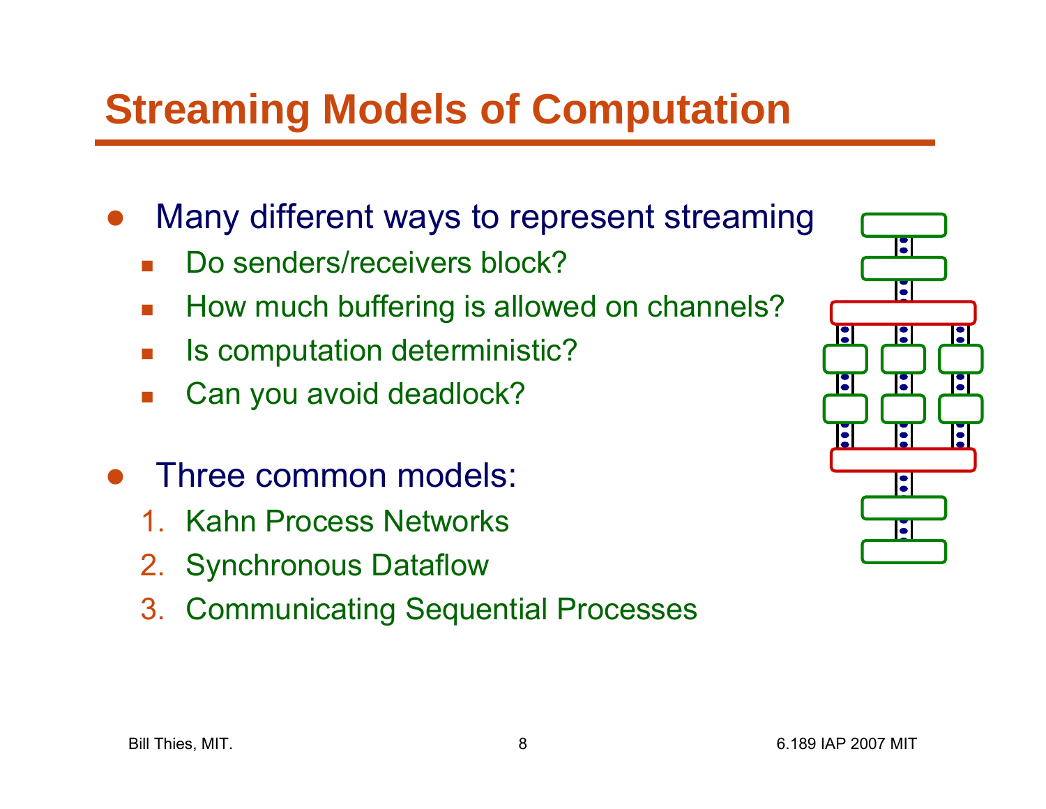# Streaming Models of Computation

- Many different ways to represent streaming
  - Do senders/receivers block?
  - How much buffering is allowed on channels?
  - Is computation deterministic?
  - Can you avoid deadlock?

- Three common models:
  1. Kahn Process Networks
  2. Synchronous Dataflow
  3. Communicating Sequential Processes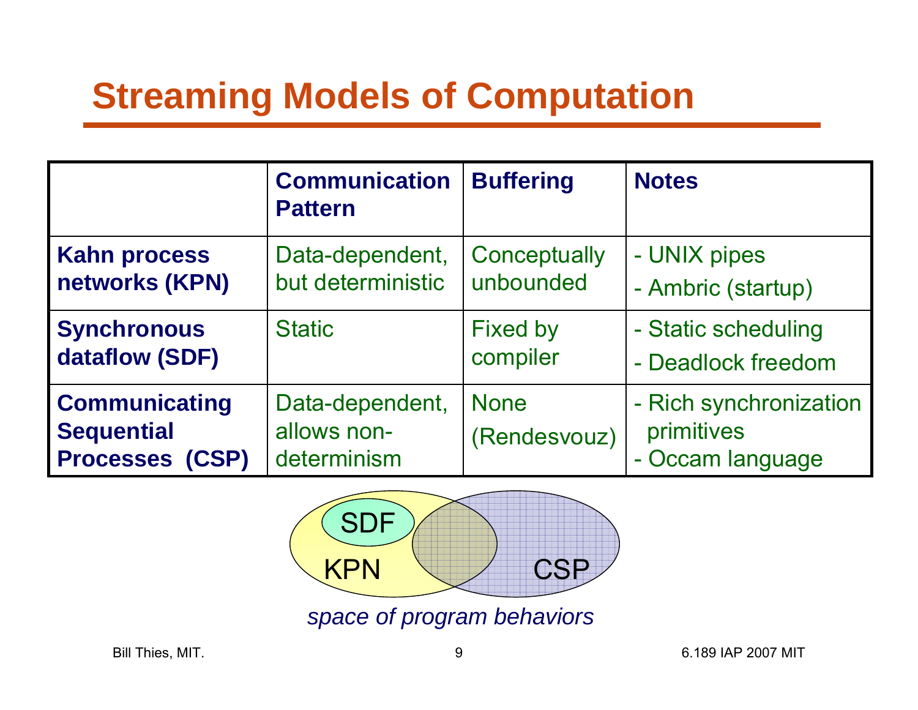# Streaming Models of Computation

| | Communication Pattern | Buffering | Notes |
|---|---|---|---|
| **Kahn process networks (KPN)** | Data-dependent, but deterministic | Conceptually unbounded | - UNIX pipes<br>- Ambric (startup) |
| **Synchronous dataflow (SDF)** | Static | Fixed by compiler | - Static scheduling<br>- Deadlock freedom |
| **Communicating Sequential Processes (CSP)** | Data-dependent, allows non-determinism | None (Rendesvouz) | - Rich synchronization primitives<br>- Occam language |

SDF

KPN

CSP

*space of program behaviors*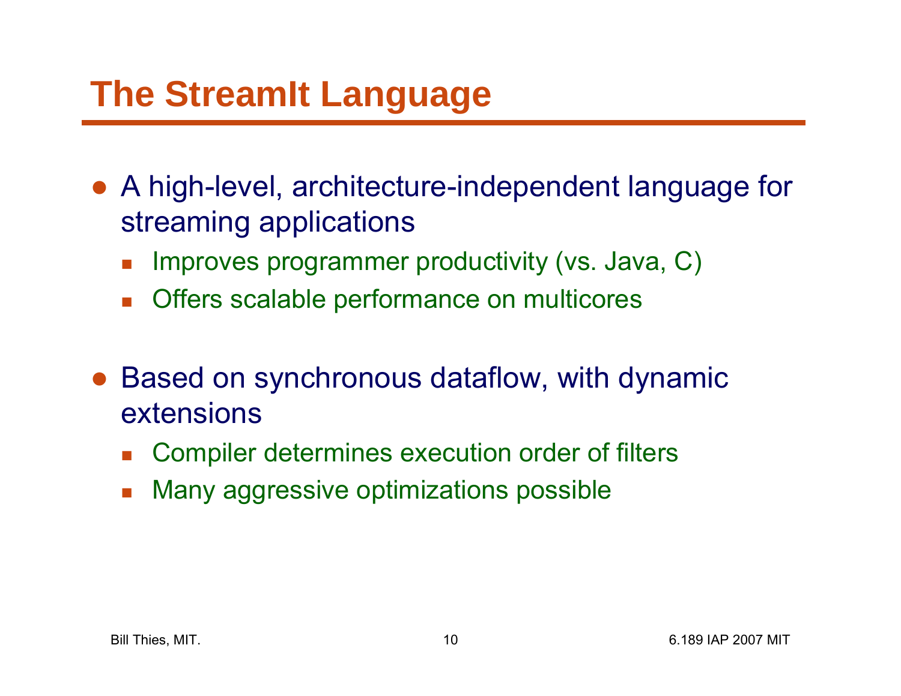# The StreamIt Language

- A high-level, architecture-independent language for streaming applications
  - Improves programmer productivity (vs. Java, C)
  - Offers scalable performance on multicores

- Based on synchronous dataflow, with dynamic extensions
  - Compiler determines execution order of filters
  - Many aggressive optimizations possible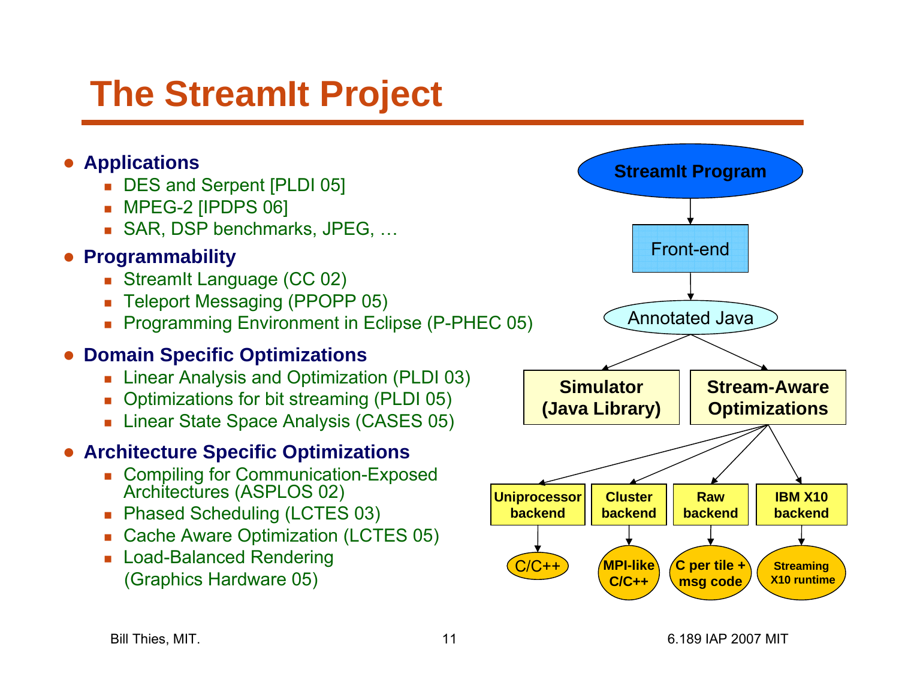# The StreamIt Project

- **Applications**
  - DES and Serpent [PLDI 05]
  - MPEG-2 [IPDPS 06]
  - SAR, DSP benchmarks, JPEG, …
- **Programmability**
  - StreamIt Language (CC 02)
  - Teleport Messaging (PPOPP 05)
  - Programming Environment in Eclipse (P-PHEC 05)
- **Domain Specific Optimizations**
  - Linear Analysis and Optimization (PLDI 03)
  - Optimizations for bit streaming (PLDI 05)
  - Linear State Space Analysis (CASES 05)
- **Architecture Specific Optimizations**
  - Compiling for Communication-Exposed Architectures (ASPLOS 02)
  - Phased Scheduling (LCTES 03)
  - Cache Aware Optimization (LCTES 05)
  - Load-Balanced Rendering (Graphics Hardware 05)

**StreamIt Program** → Front-end → Annotated Java → **Simulator (Java Library)** / **Stream-Aware Optimizations**

**Stream-Aware Optimizations** →
- **Uniprocessor backend** → C/C++
- **Cluster backend** → **MPI-like C/C++**
- **Raw backend** → **C per tile + msg code**
- **IBM X10 backend** → **Streaming X10 runtime**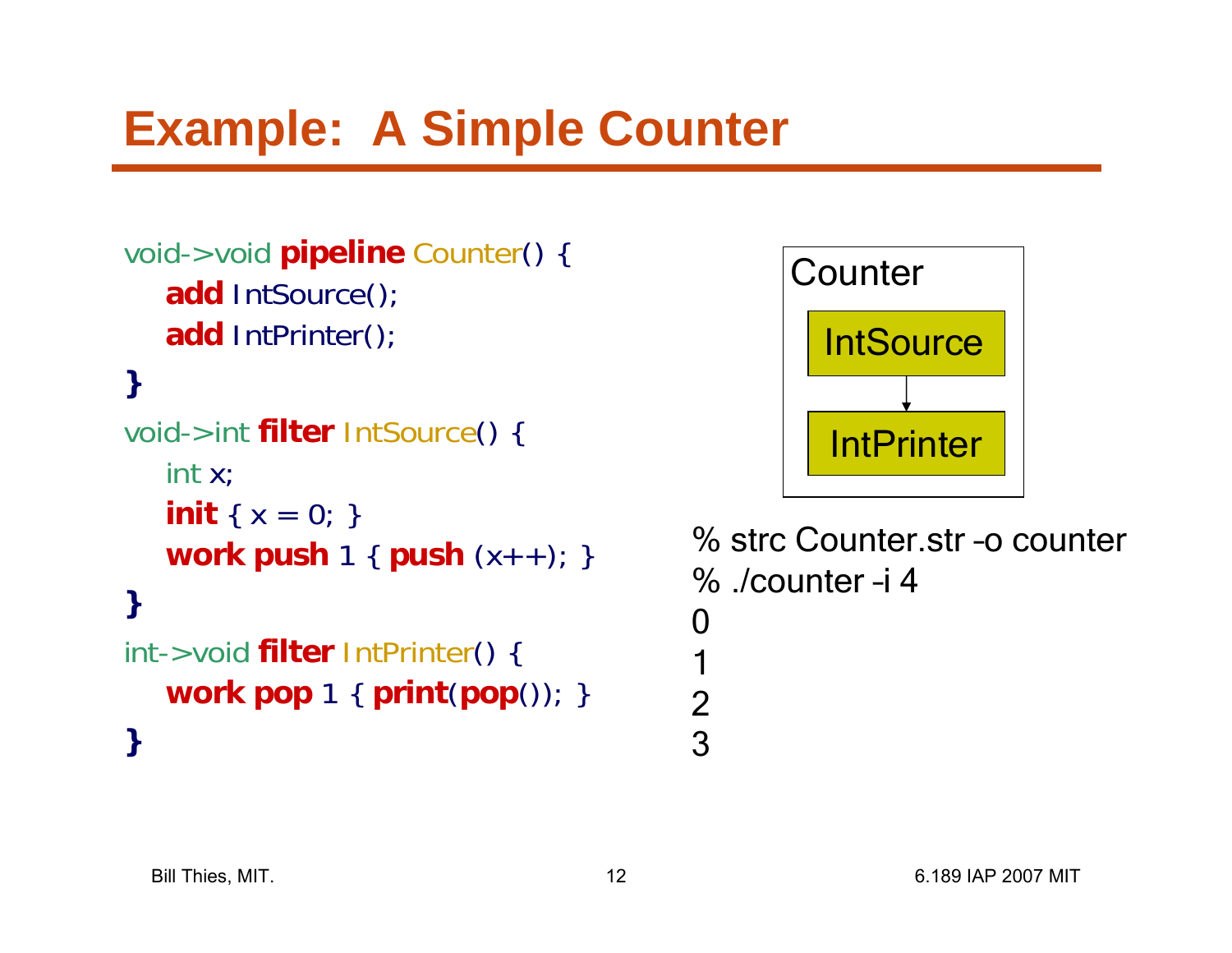# Example: A Simple Counter

```
void->void pipeline Counter() {
   add IntSource();
   add IntPrinter();
}
void->int filter IntSource() {
   int x;
   init { x = 0; }
   work push 1 { push (x++); }
}
int->void filter IntPrinter() {
   work pop 1 { print(pop()); }
}
```

Counter: IntSource → IntPrinter

```
% strc Counter.str -o counter
% ./counter -i 4
0
1
2
3
```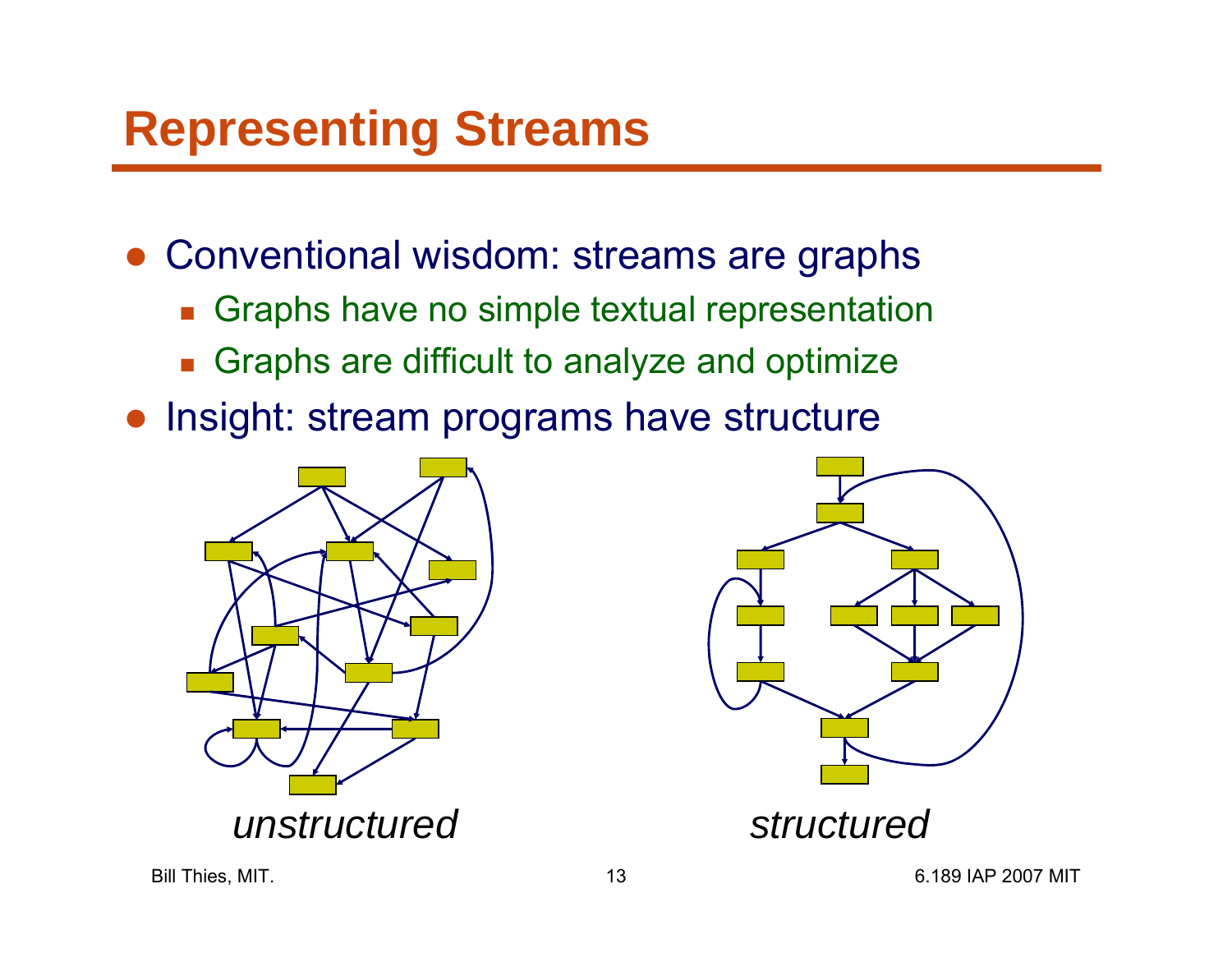# Representing Streams

- Conventional wisdom: streams are graphs
  - Graphs have no simple textual representation
  - Graphs are difficult to analyze and optimize
- Insight: stream programs have structure

*unstructured*

*structured*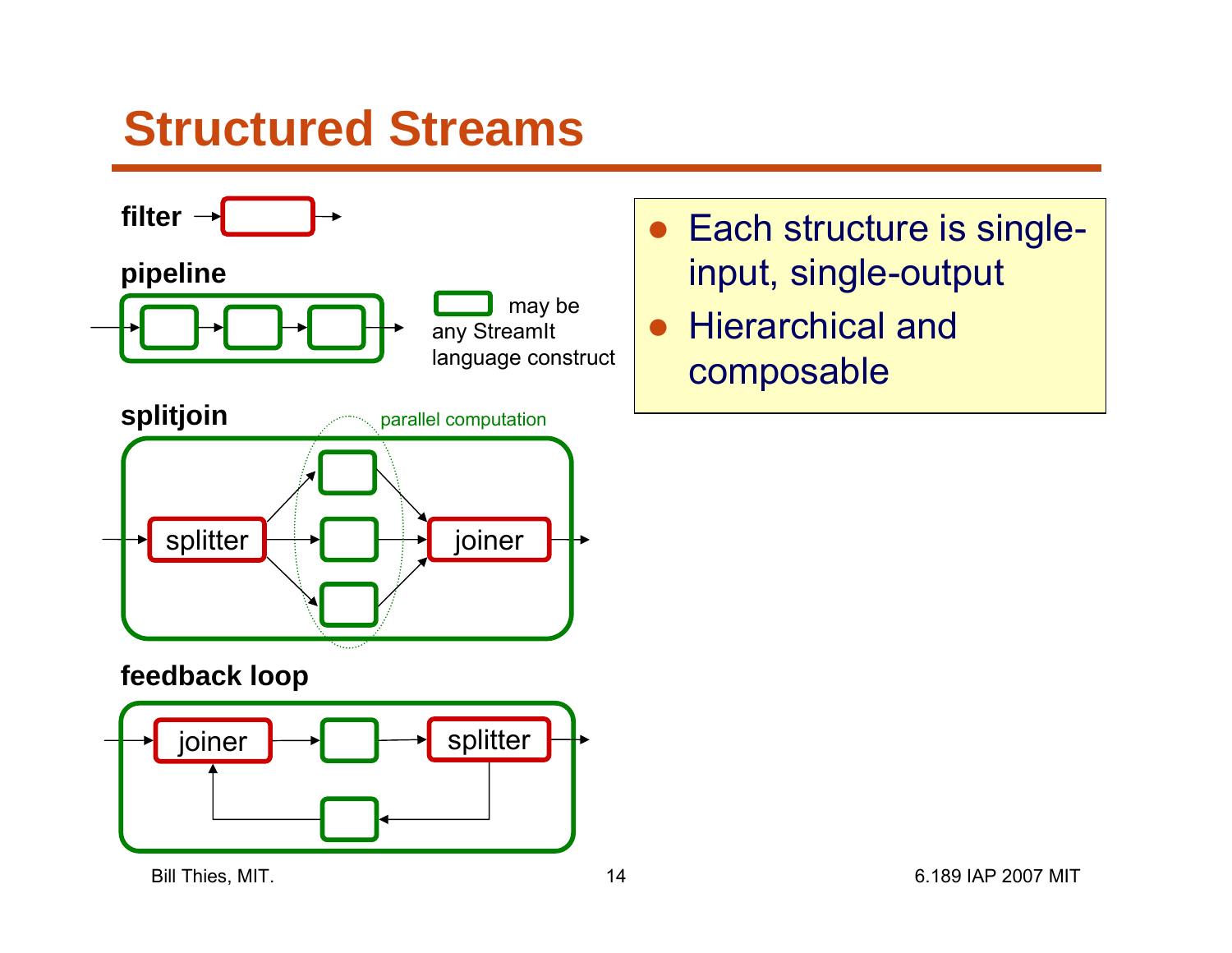# Structured Streams

**filter**

**pipeline**

may be any StreamIt language construct

**splitjoin**

parallel computation

splitter

joiner

**feedback loop**

joiner

splitter

- Each structure is single-input, single-output
- Hierarchical and composable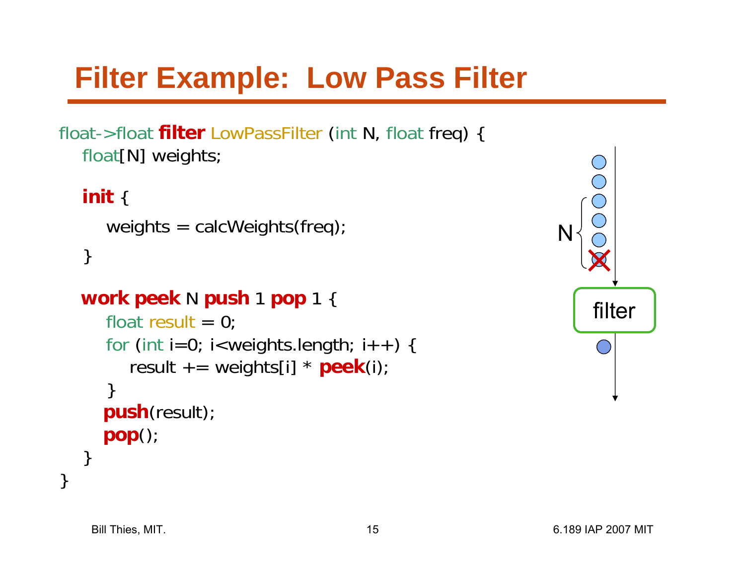# Filter Example: Low Pass Filter

```
float->float filter LowPassFilter (int N, float freq) {
   float[N] weights;

   init {
      weights = calcWeights(freq);
   }

   work peek N push 1 pop 1 {
      float result = 0;
      for (int i=0; i<weights.length; i++) {
         result += weights[i] * peek(i);
      }
      push(result);
      pop();
   }
}
```

N

filter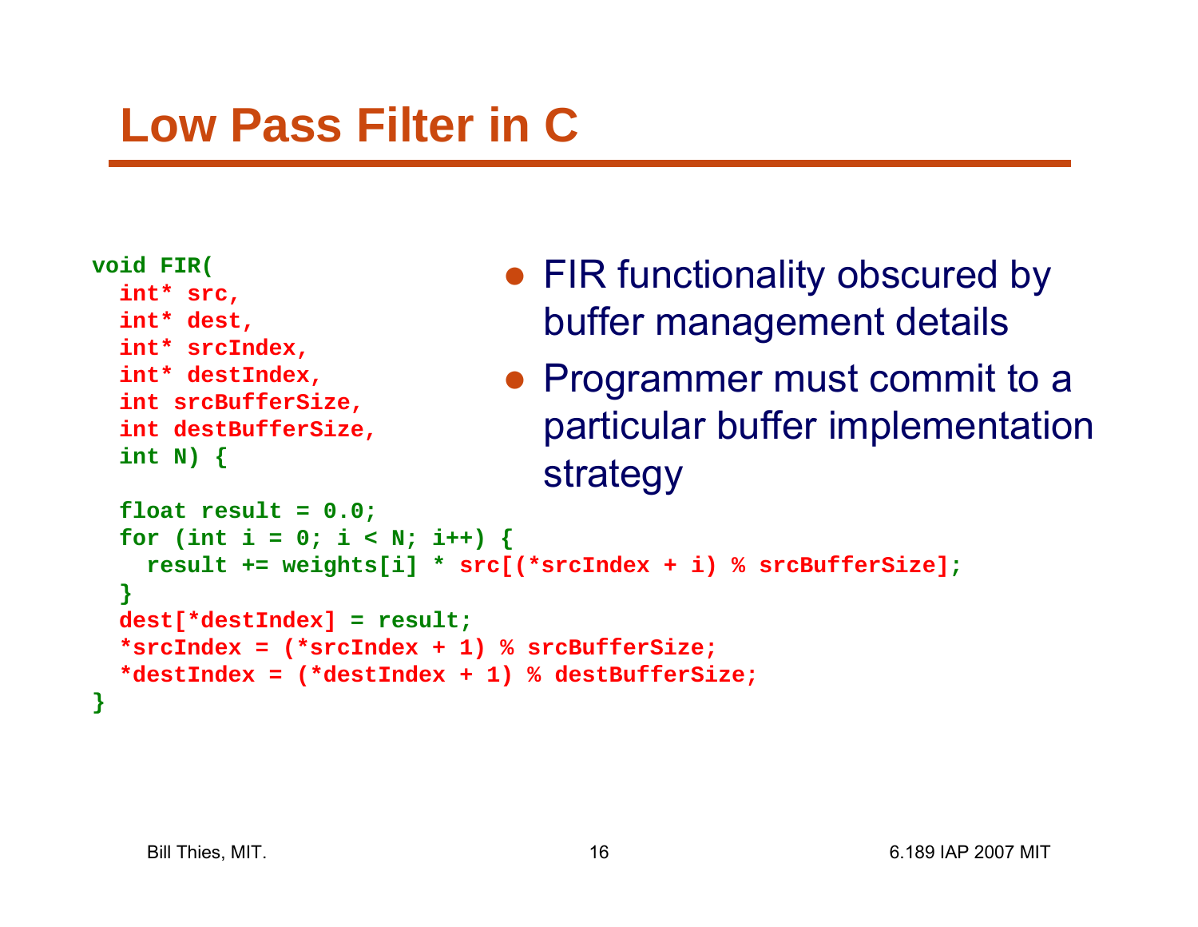# Low Pass Filter in C

```
void FIR(
  int* src,
  int* dest,
  int* srcIndex,
  int* destIndex,
  int srcBufferSize,
  int destBufferSize,
  int N) {

  float result = 0.0;
  for (int i = 0; i < N; i++) {
    result += weights[i] * src[(*srcIndex + i) % srcBufferSize];
  }
  dest[*destIndex] = result;
  *srcIndex = (*srcIndex + 1) % srcBufferSize;
  *destIndex = (*destIndex + 1) % destBufferSize;
}
```

- FIR functionality obscured by buffer management details
- Programmer must commit to a particular buffer implementation strategy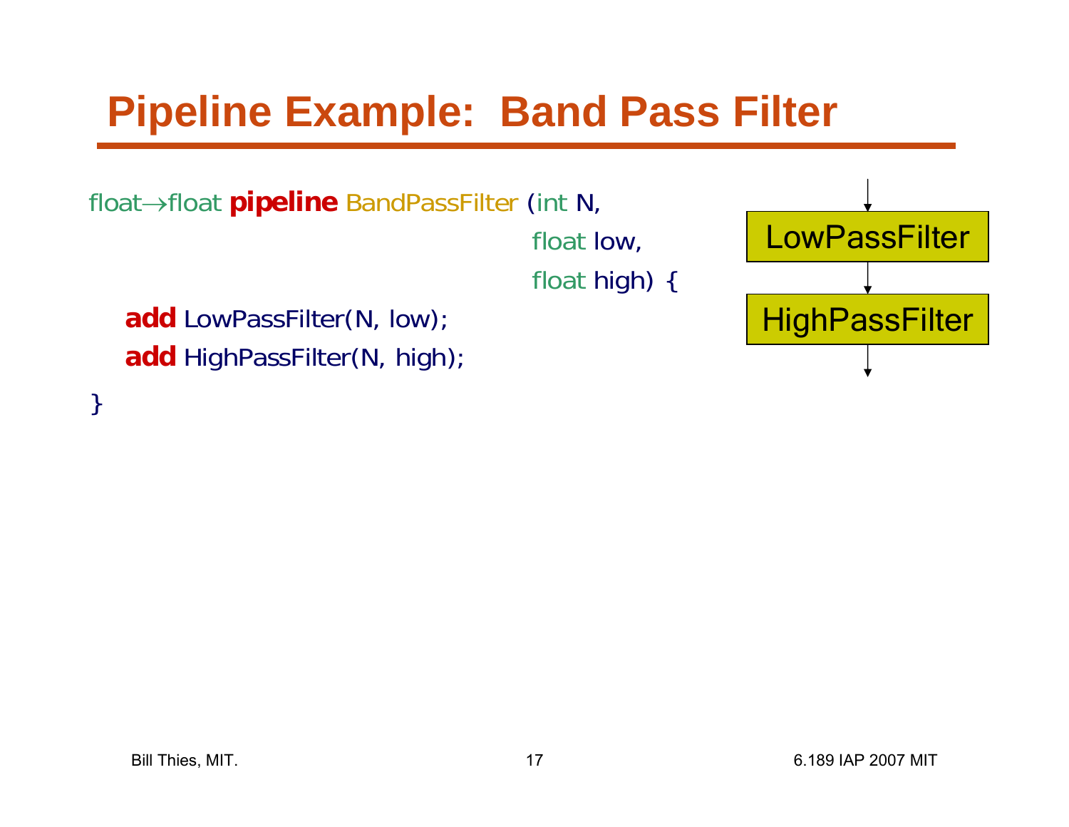# Pipeline Example: Band Pass Filter

```
float→float pipeline BandPassFilter (int N,
                                     float low,
                                     float high) {
   add LowPassFilter(N, low);
   add HighPassFilter(N, high);
}
```

LowPassFilter

HighPassFilter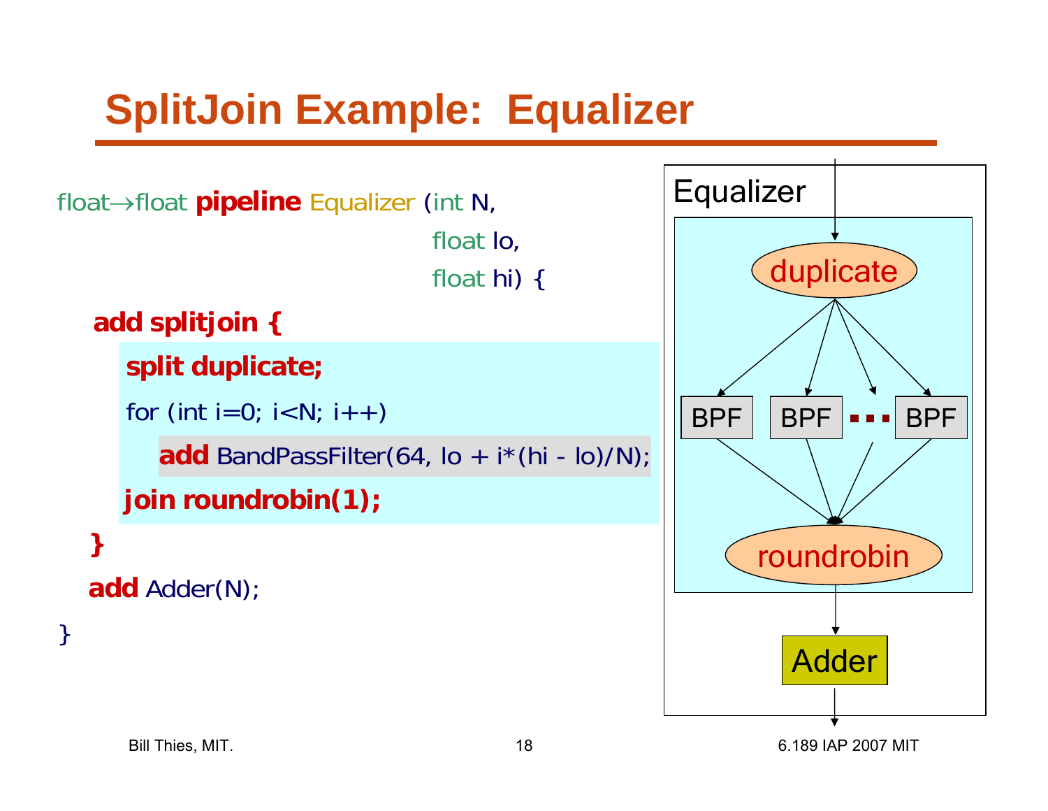# SplitJoin Example:  Equalizer

```
float→float pipeline Equalizer (int N,
                                float lo,
                                float hi) {
   add splitjoin {
      split duplicate;
      for (int i=0; i<N; i++)
         add BandPassFilter(64, lo + i*(hi - lo)/N);
      join roundrobin(1);
   }
   add Adder(N);
}
```

Equalizer

duplicate

BPF    BPF  ...  BPF

roundrobin

Adder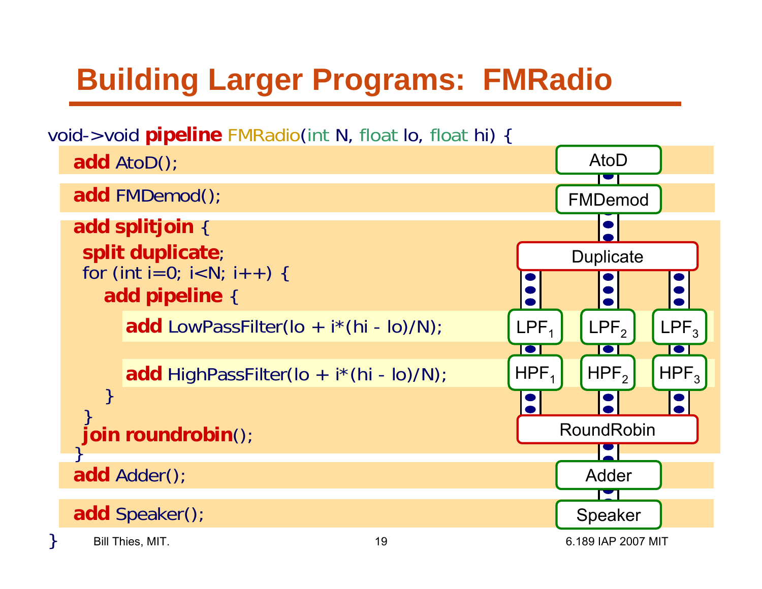# Building Larger Programs: FMRadio

```
void->void pipeline FMRadio(int N, float lo, float hi) {
  add AtoD();

  add FMDemod();

  add splitjoin {
   split duplicate;
   for (int i=0; i<N; i++) {
      add pipeline {

          add LowPassFilter(lo + i*(hi - lo)/N);

          add HighPassFilter(lo + i*(hi - lo)/N);
      }
   }
   join roundrobin();
  }
  add Adder();

  add Speaker();
}
```

AtoD → FMDemod → Duplicate → ($LPF_1$ → $HPF_1$, $LPF_2$ → $HPF_2$, $LPF_3$ → $HPF_3$) → RoundRobin → Adder → Speaker

Bill Thies, MIT. 6.189 IAP 2007 MIT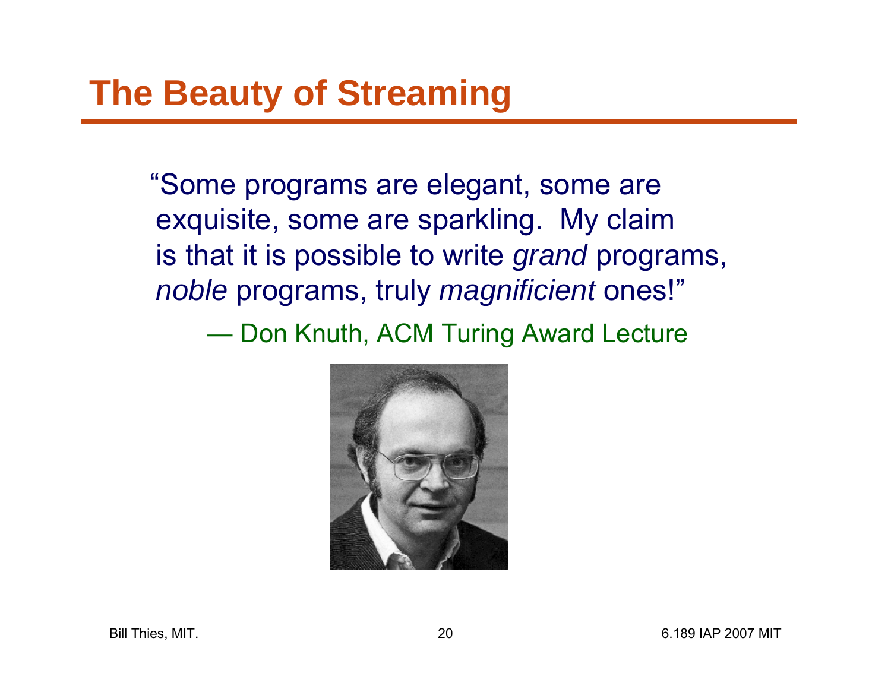# The Beauty of Streaming

"Some programs are elegant, some are exquisite, some are sparkling. My claim is that it is possible to write *grand* programs, *noble* programs, truly *magnificient* ones!"

— Don Knuth, ACM Turing Award Lecture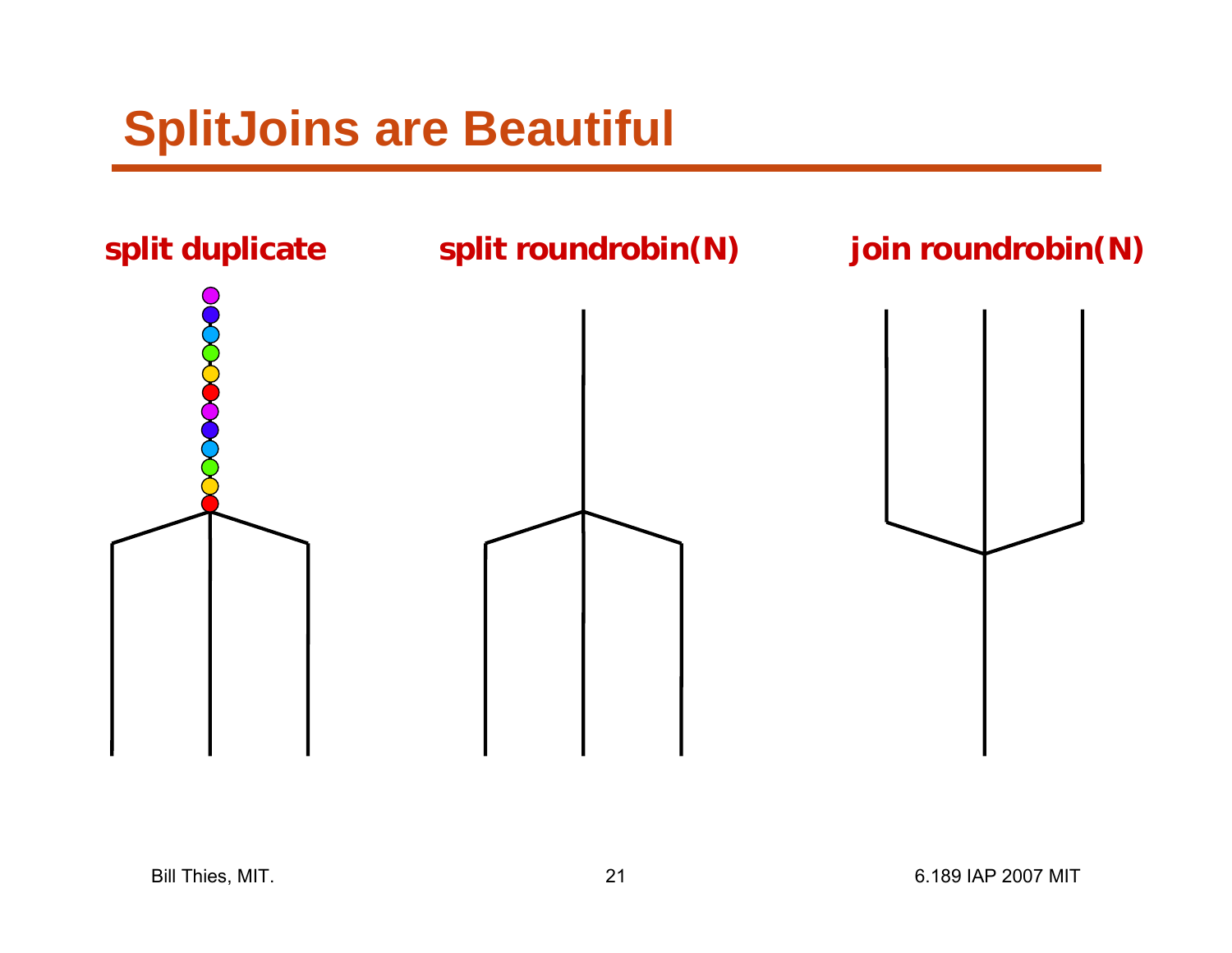# SplitJoins are Beautiful

**split duplicate**

**split roundrobin(N)**

**join roundrobin(N)**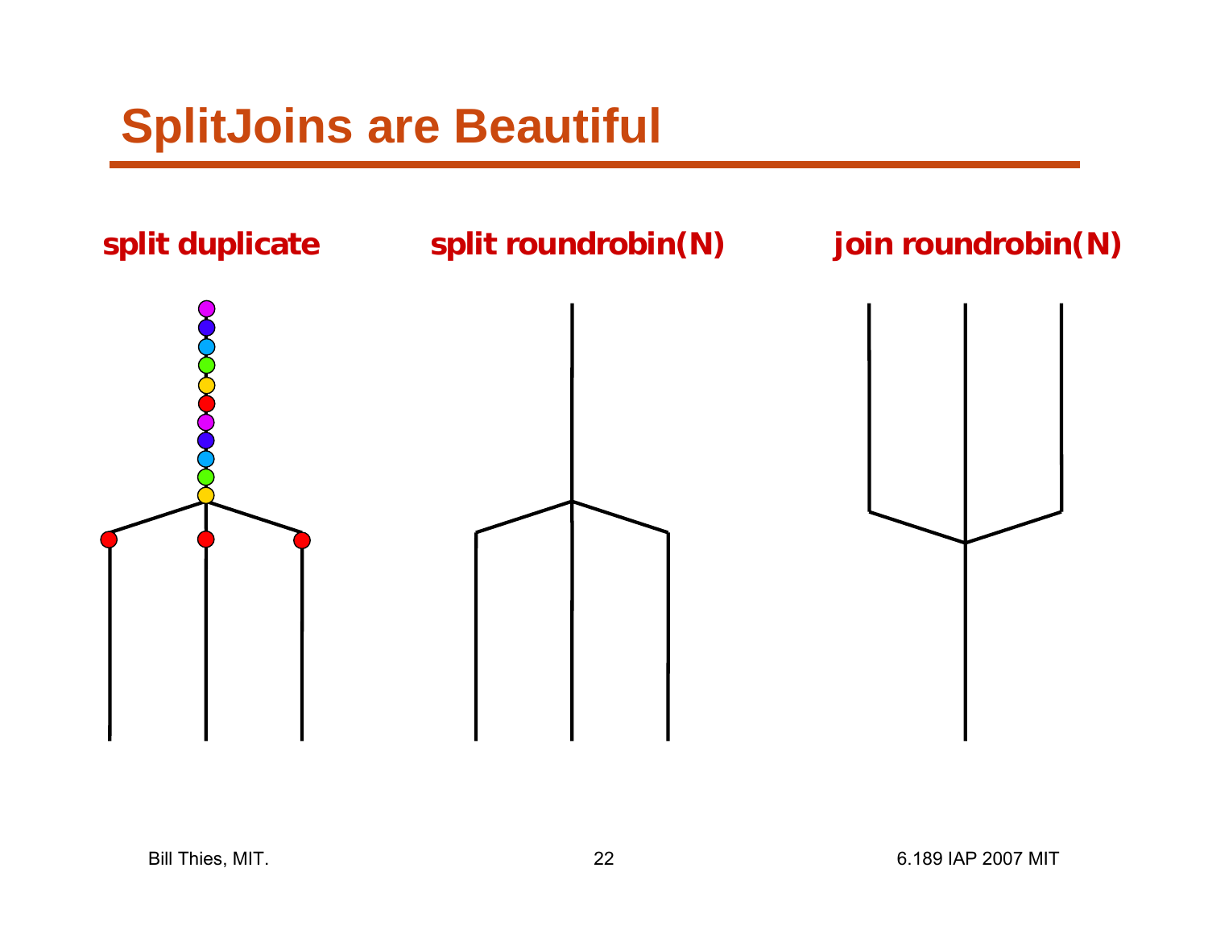# SplitJoins are Beautiful

**split duplicate**

**split roundrobin(N)**

**join roundrobin(N)**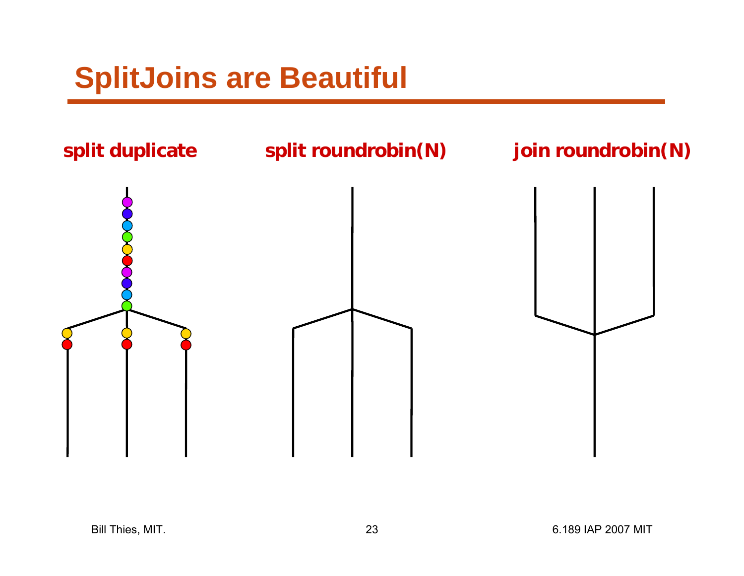# SplitJoins are Beautiful

**split duplicate**

**split roundrobin(N)**

**join roundrobin(N)**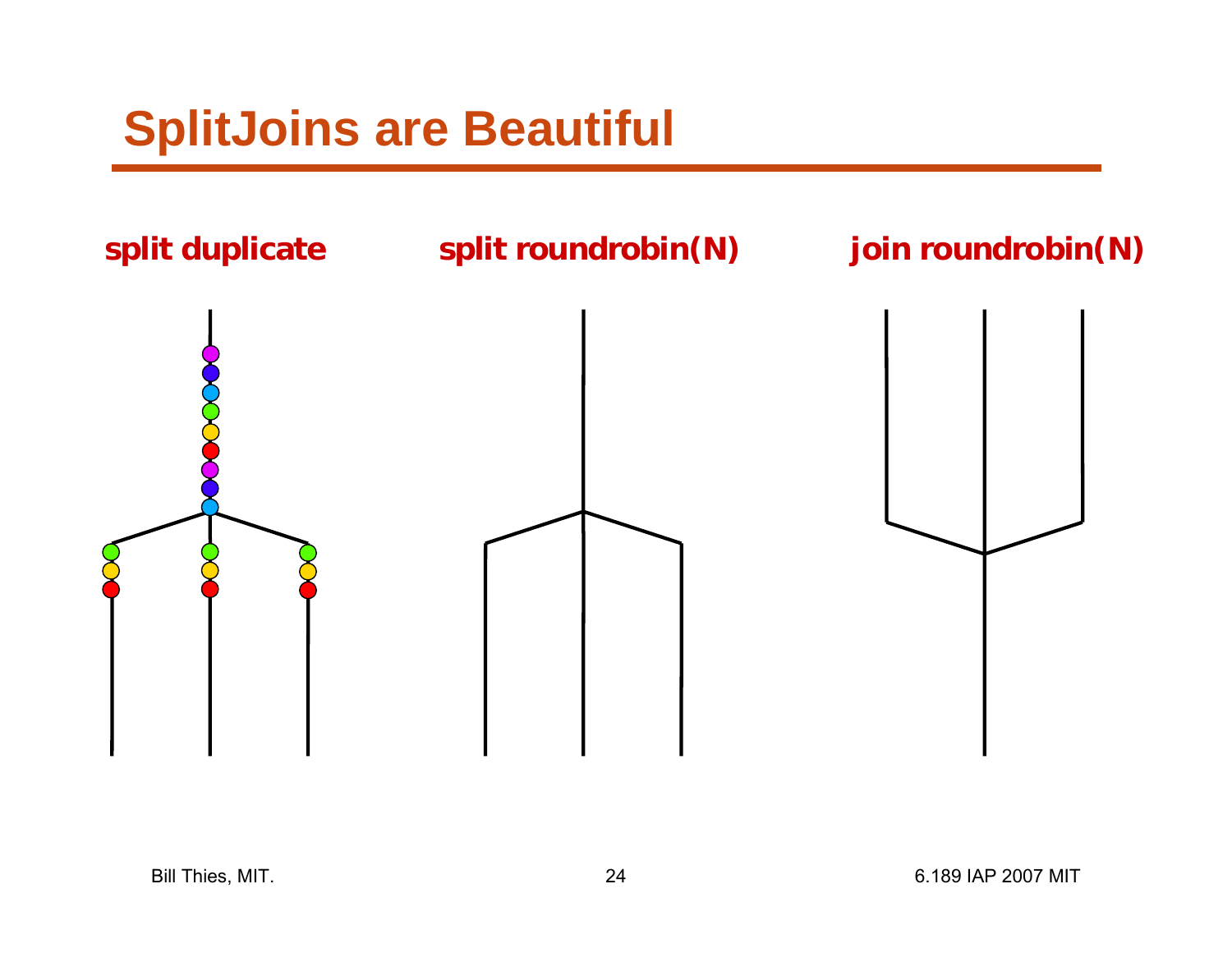# SplitJoins are Beautiful

**split duplicate**

**split roundrobin(N)**

**join roundrobin(N)**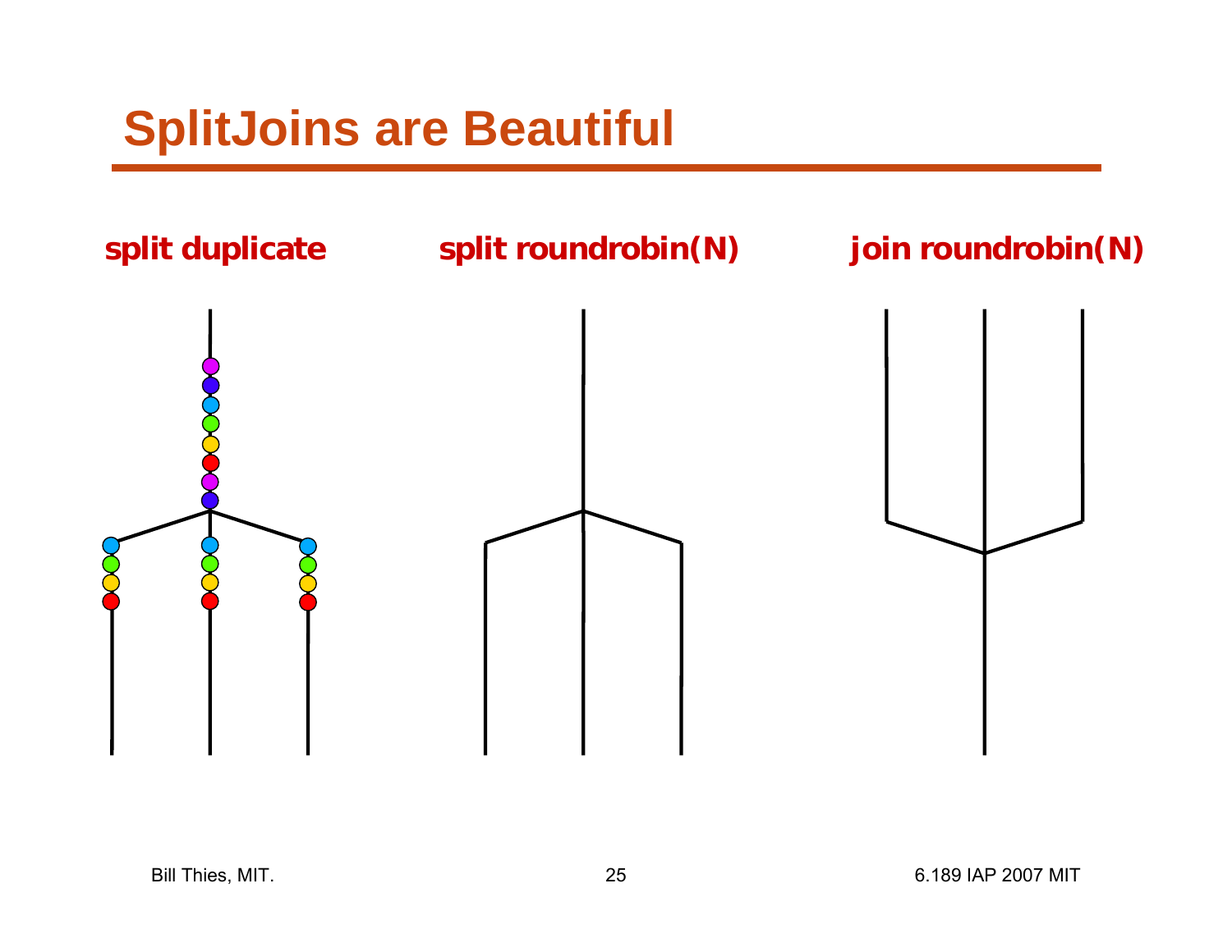# SplitJoins are Beautiful

**split duplicate**

**split roundrobin(N)**

**join roundrobin(N)**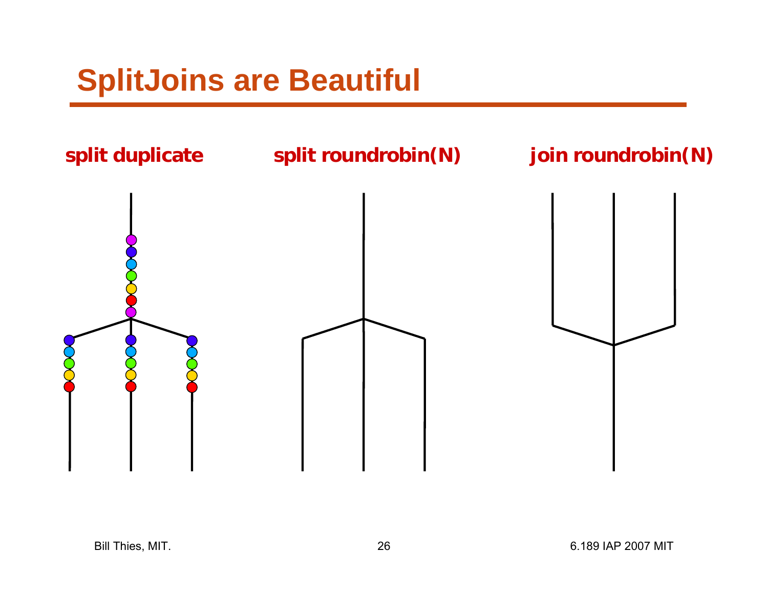# SplitJoins are Beautiful

**split duplicate**

**split roundrobin(N)**

**join roundrobin(N)**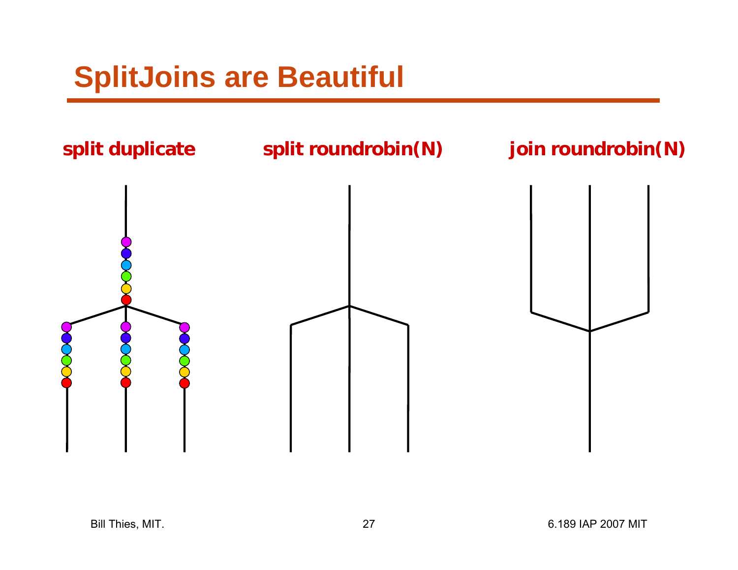# SplitJoins are Beautiful

**split duplicate**

**split roundrobin(N)**

**join roundrobin(N)**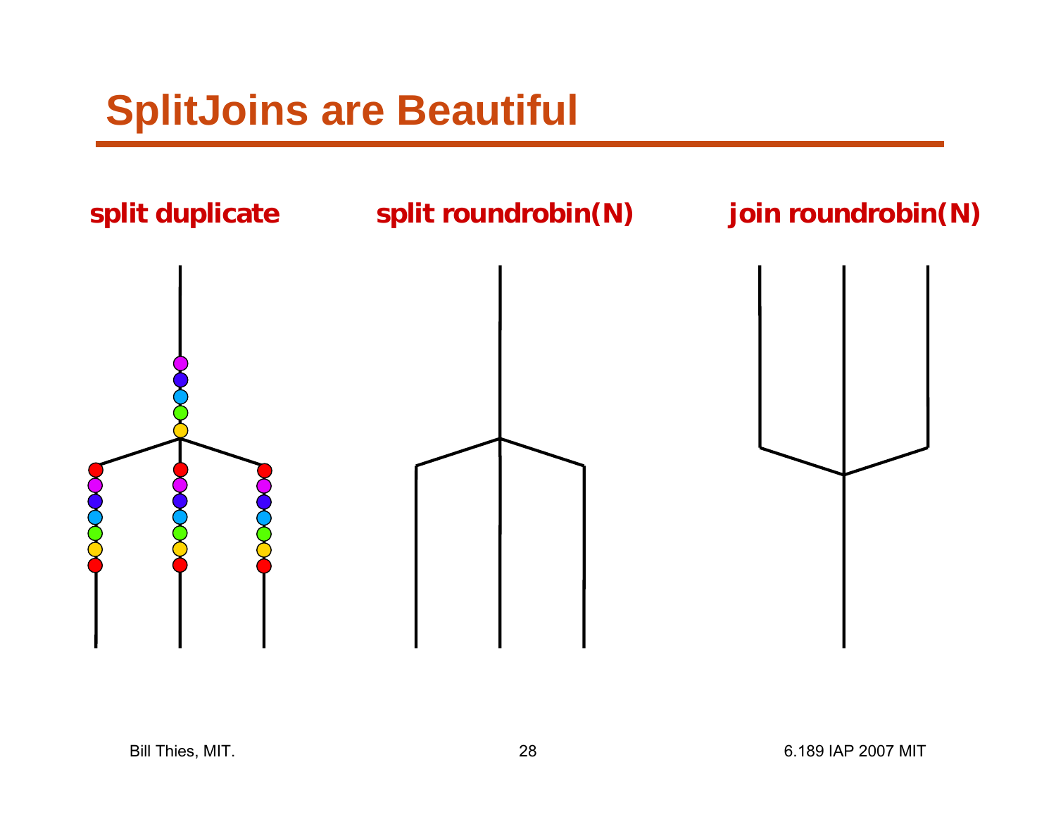# SplitJoins are Beautiful

**split duplicate**

**split roundrobin(N)**

**join roundrobin(N)**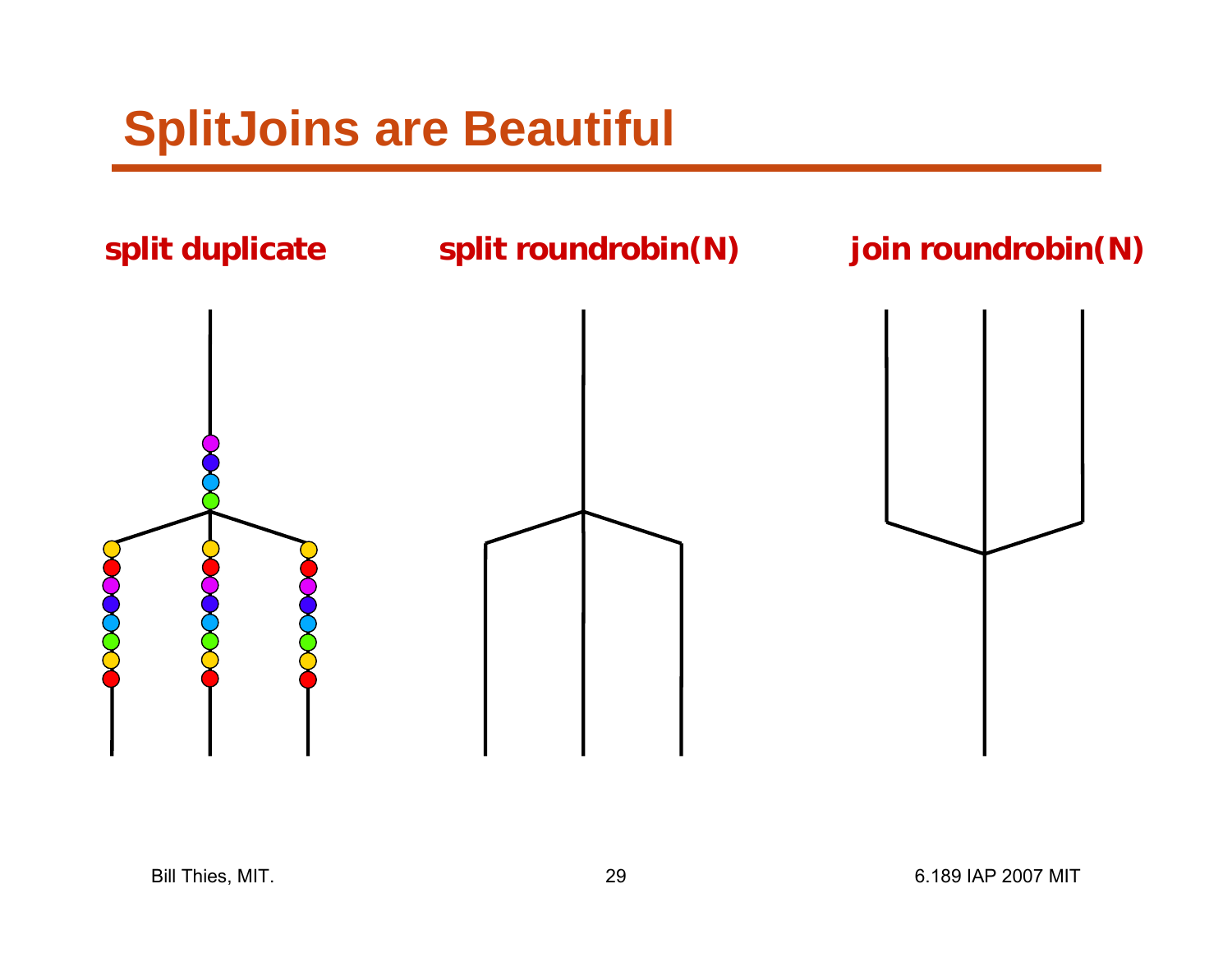# SplitJoins are Beautiful

**split duplicate**

**split roundrobin(N)**

**join roundrobin(N)**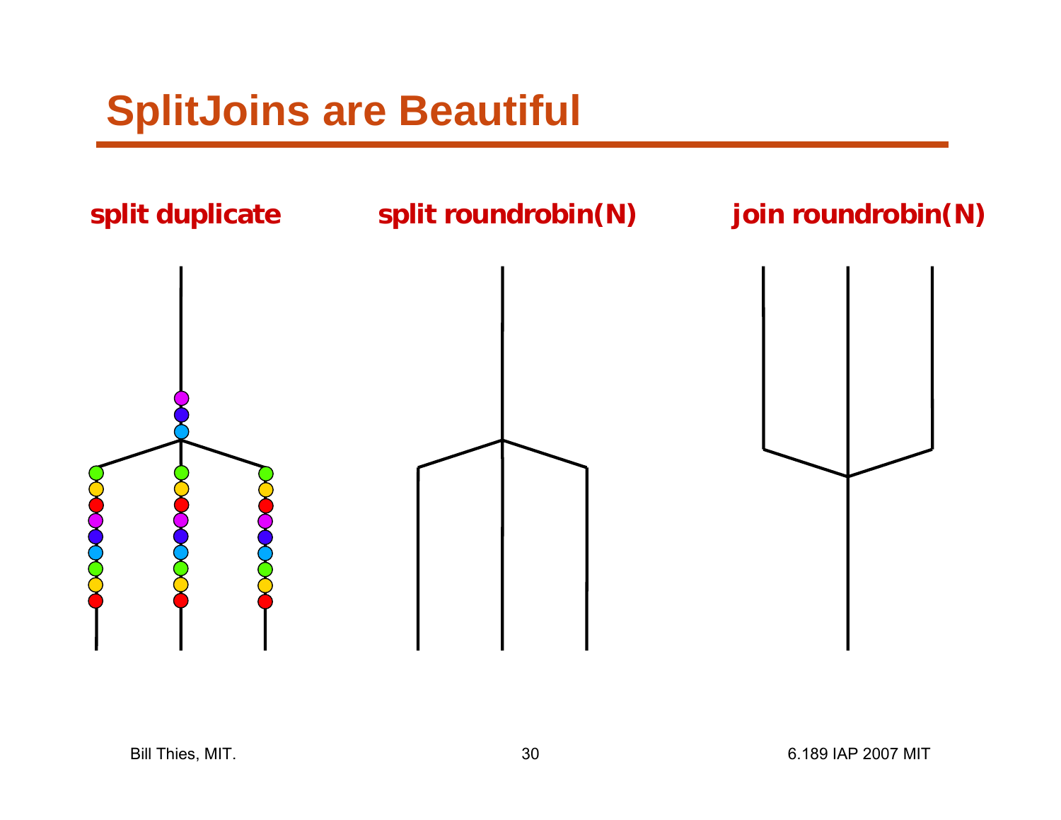# SplitJoins are Beautiful

**split duplicate**

**split roundrobin(N)**

**join roundrobin(N)**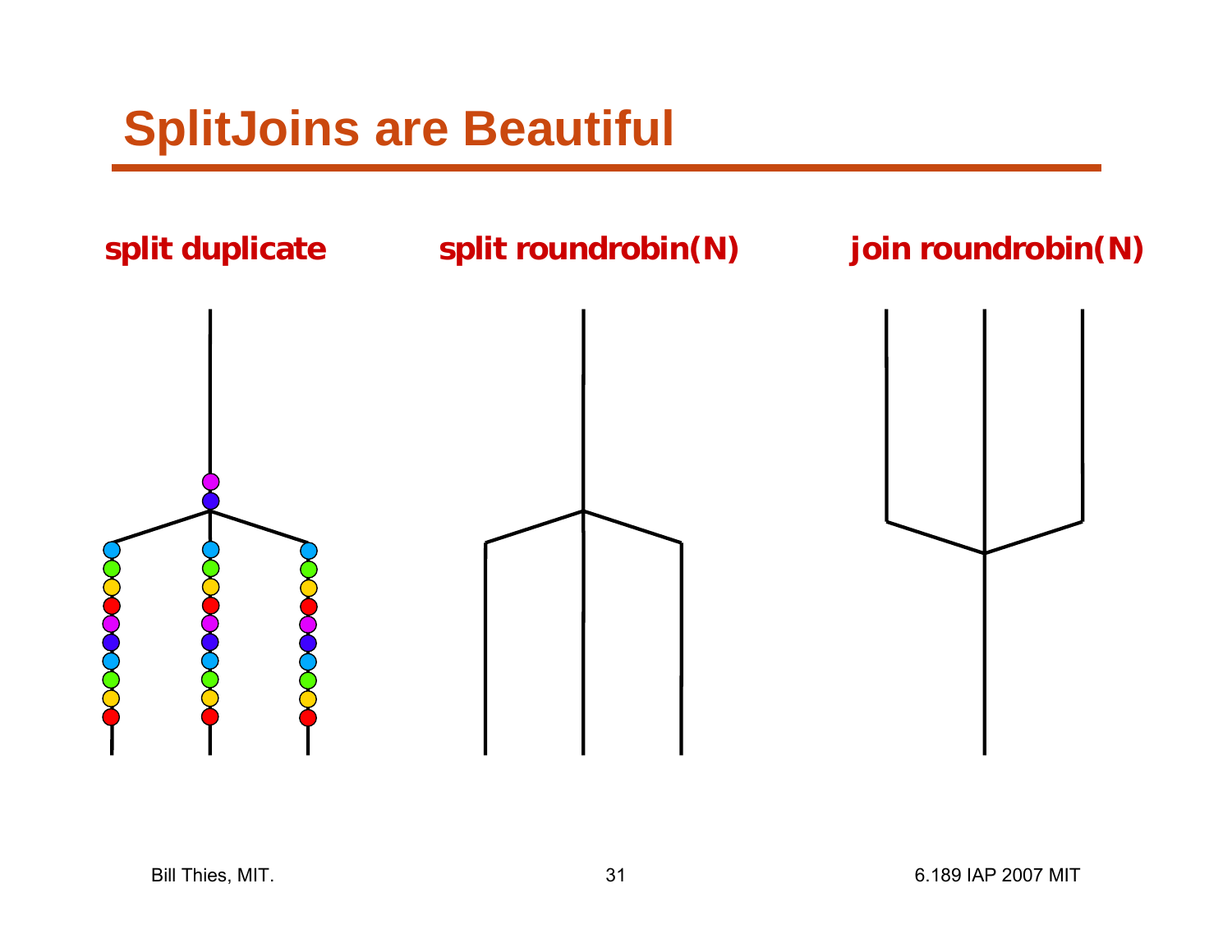# SplitJoins are Beautiful

**split duplicate**

**split roundrobin(N)**

**join roundrobin(N)**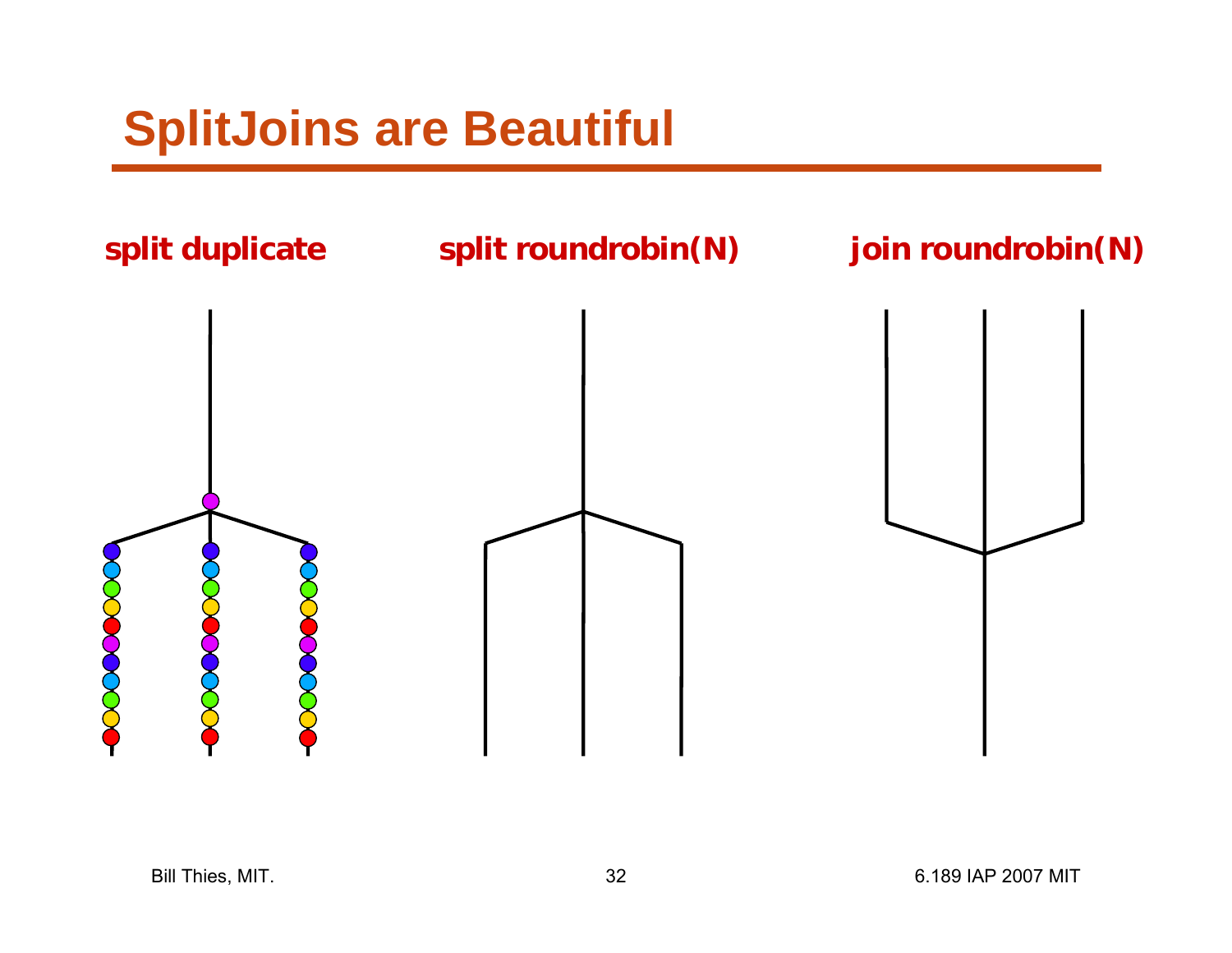# SplitJoins are Beautiful

**split duplicate**

**split roundrobin(N)**

**join roundrobin(N)**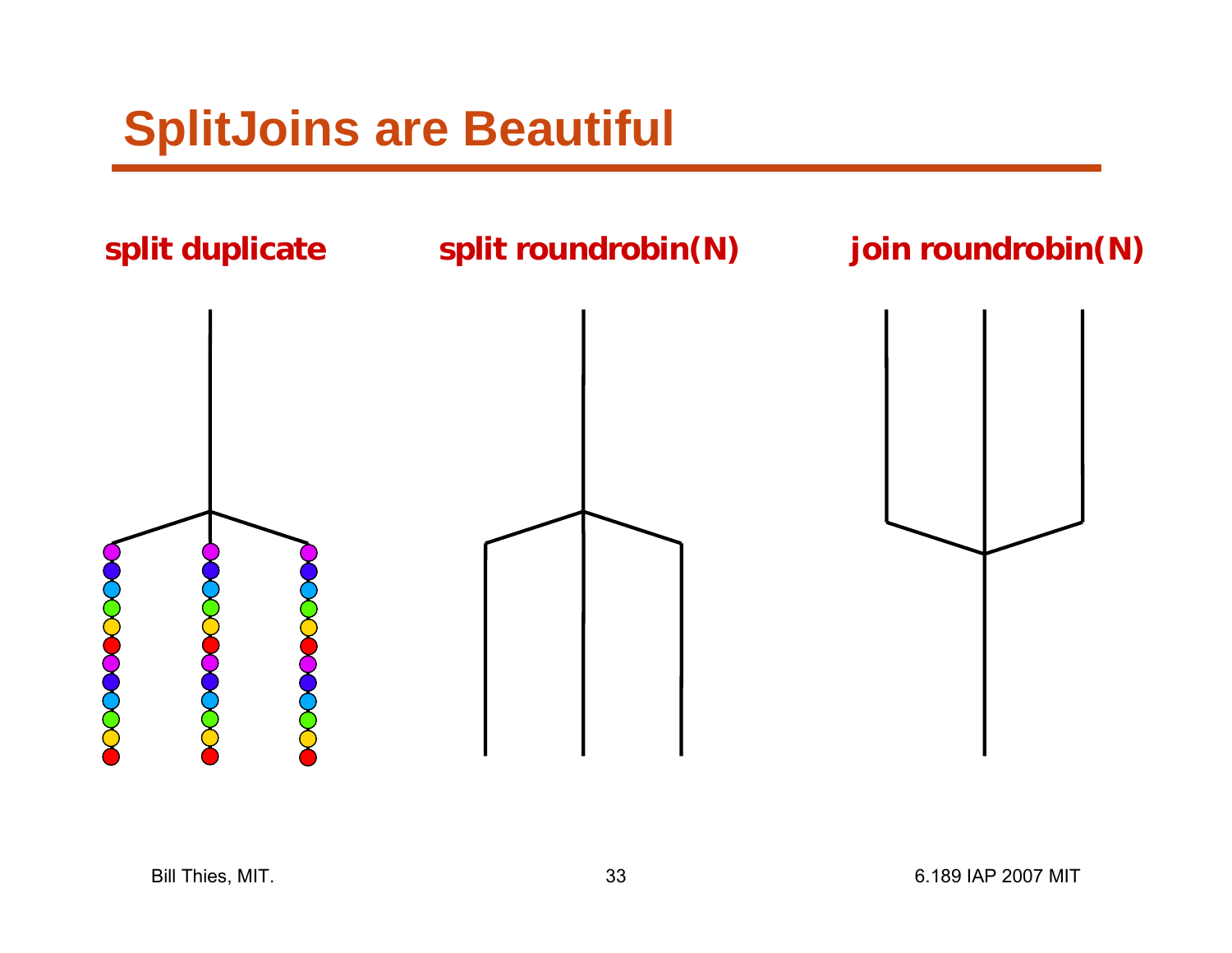# SplitJoins are Beautiful

**split duplicate** **split roundrobin(N)** **join roundrobin(N)**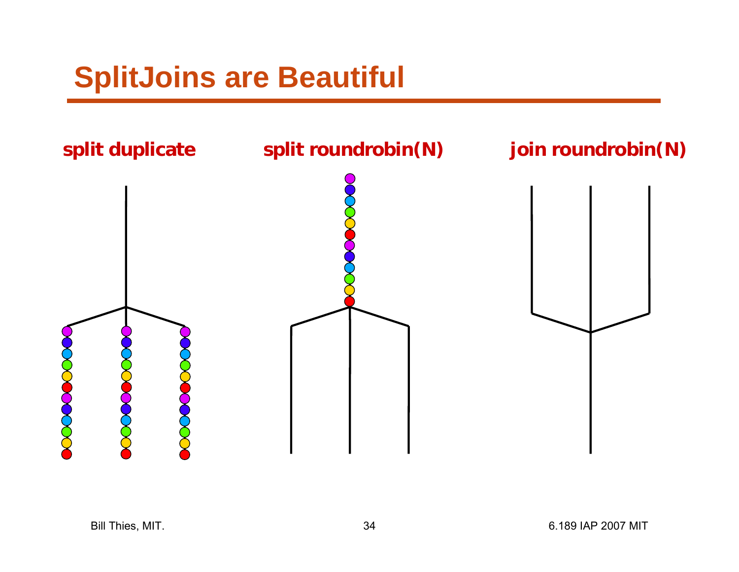# SplitJoins are Beautiful

**split duplicate**

**split roundrobin(N)**

**join roundrobin(N)**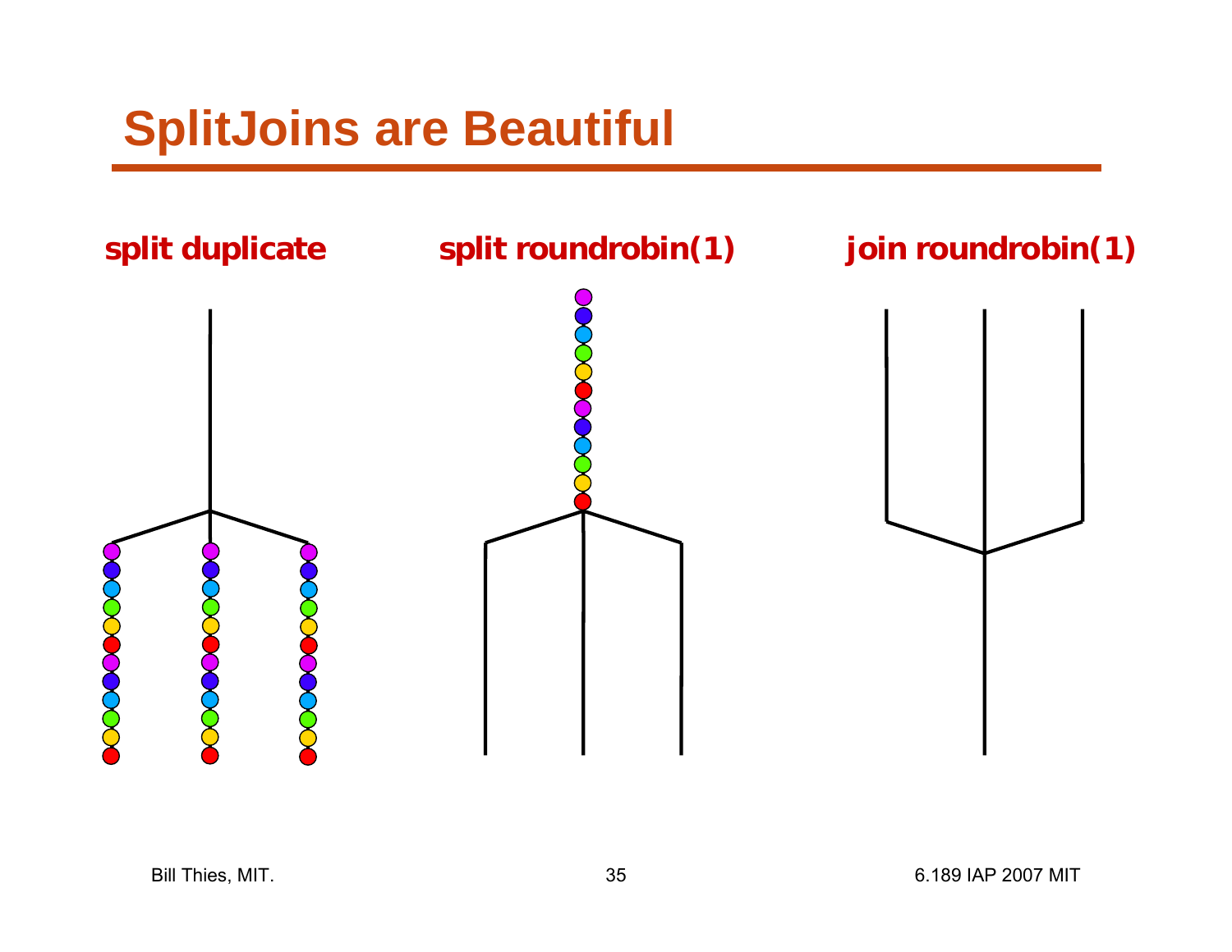# SplitJoins are Beautiful

**split duplicate**

**split roundrobin(1)**

**join roundrobin(1)**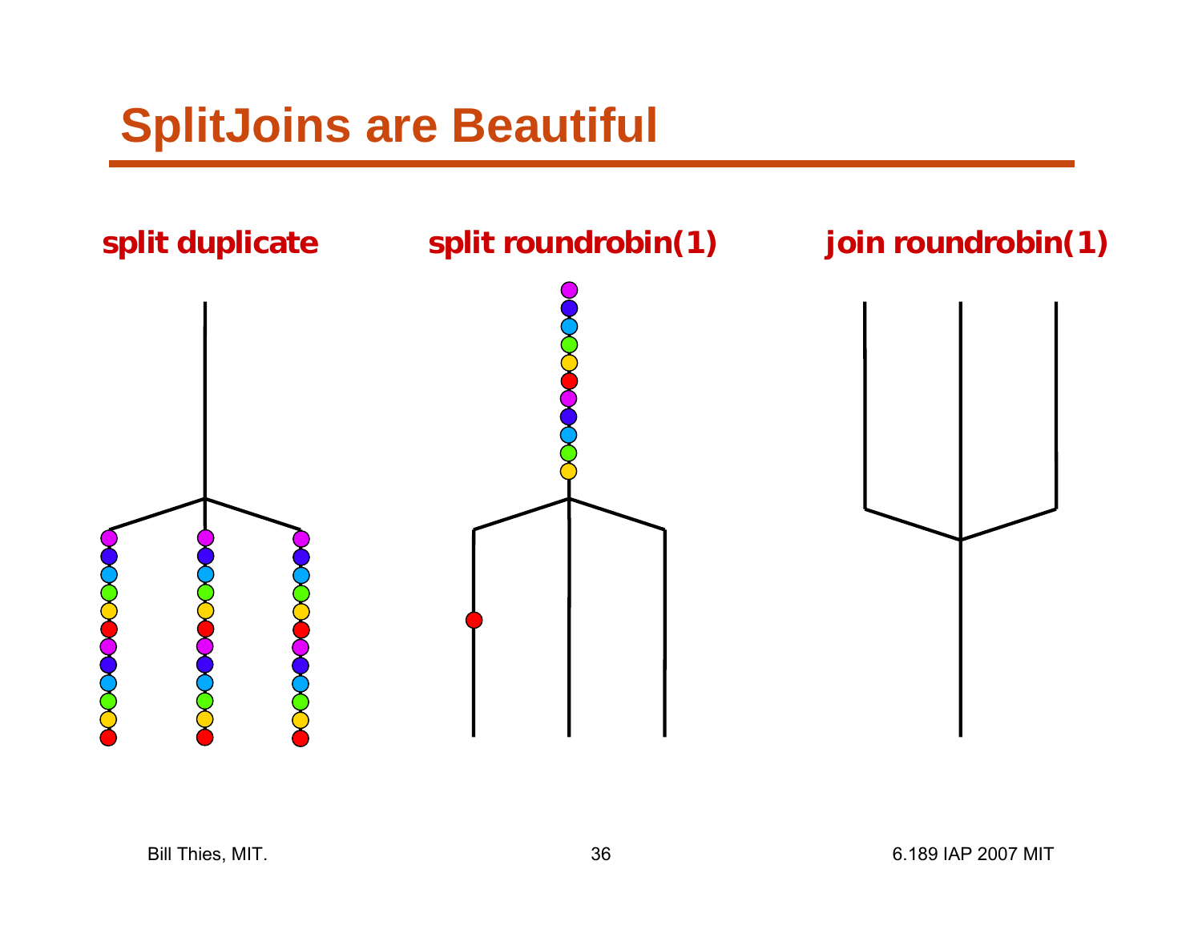# SplitJoins are Beautiful

**split duplicate**

**split roundrobin(1)**

**join roundrobin(1)**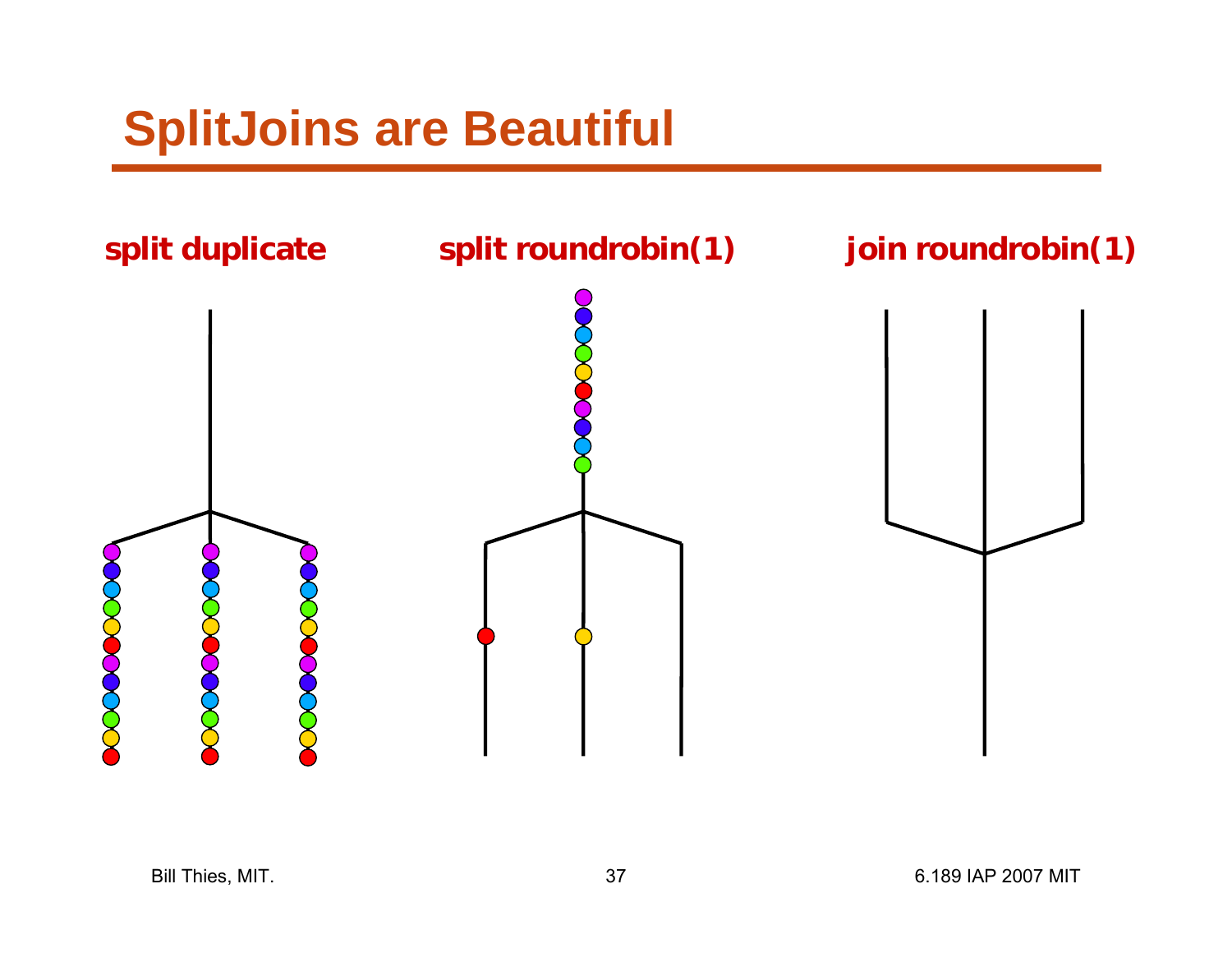# SplitJoins are Beautiful

**split duplicate**

**split roundrobin(1)**

**join roundrobin(1)**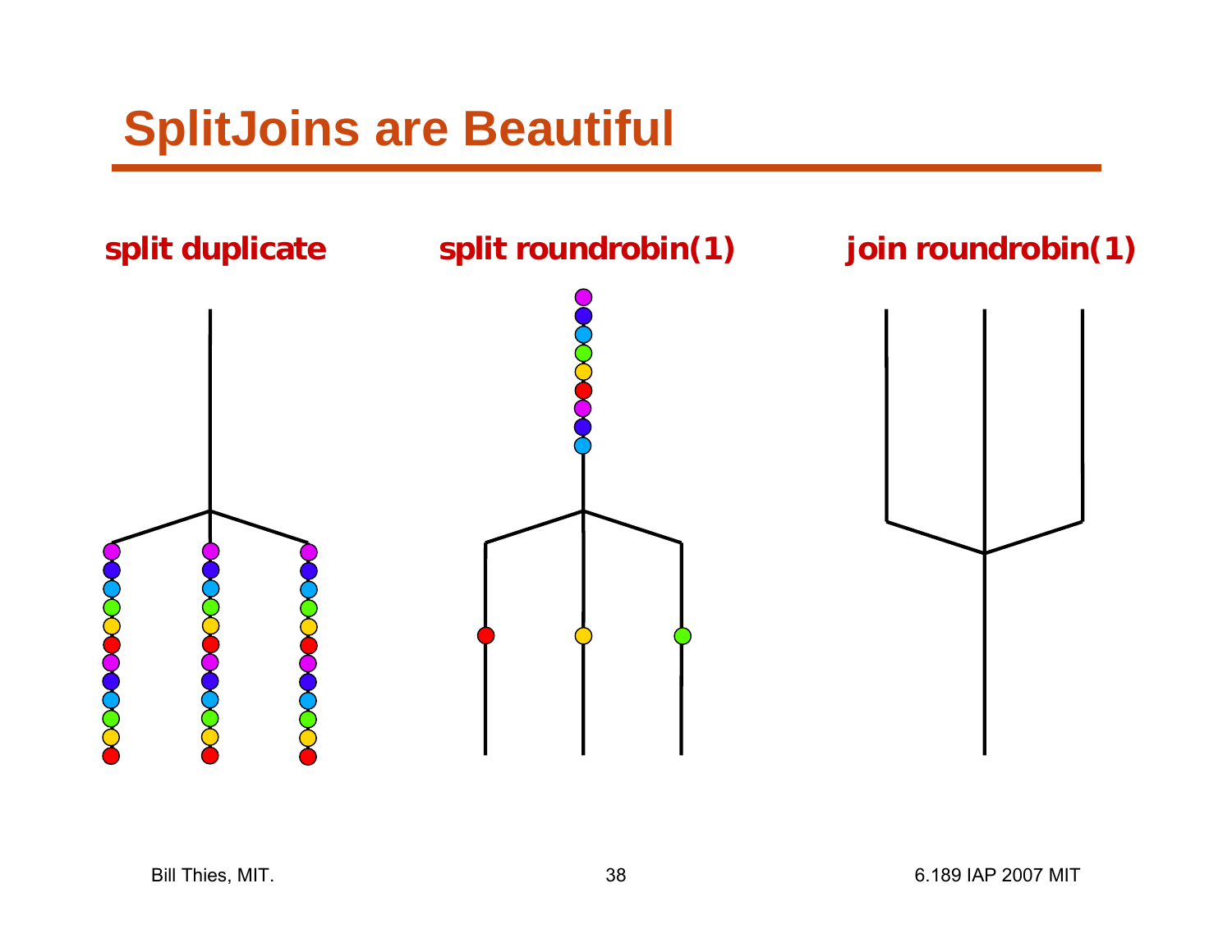# SplitJoins are Beautiful

**split duplicate**

**split roundrobin(1)**

**join roundrobin(1)**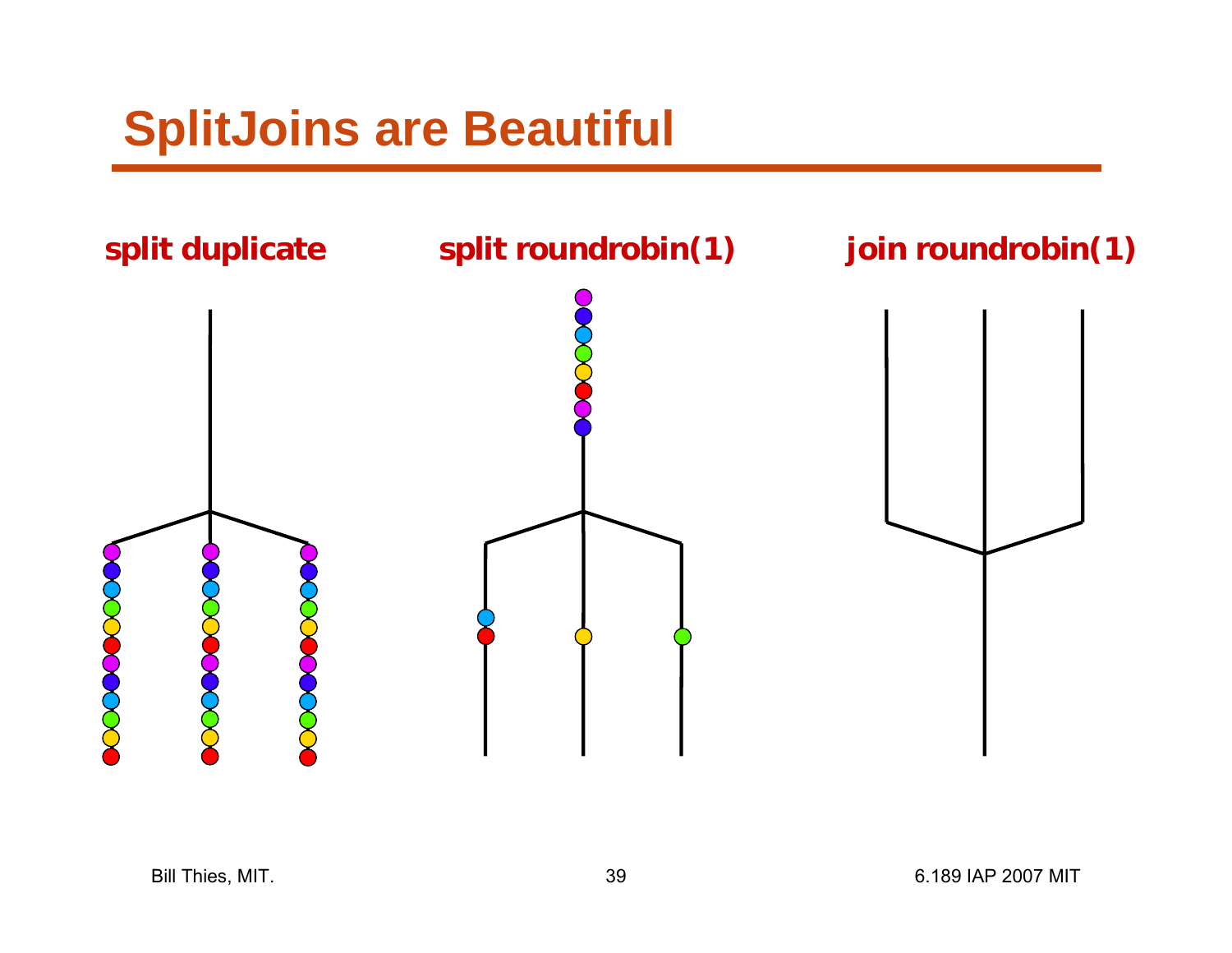# SplitJoins are Beautiful

**split duplicate**

**split roundrobin(1)**

**join roundrobin(1)**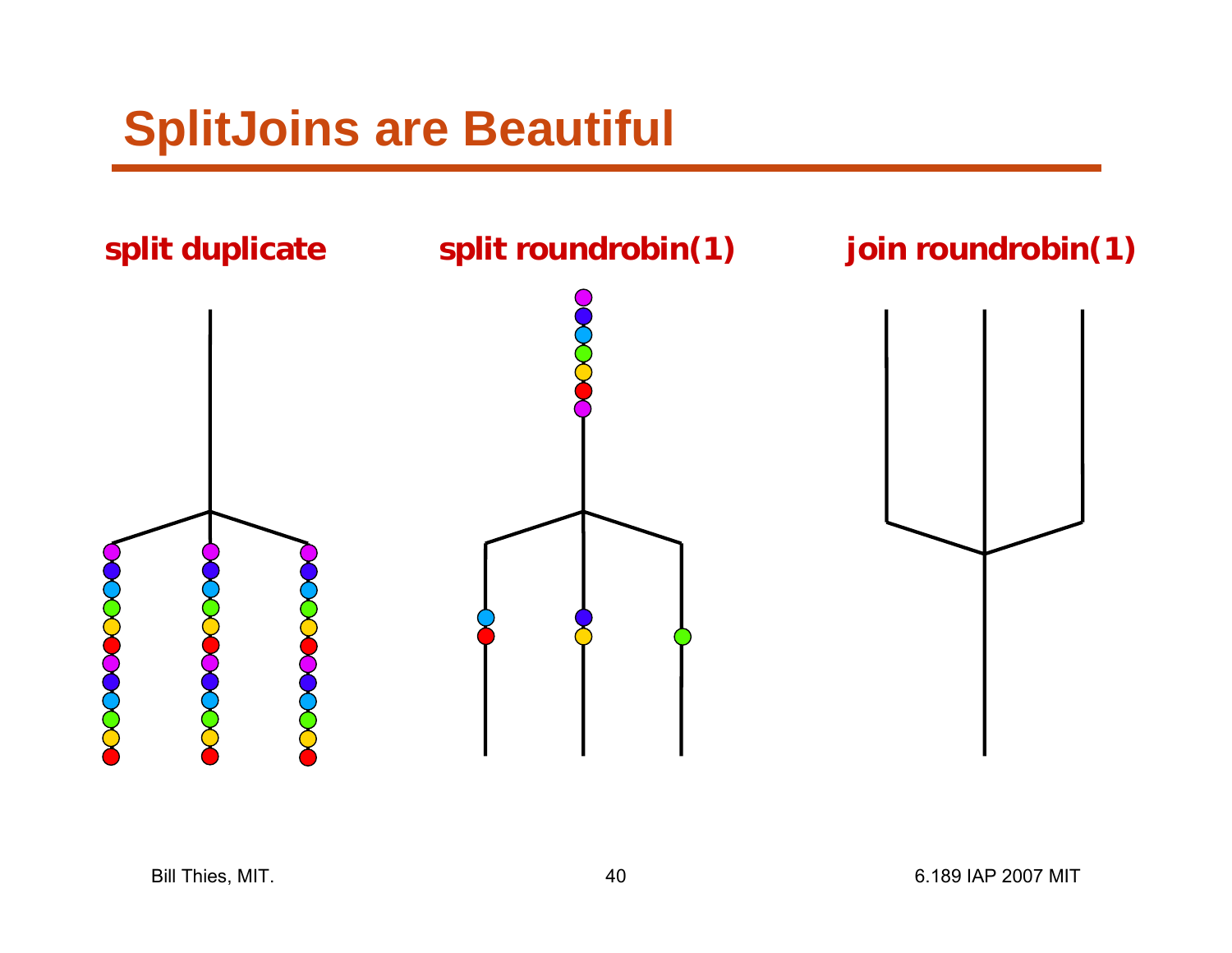# SplitJoins are Beautiful

**split duplicate**

**split roundrobin(1)**

**join roundrobin(1)**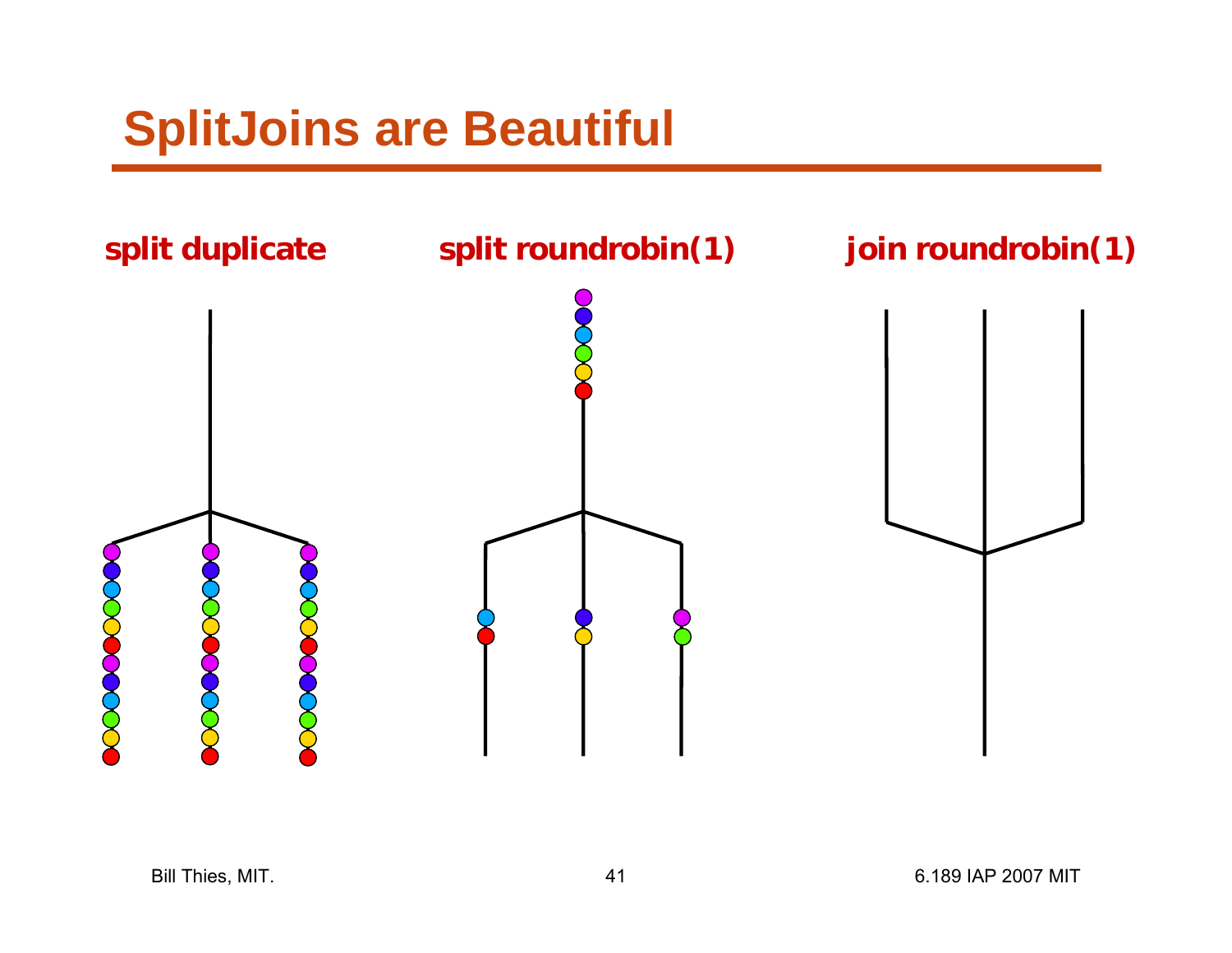# SplitJoins are Beautiful

**split duplicate**

**split roundrobin(1)**

**join roundrobin(1)**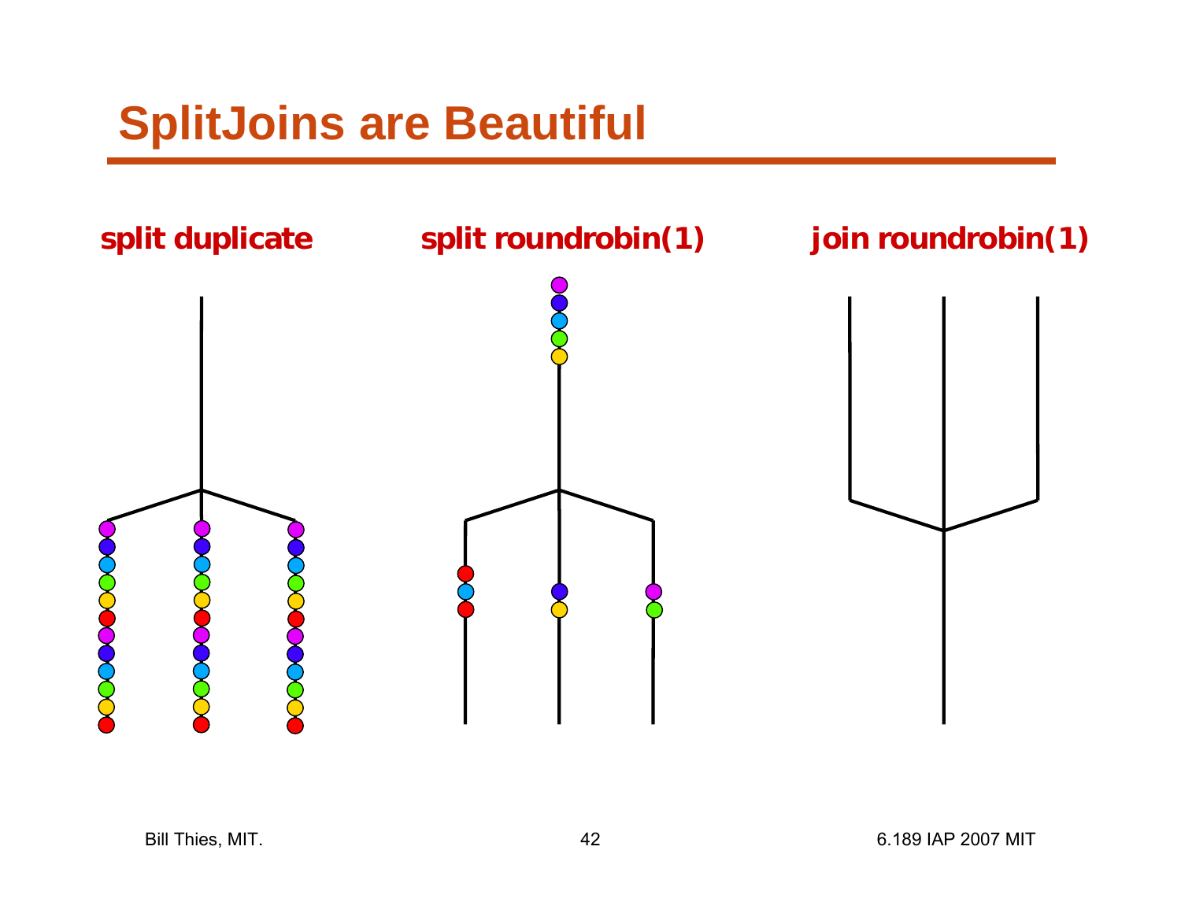# SplitJoins are Beautiful

**split duplicate**

**split roundrobin(1)**

**join roundrobin(1)**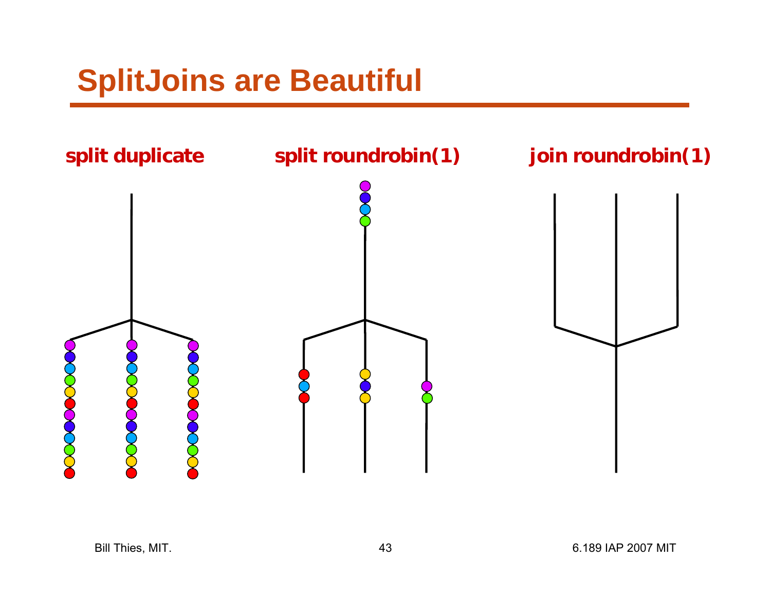# SplitJoins are Beautiful

**split duplicate**

**split roundrobin(1)**

**join roundrobin(1)**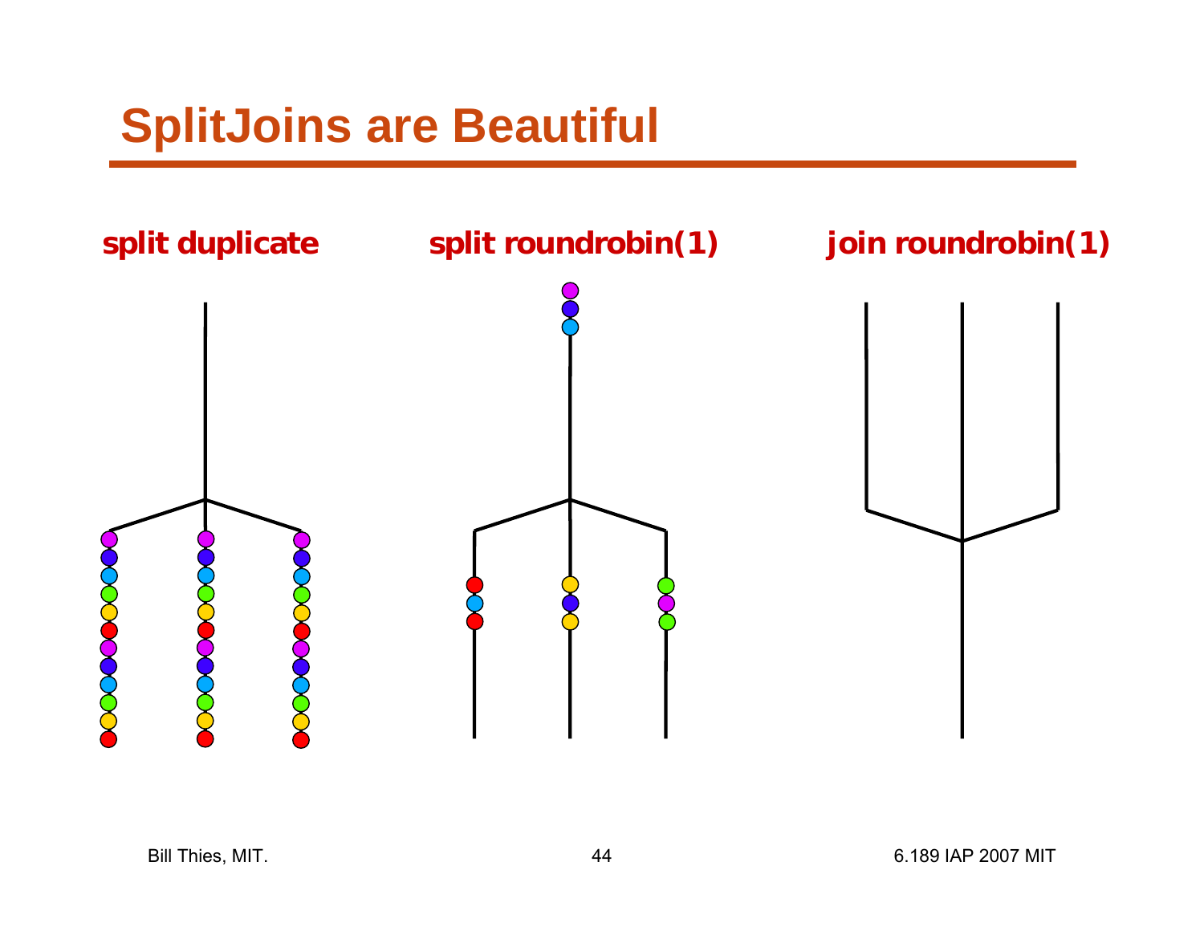# SplitJoins are Beautiful

**split duplicate**

**split roundrobin(1)**

**join roundrobin(1)**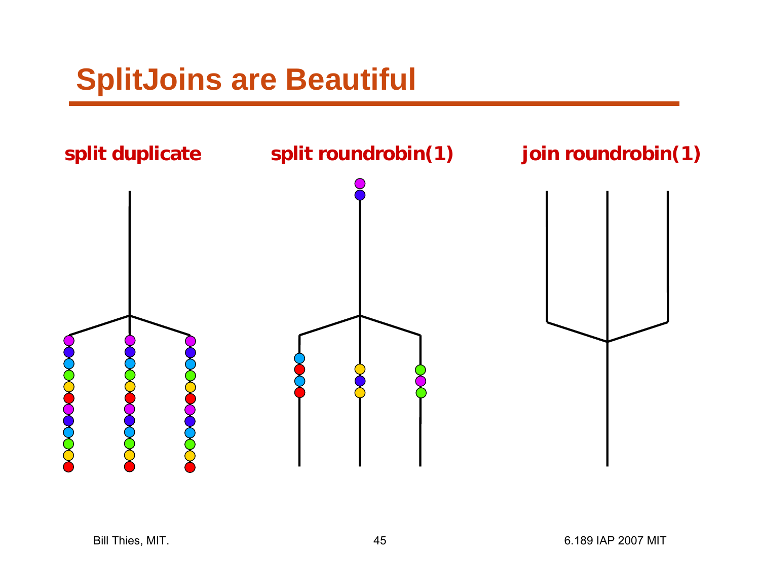# SplitJoins are Beautiful

**split duplicate**

**split roundrobin(1)**

**join roundrobin(1)**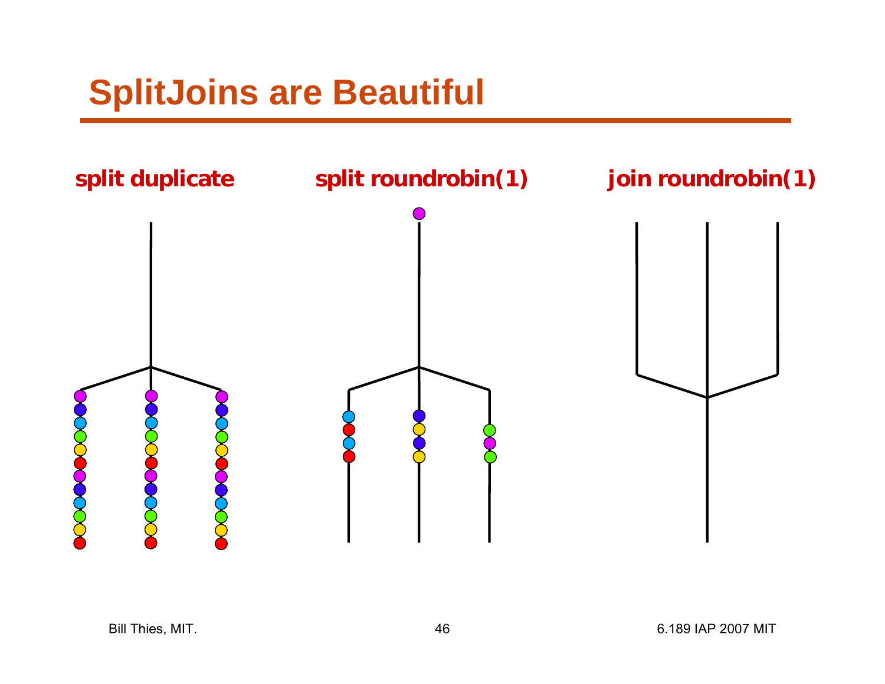# SplitJoins are Beautiful

**split duplicate**

**split roundrobin(1)**

**join roundrobin(1)**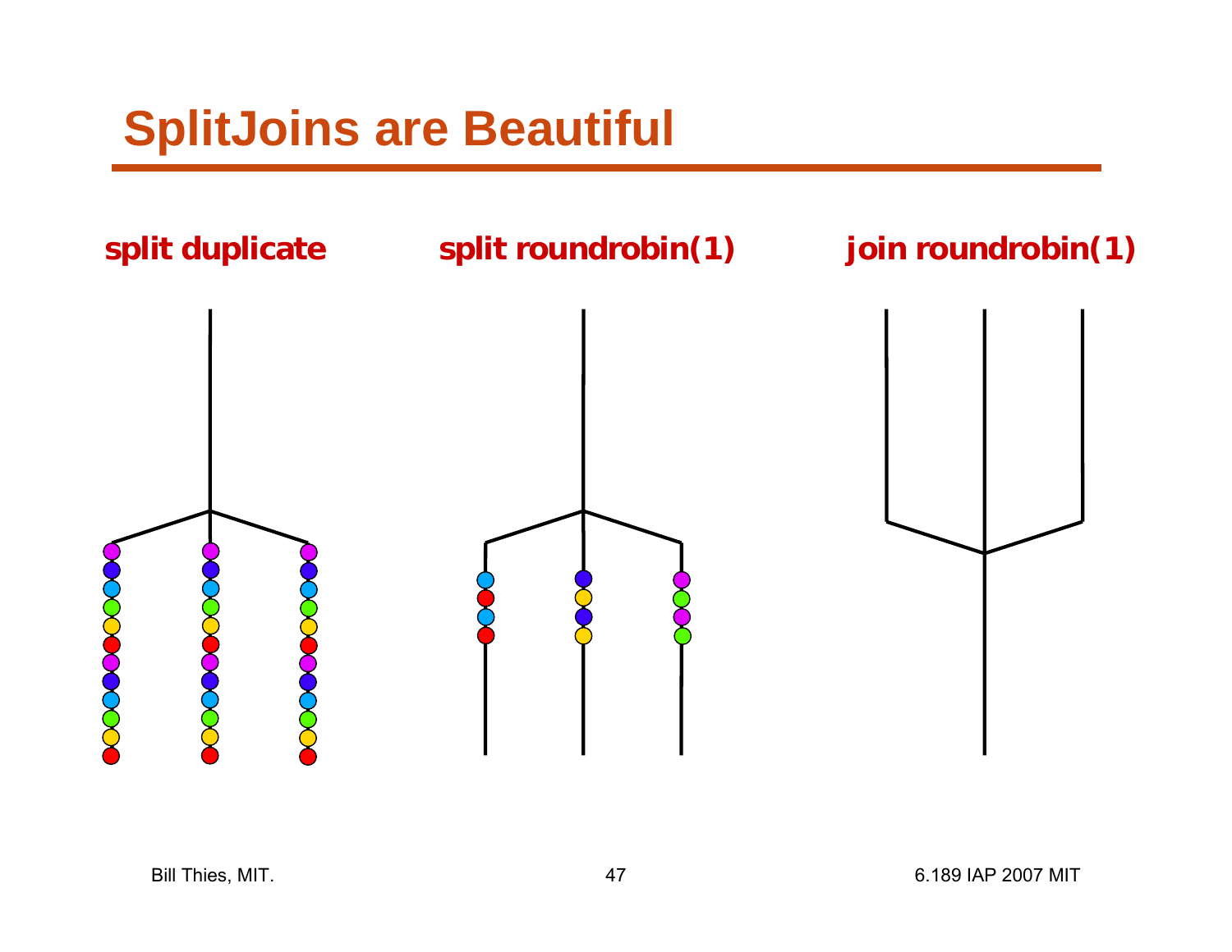# SplitJoins are Beautiful

**split duplicate**

**split roundrobin(1)**

**join roundrobin(1)**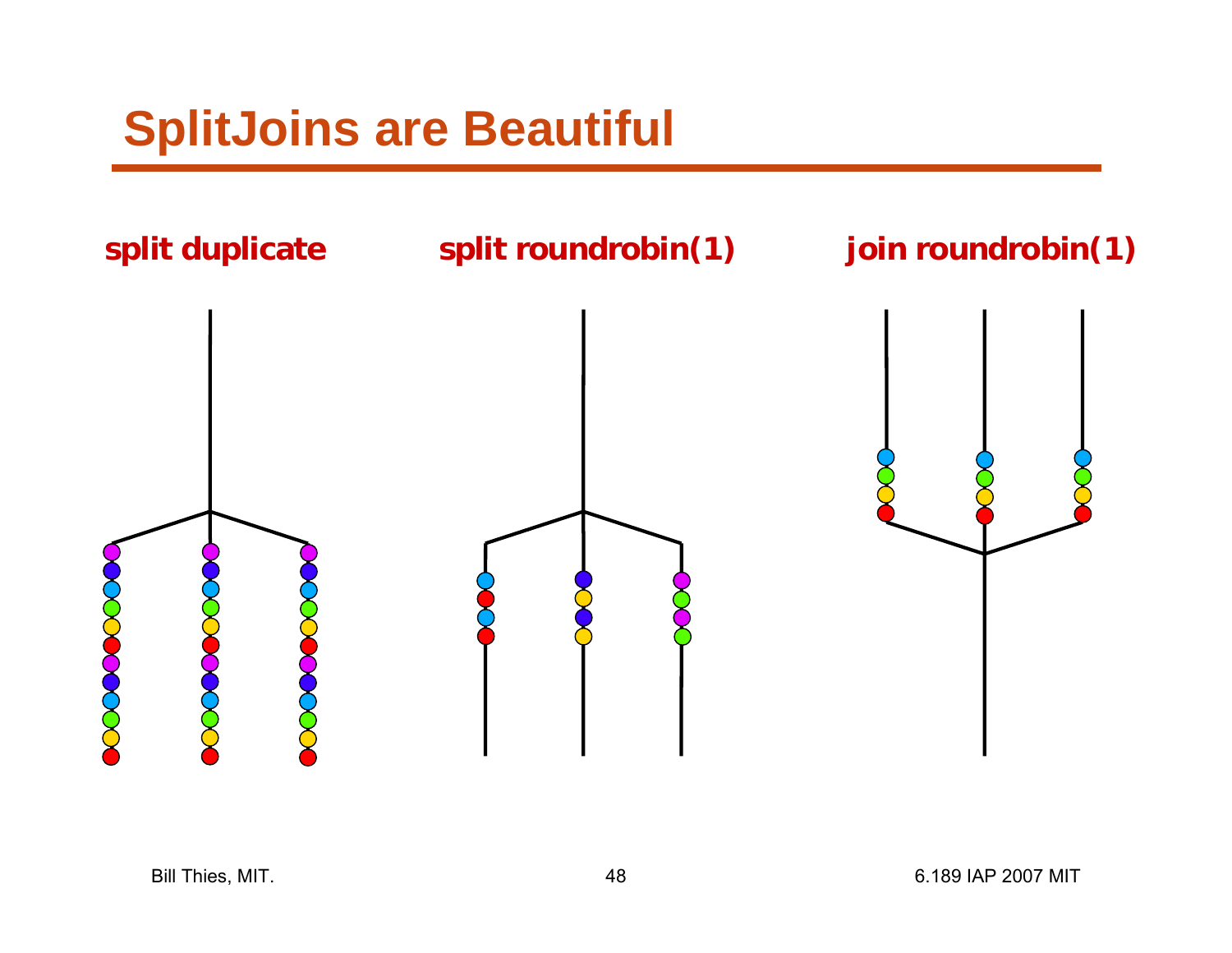# SplitJoins are Beautiful

**split duplicate**

**split roundrobin(1)**

**join roundrobin(1)**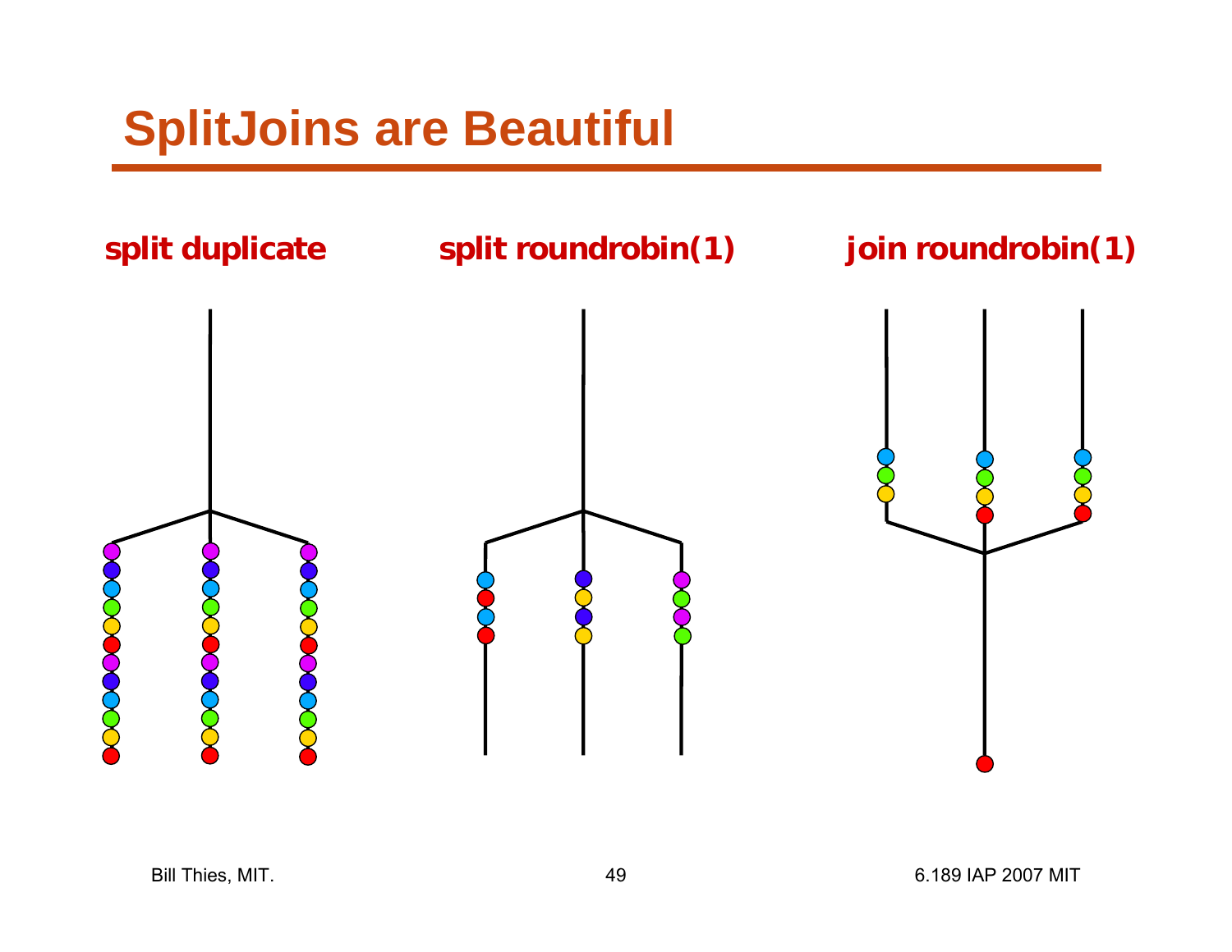# SplitJoins are Beautiful

**split duplicate**

**split roundrobin(1)**

**join roundrobin(1)**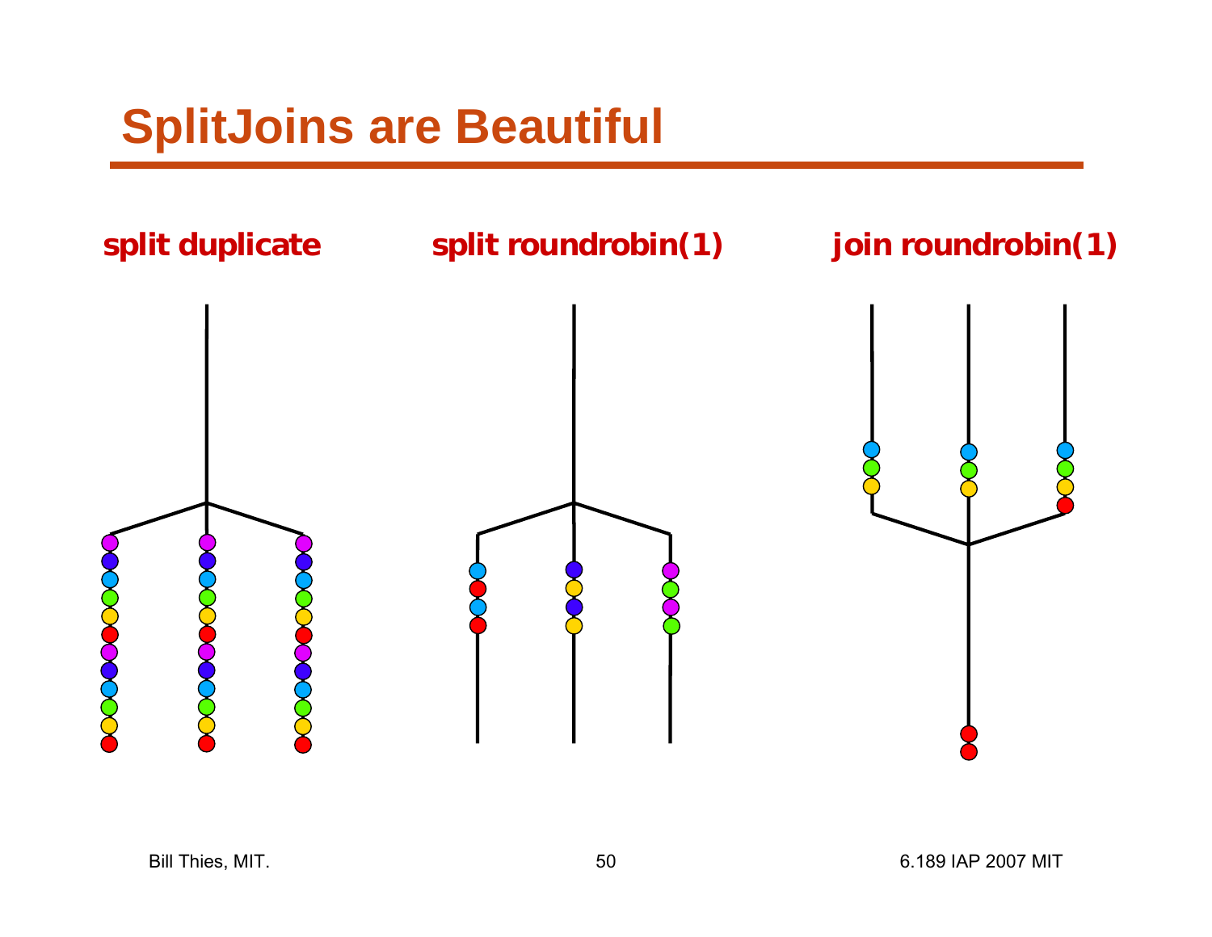# SplitJoins are Beautiful

**split duplicate**

**split roundrobin(1)**

**join roundrobin(1)**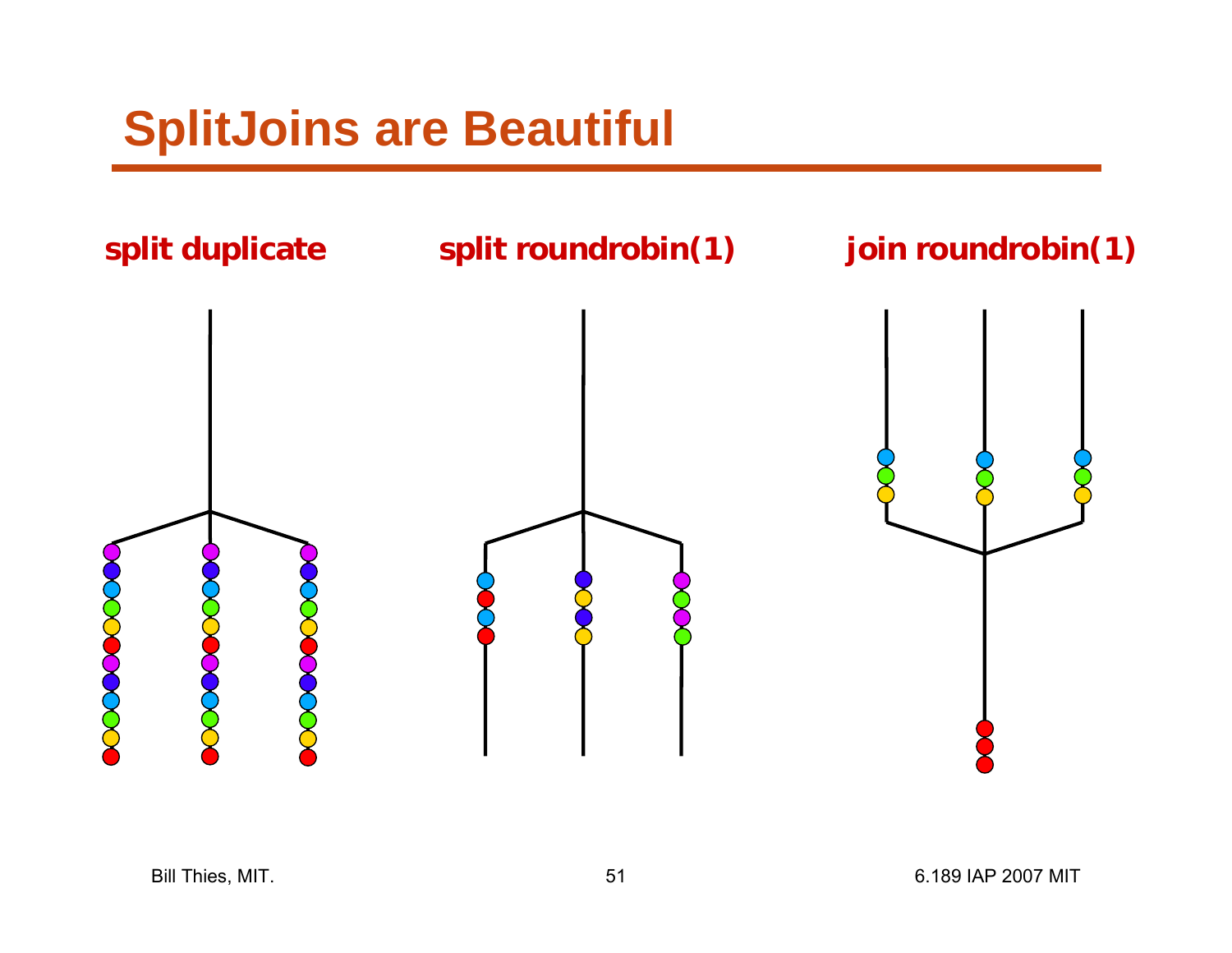# SplitJoins are Beautiful

**split duplicate**

**split roundrobin(1)**

**join roundrobin(1)**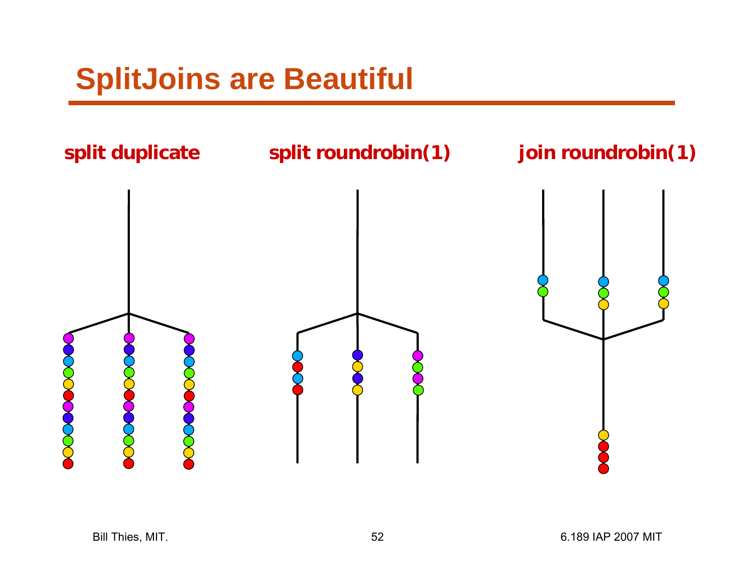# SplitJoins are Beautiful

**split duplicate**

**split roundrobin(1)**

**join roundrobin(1)**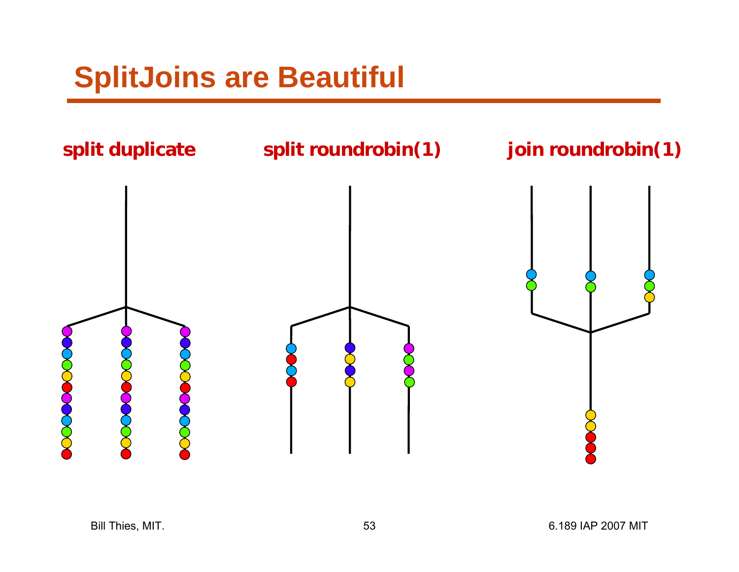# SplitJoins are Beautiful

**split duplicate**

**split roundrobin(1)**

**join roundrobin(1)**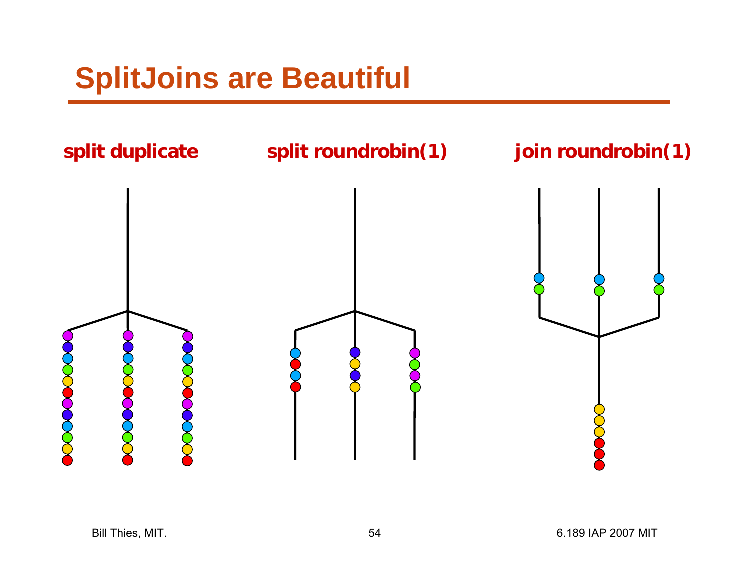# SplitJoins are Beautiful

**split duplicate**

**split roundrobin(1)**

**join roundrobin(1)**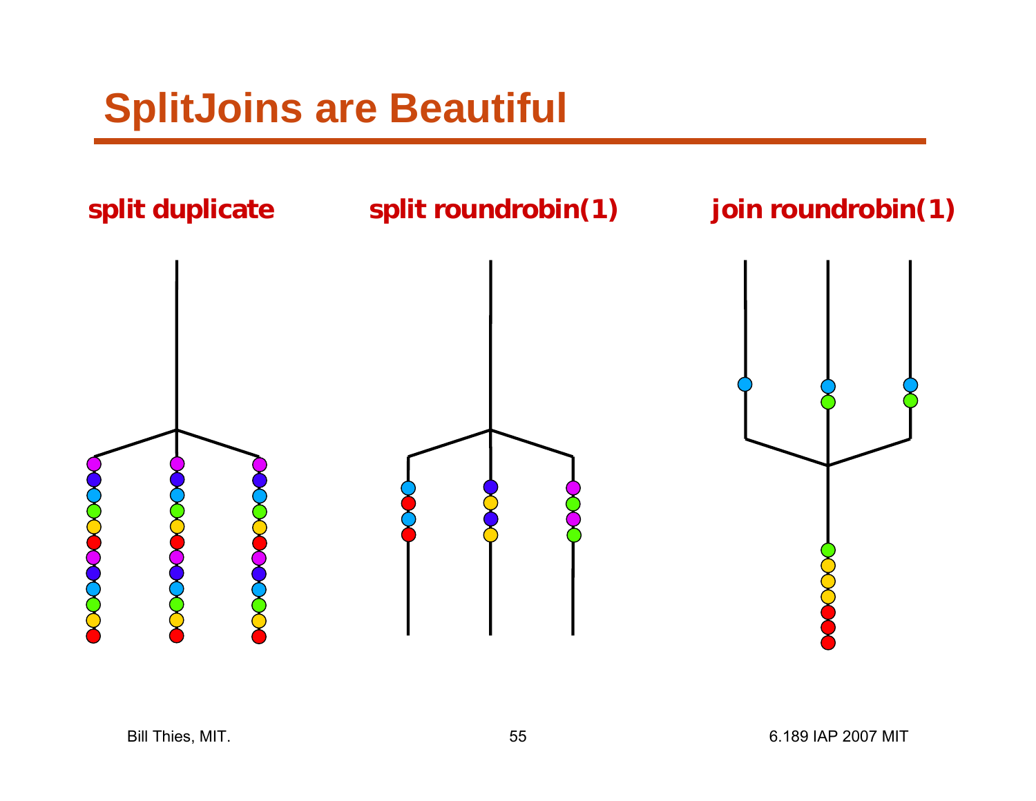# SplitJoins are Beautiful

**split duplicate**

**split roundrobin(1)**

**join roundrobin(1)**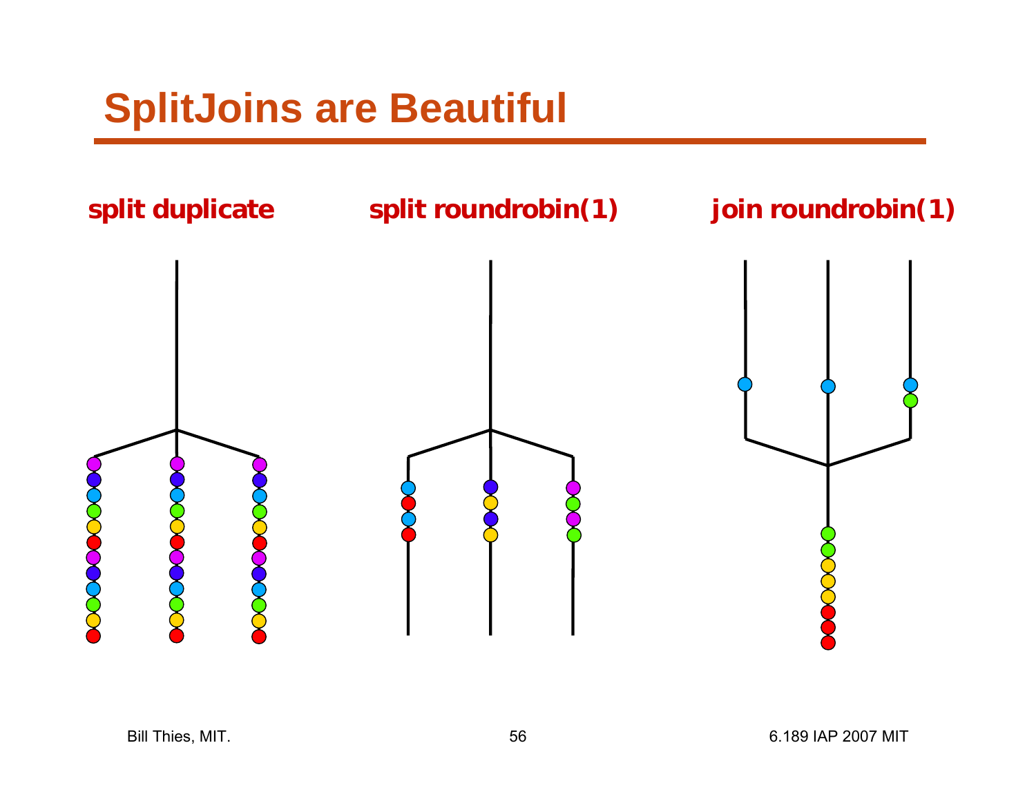# SplitJoins are Beautiful

**split duplicate**

**split roundrobin(1)**

**join roundrobin(1)**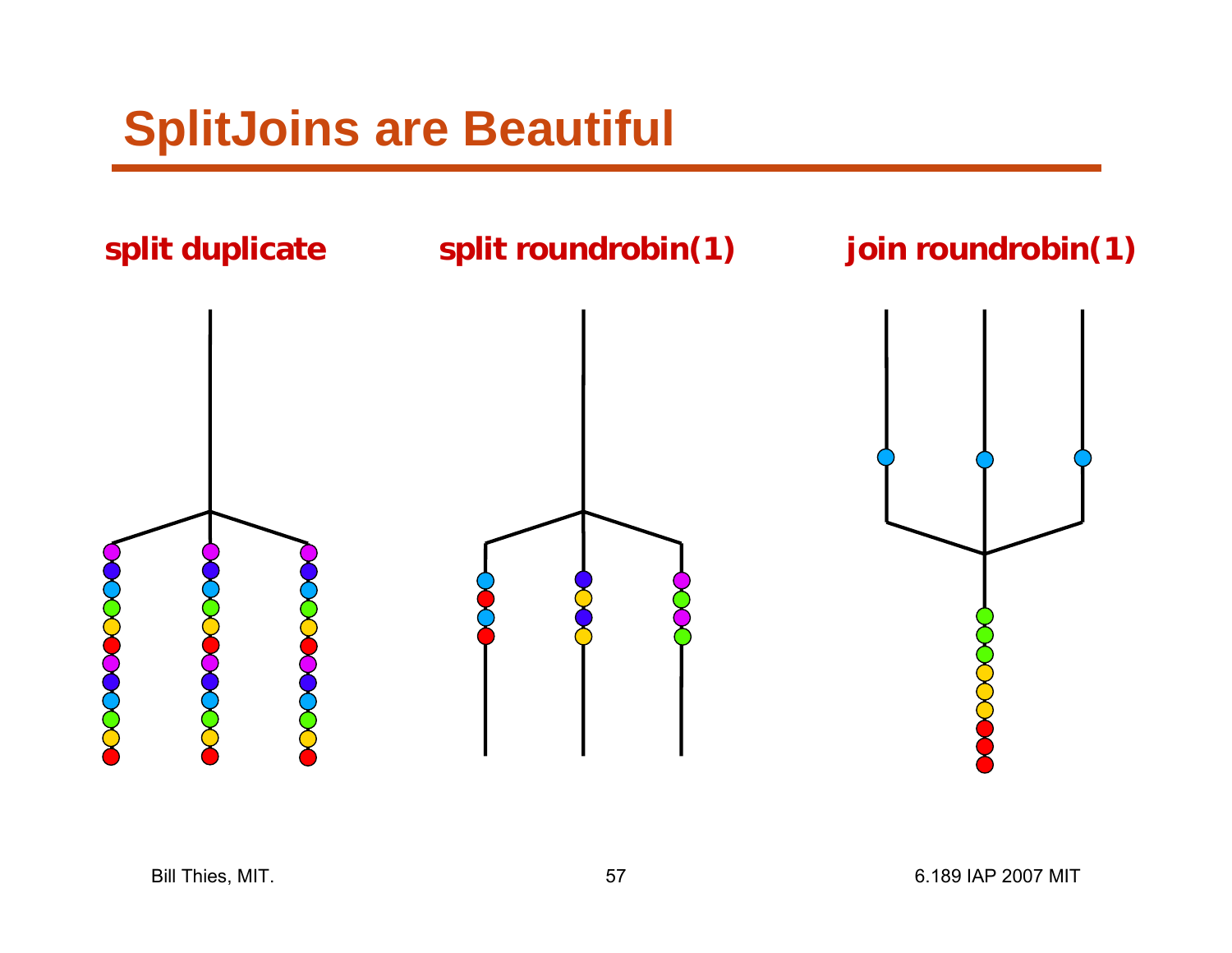# SplitJoins are Beautiful

**split duplicate**

**split roundrobin(1)**

**join roundrobin(1)**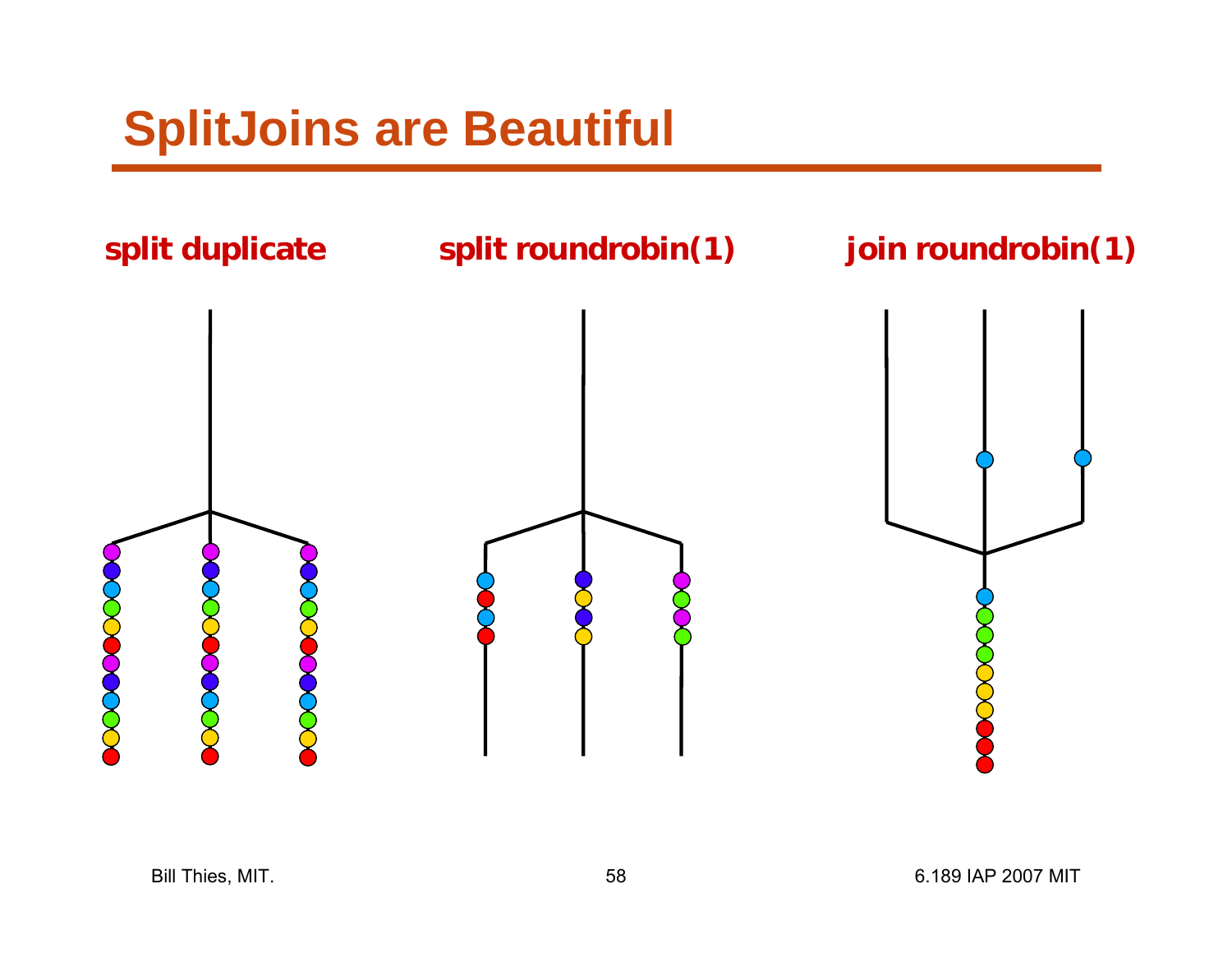# SplitJoins are Beautiful

**split duplicate**

**split roundrobin(1)**

**join roundrobin(1)**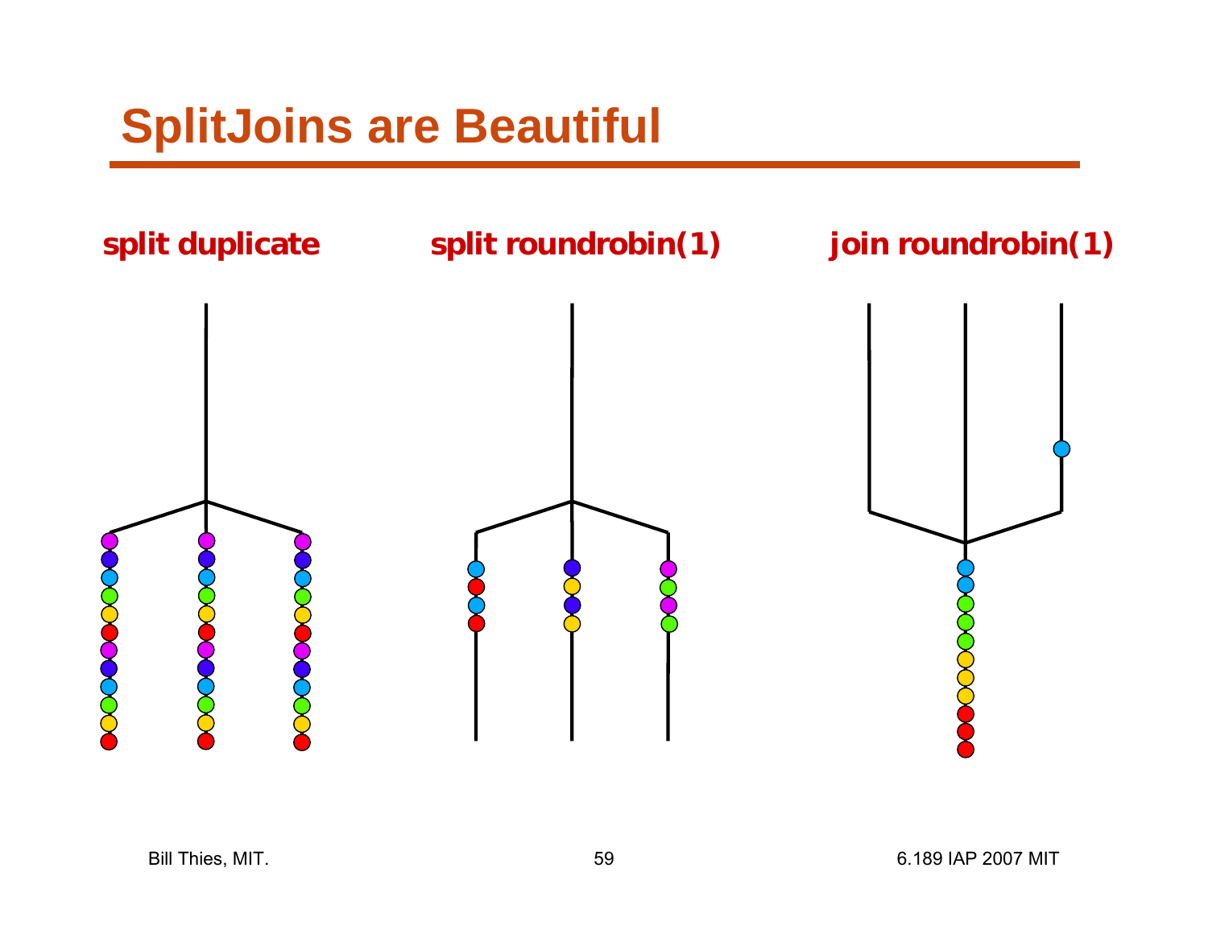# SplitJoins are Beautiful

**split duplicate**

**split roundrobin(1)**

**join roundrobin(1)**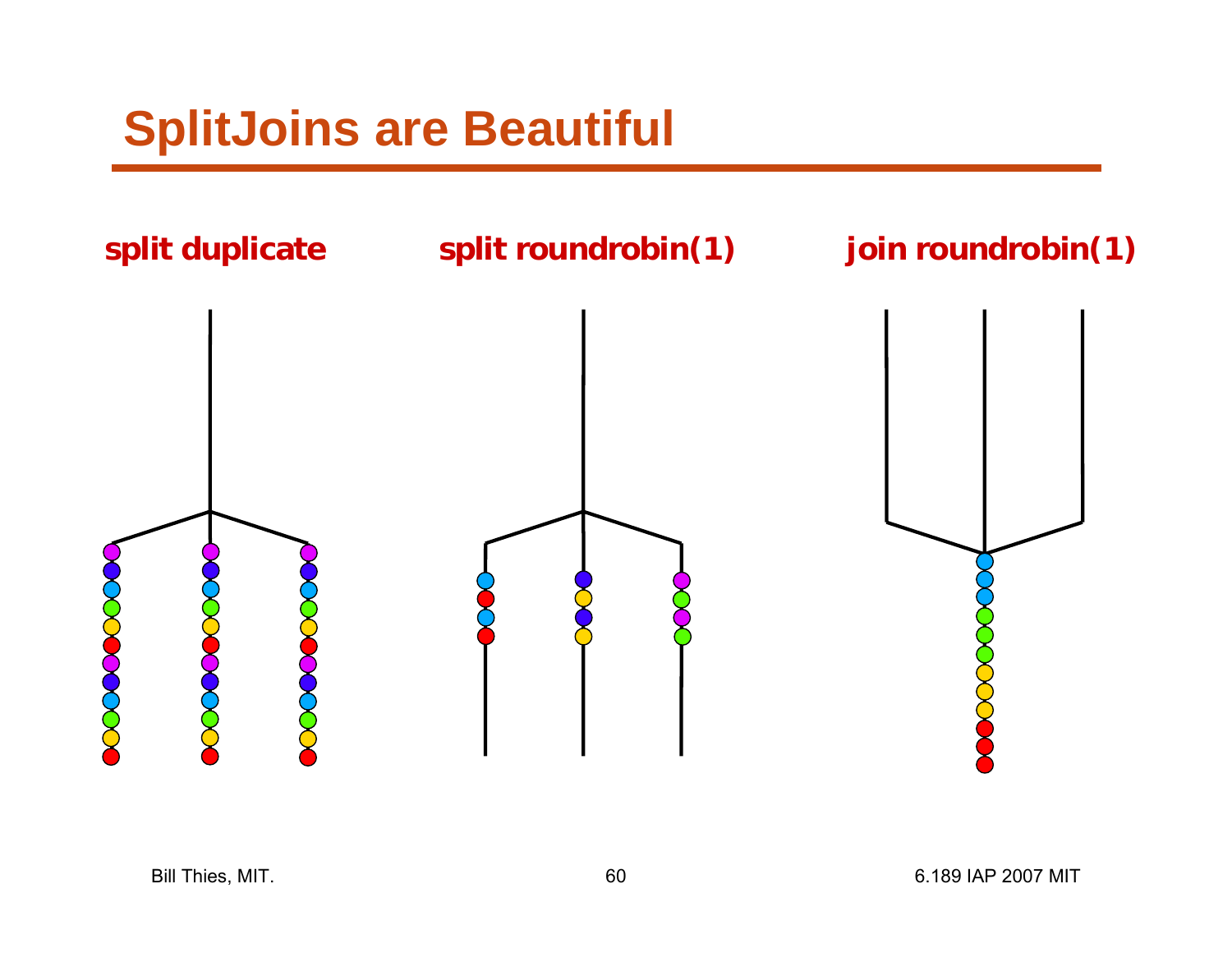# SplitJoins are Beautiful

**split duplicate**

**split roundrobin(1)**

**join roundrobin(1)**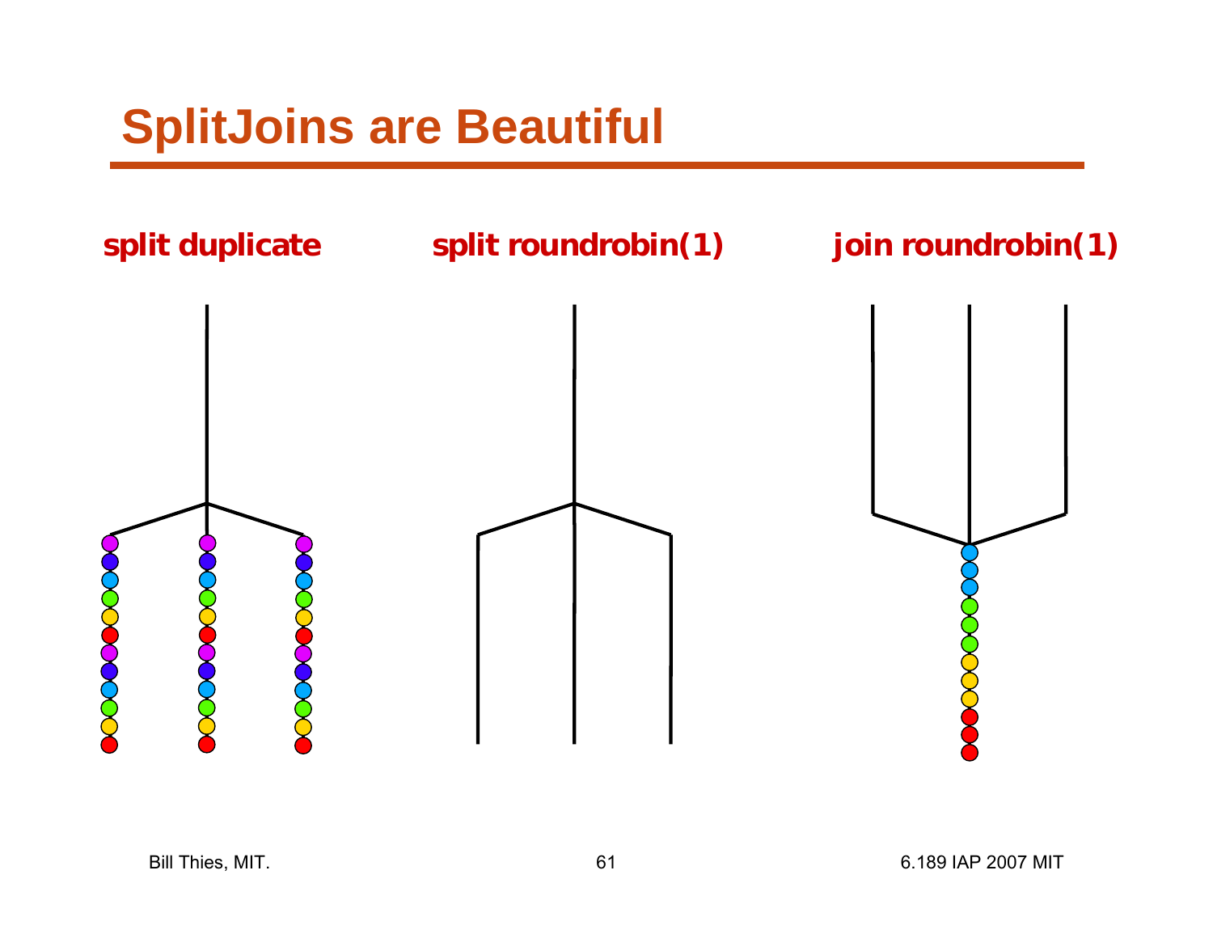# SplitJoins are Beautiful

**split duplicate**

**split roundrobin(1)**

**join roundrobin(1)**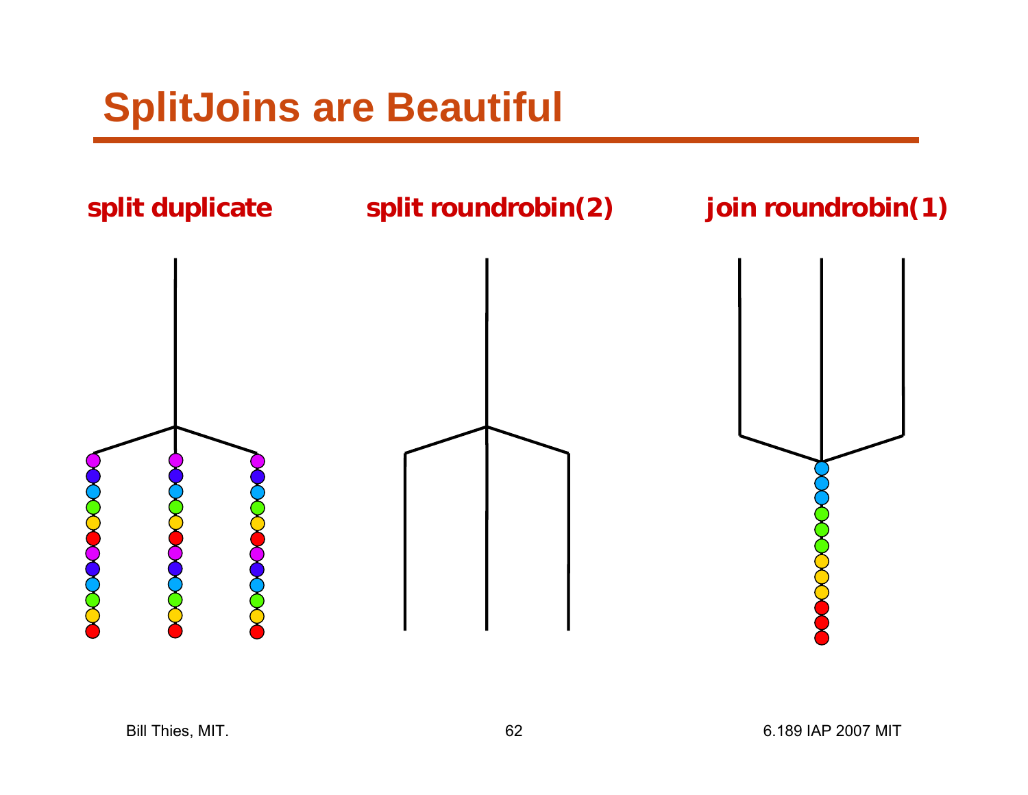# SplitJoins are Beautiful

**split duplicate**

**split roundrobin(2)**

**join roundrobin(1)**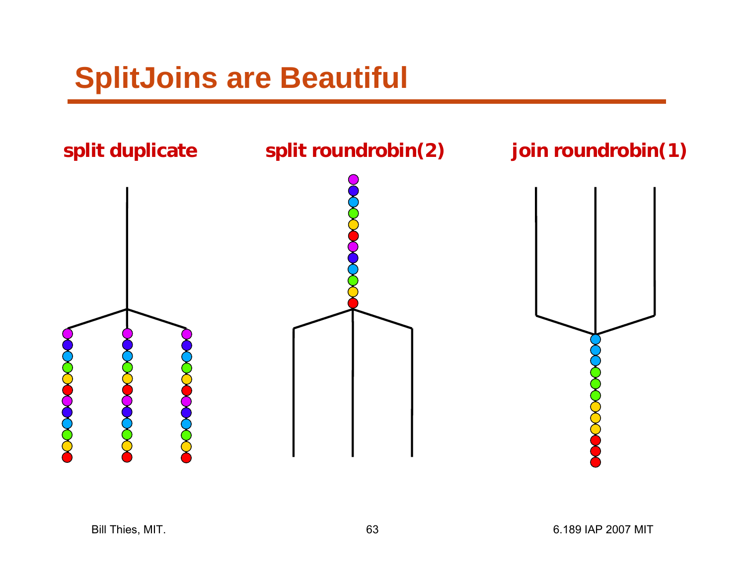# SplitJoins are Beautiful

**split duplicate**

**split roundrobin(2)**

**join roundrobin(1)**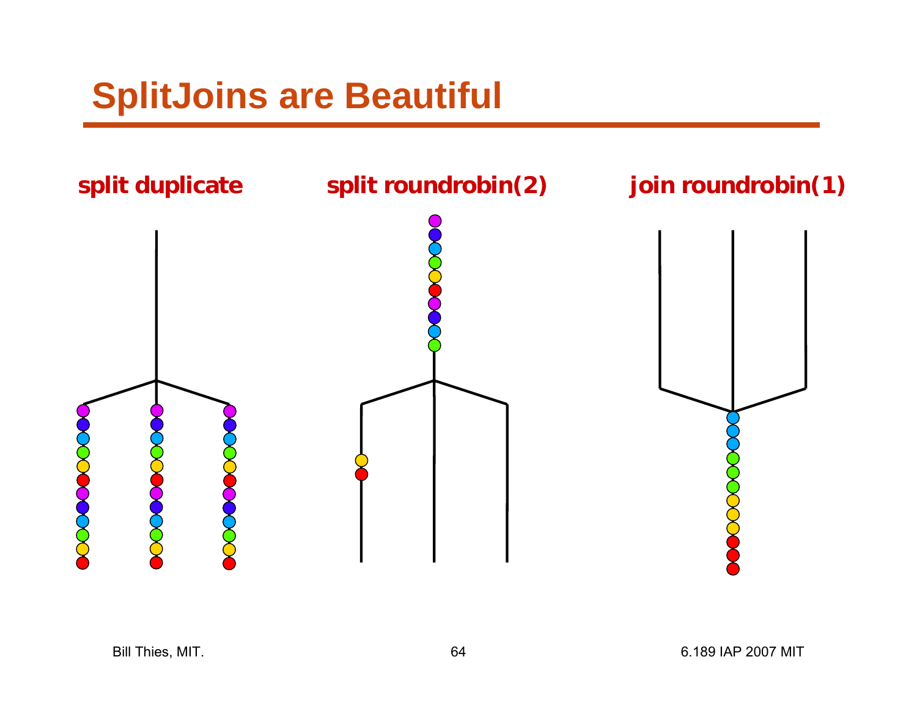# SplitJoins are Beautiful

**split duplicate**

**split roundrobin(2)**

**join roundrobin(1)**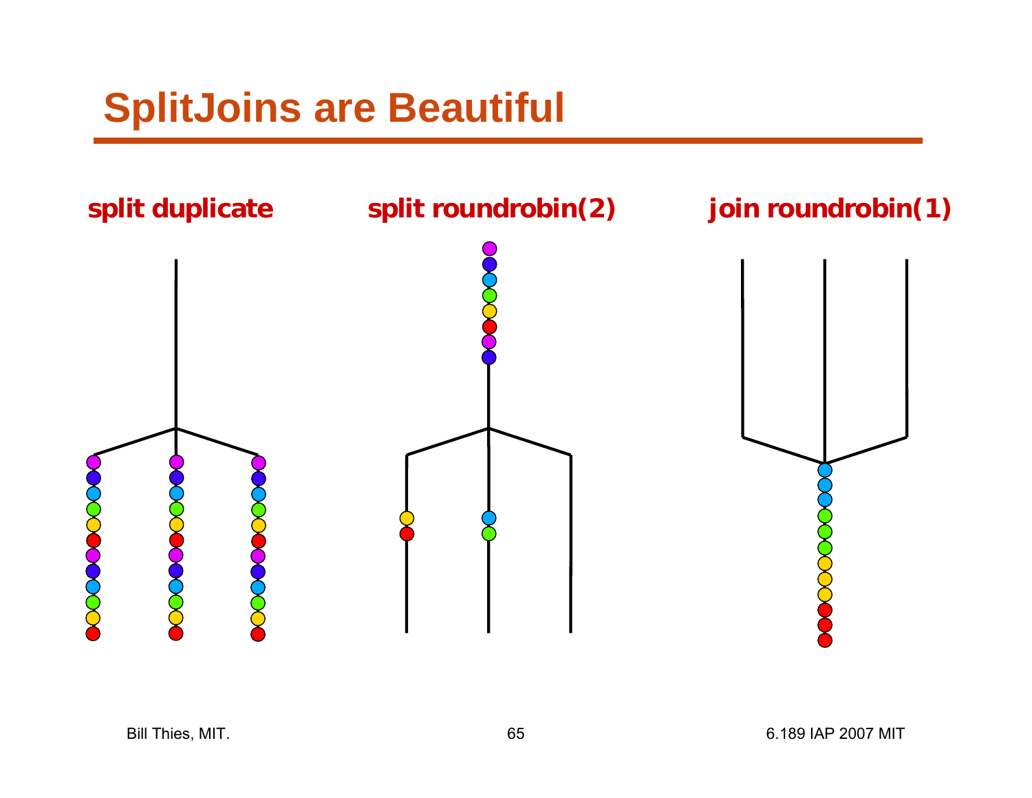# SplitJoins are Beautiful

**split duplicate**

**split roundrobin(2)**

**join roundrobin(1)**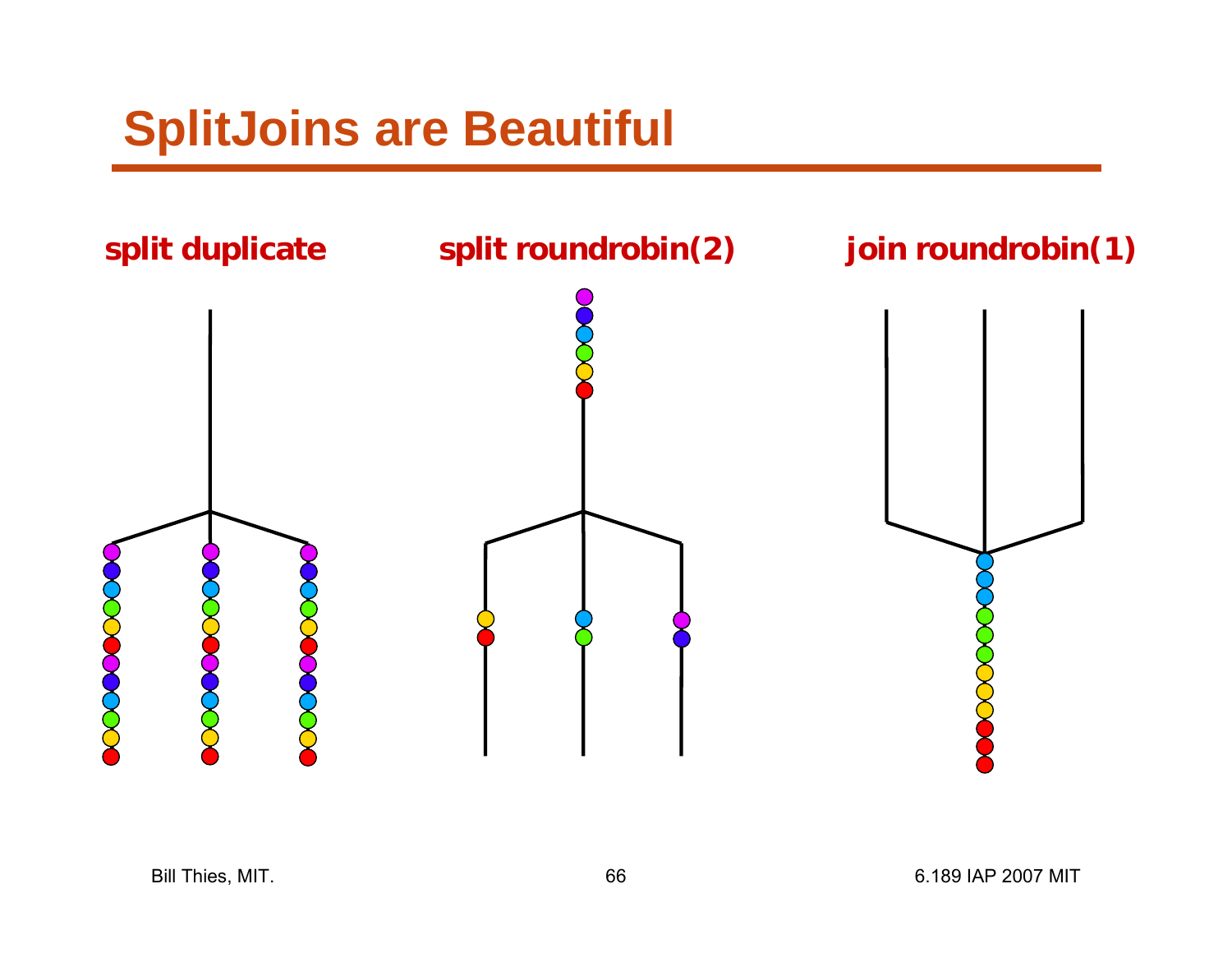# SplitJoins are Beautiful

**split duplicate**

**split roundrobin(2)**

**join roundrobin(1)**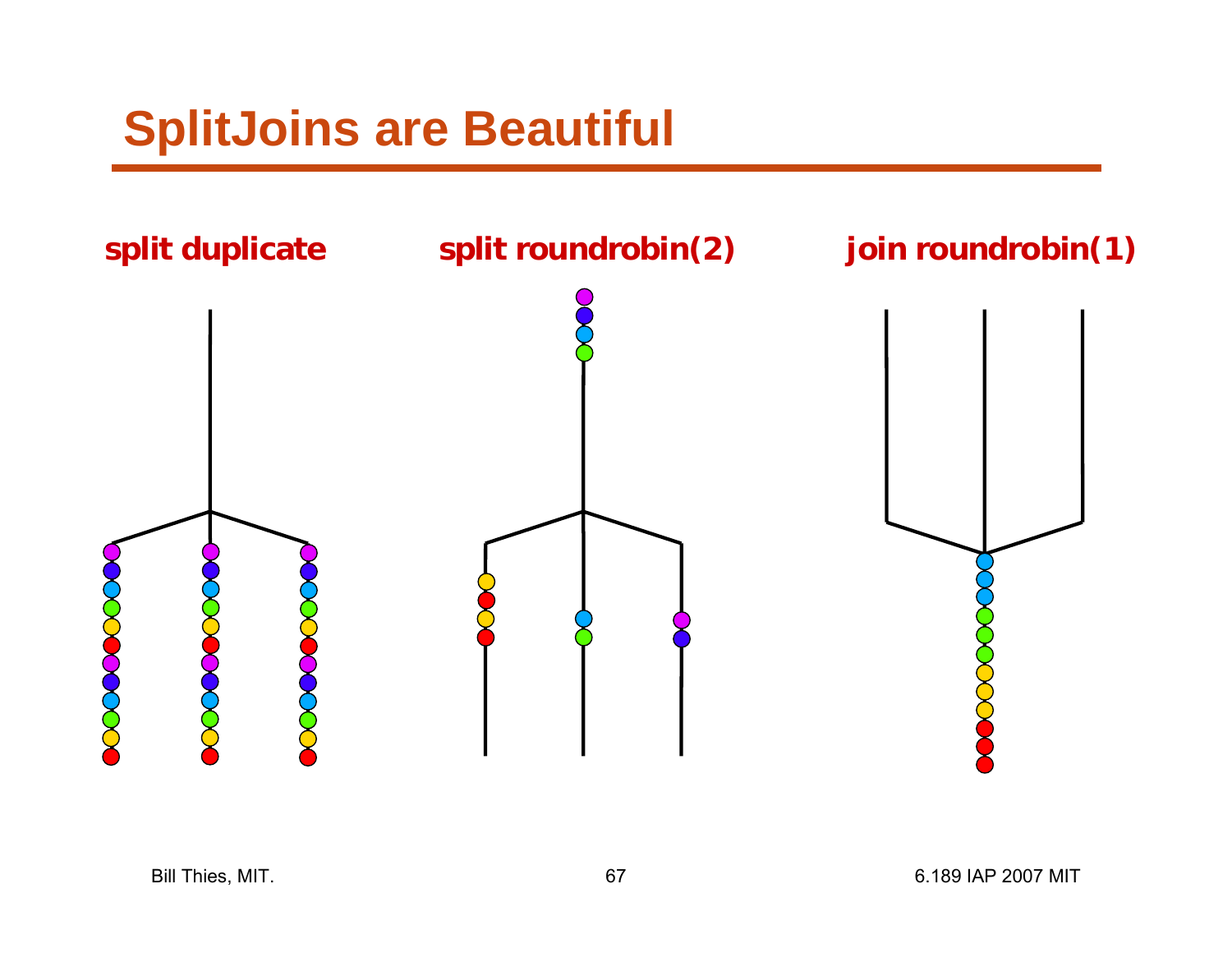# SplitJoins are Beautiful

**split duplicate**

**split roundrobin(2)**

**join roundrobin(1)**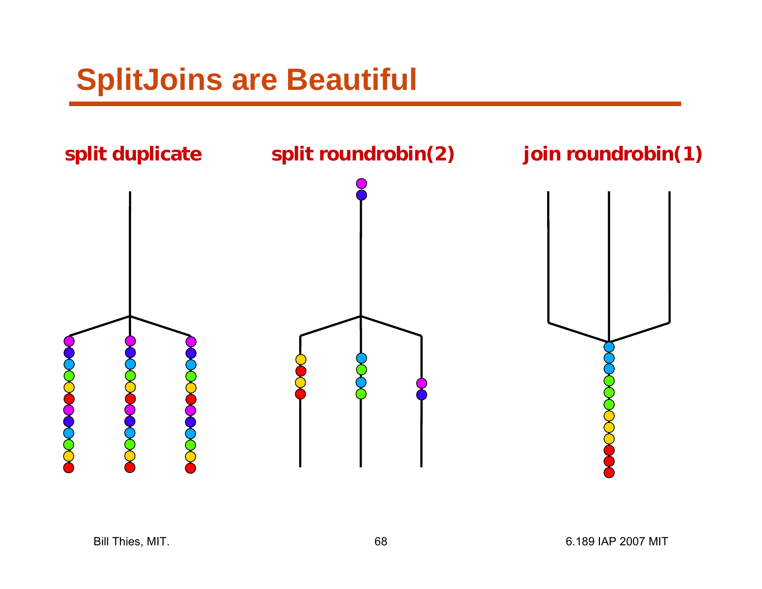# SplitJoins are Beautiful

**split duplicate**

**split roundrobin(2)**

**join roundrobin(1)**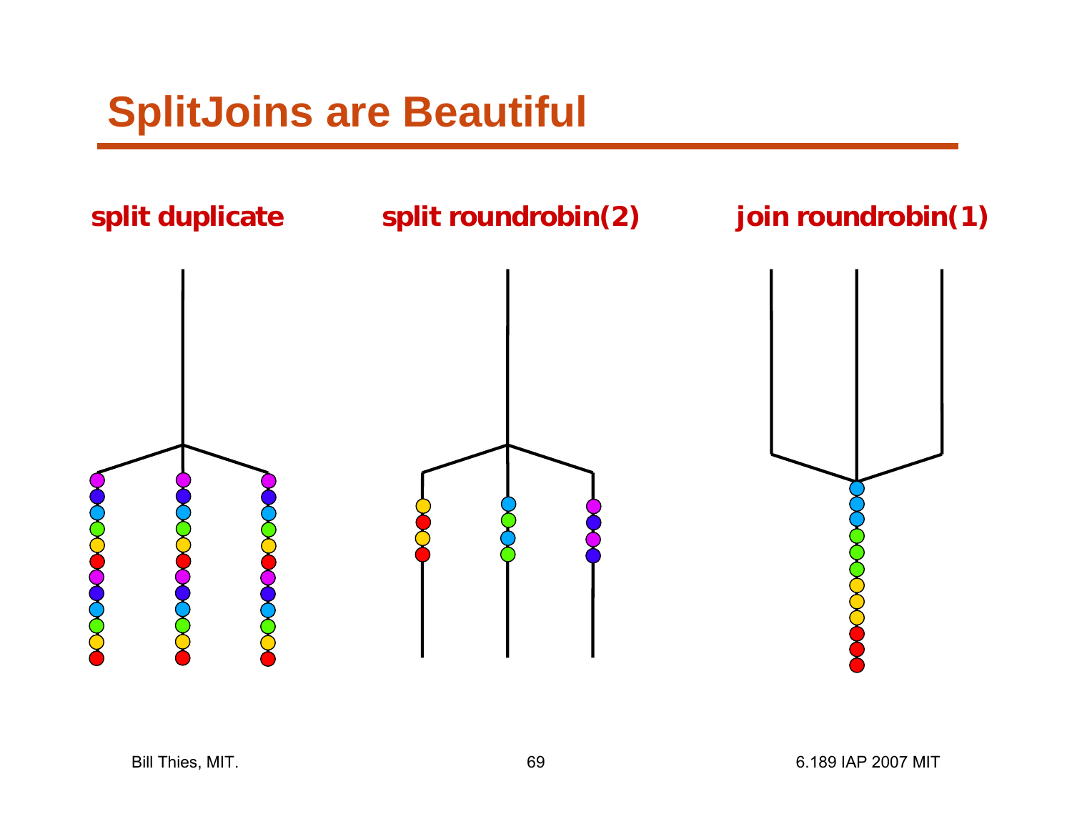# SplitJoins are Beautiful

**split duplicate**

**split roundrobin(2)**

**join roundrobin(1)**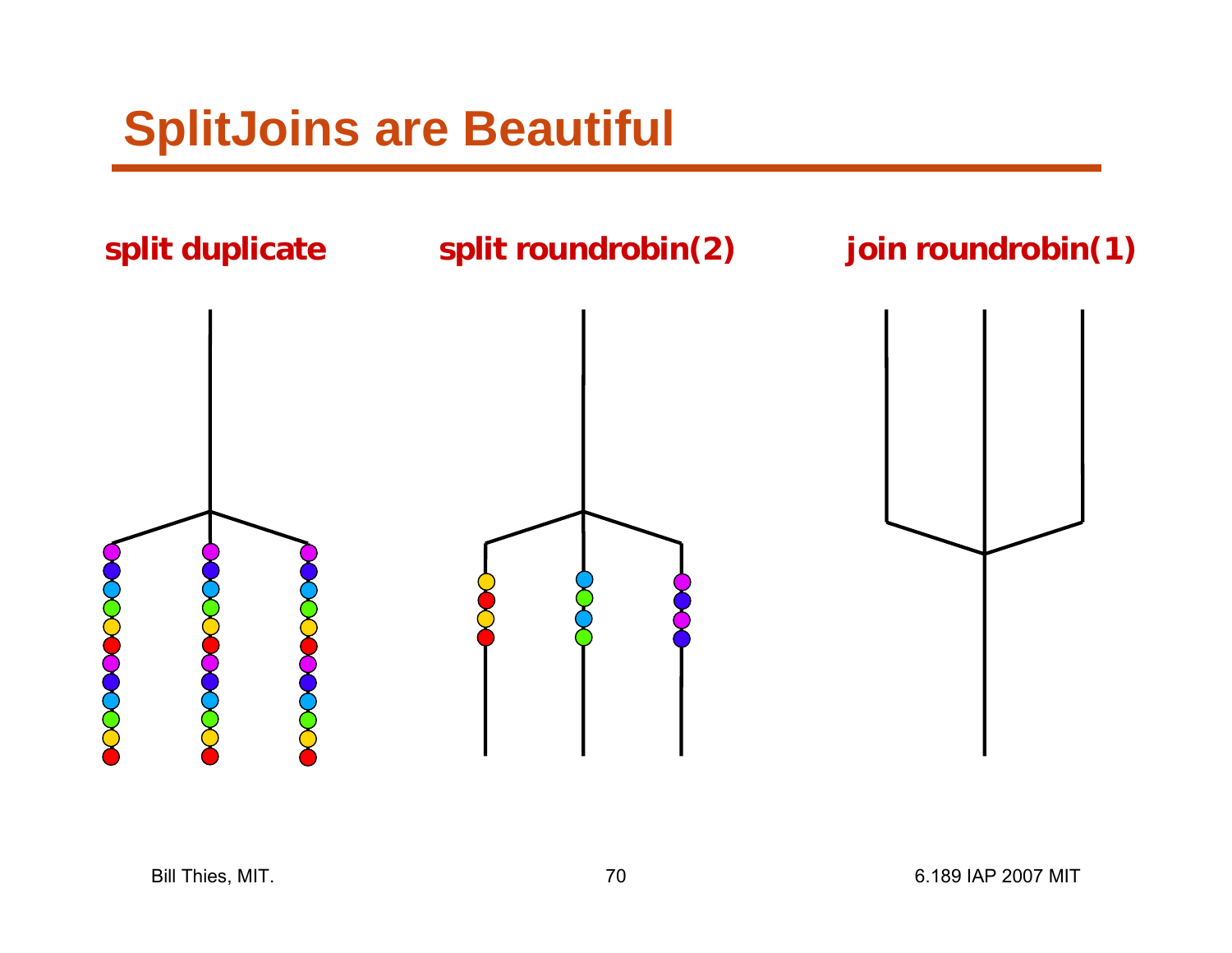# SplitJoins are Beautiful

**split duplicate**

**split roundrobin(2)**

**join roundrobin(1)**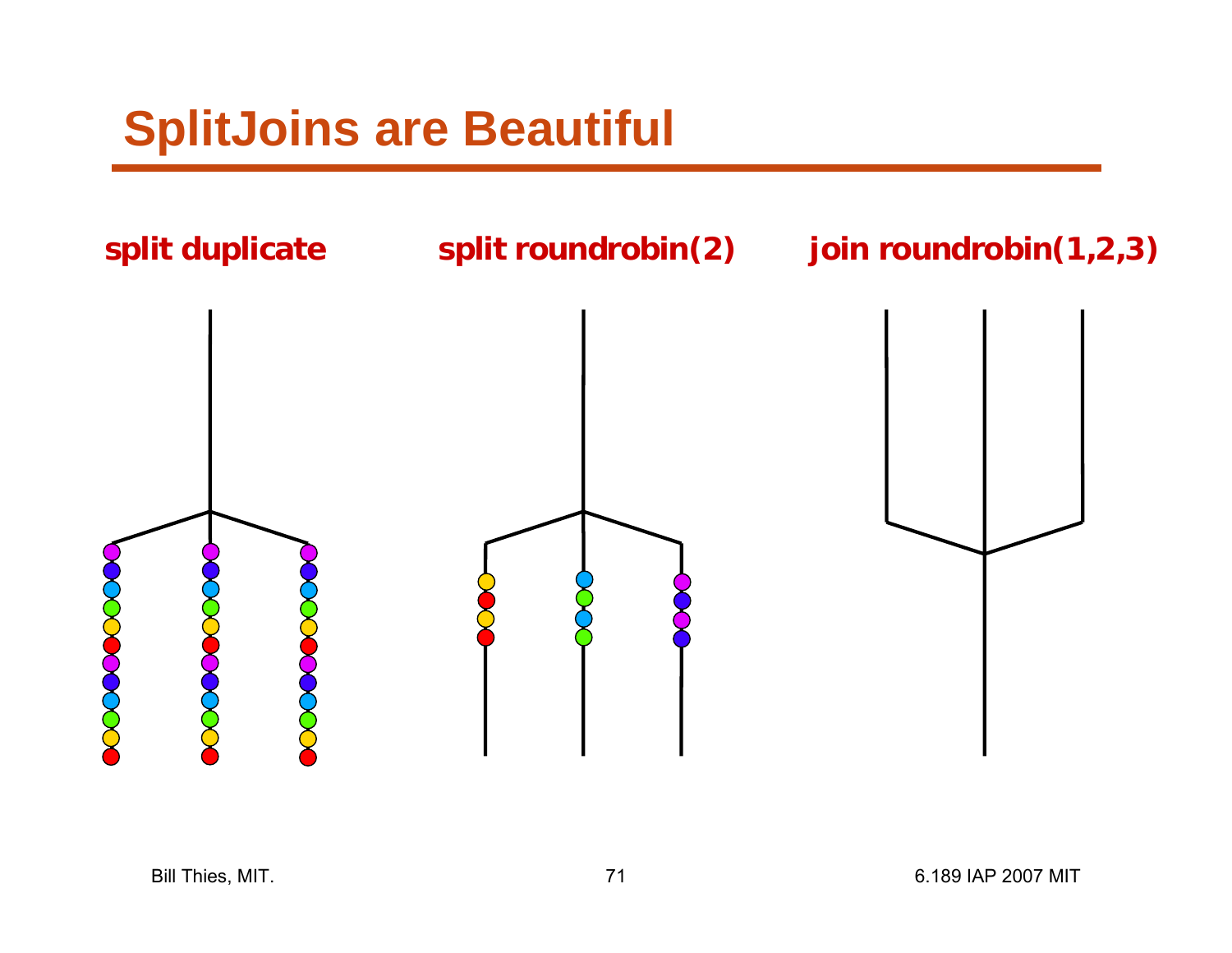# SplitJoins are Beautiful

**split duplicate**

**split roundrobin(2)**

**join roundrobin(1,2,3)**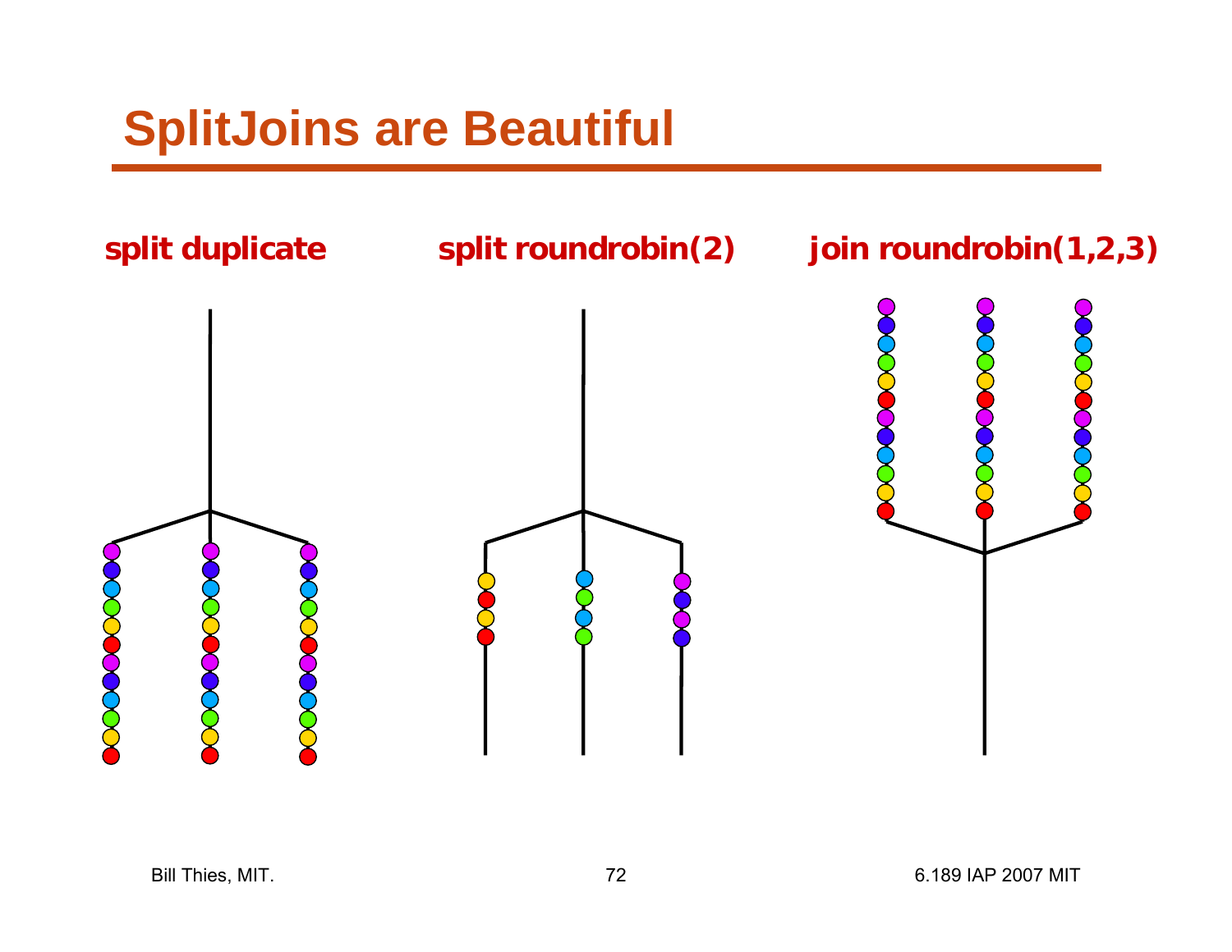# SplitJoins are Beautiful

**split duplicate**

**split roundrobin(2)**

**join roundrobin(1,2,3)**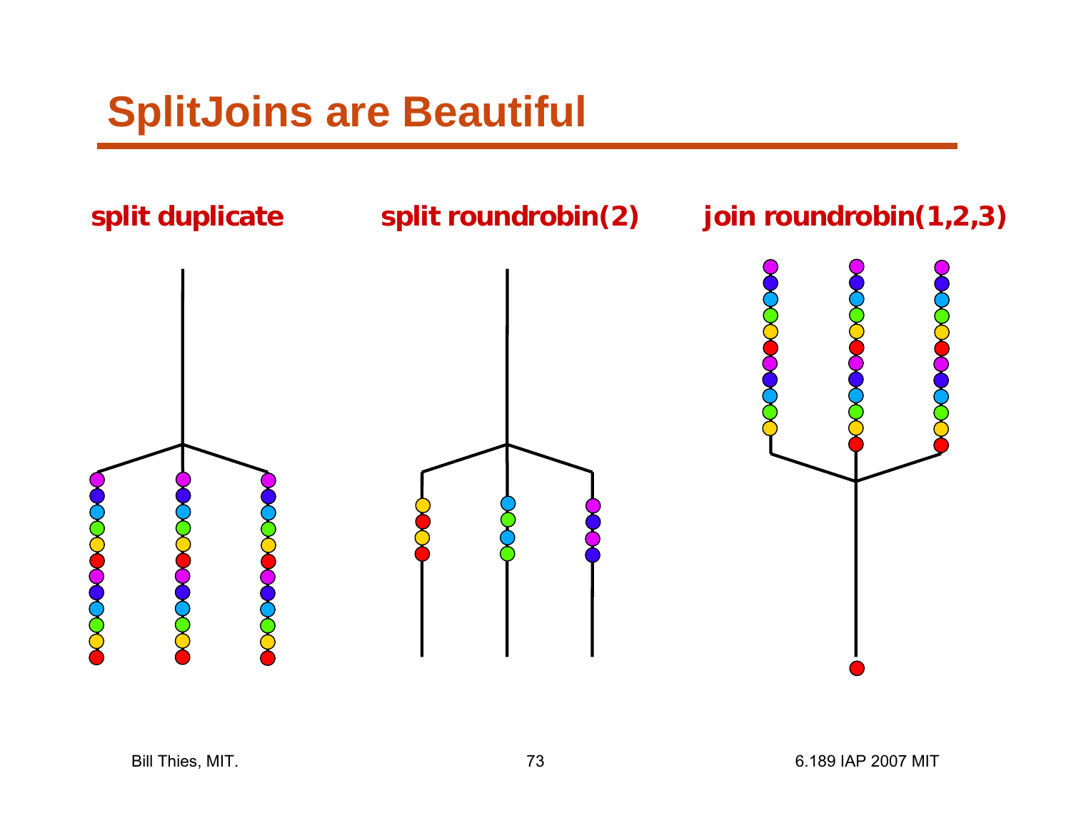# SplitJoins are Beautiful

**split duplicate**

**split roundrobin(2)**

**join roundrobin(1,2,3)**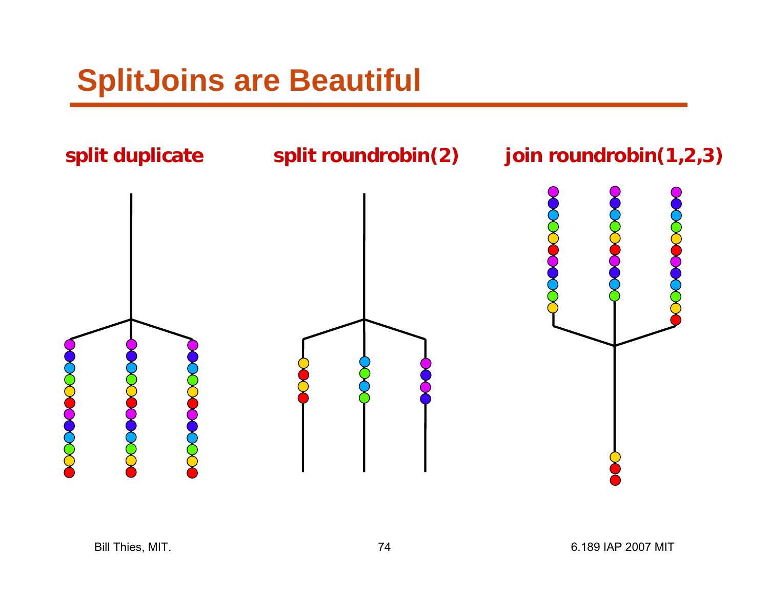# SplitJoins are Beautiful

**split duplicate**

**split roundrobin(2)**

**join roundrobin(1,2,3)**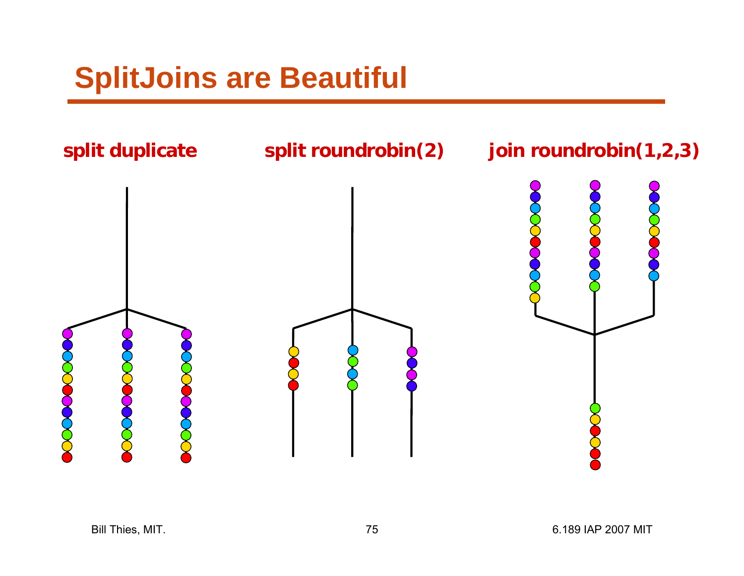# SplitJoins are Beautiful

**split duplicate**

**split roundrobin(2)**

**join roundrobin(1,2,3)**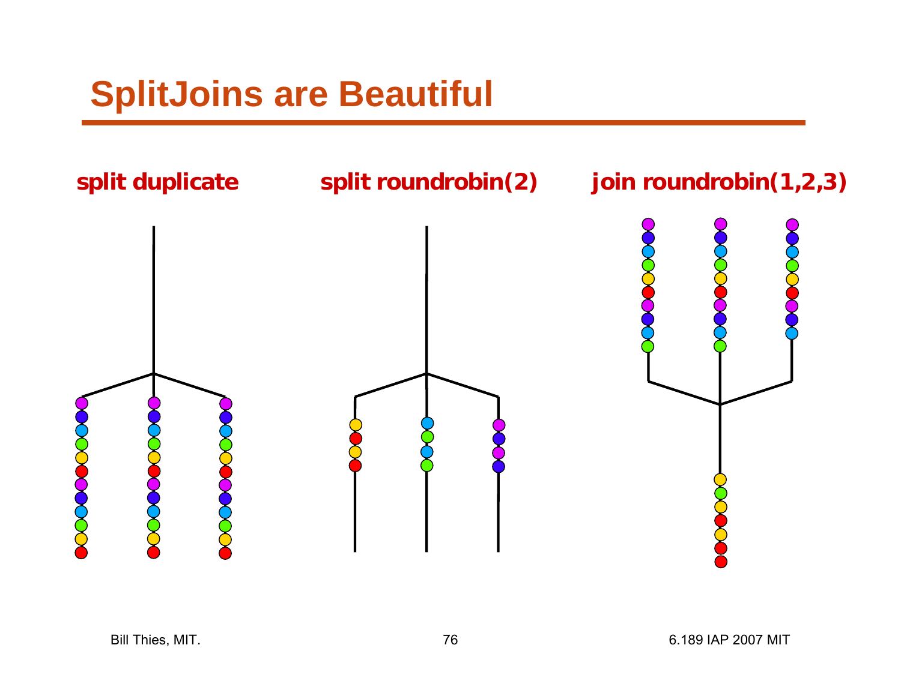# SplitJoins are Beautiful

**split duplicate**

**split roundrobin(2)**

**join roundrobin(1,2,3)**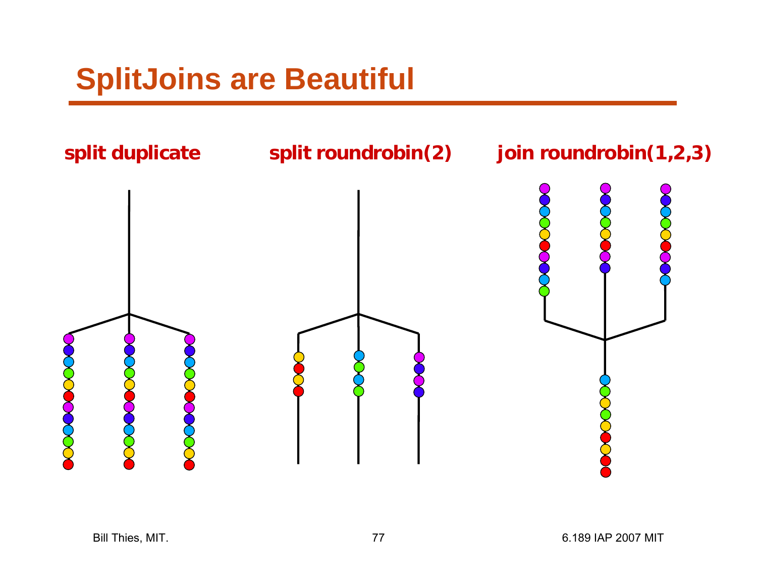# SplitJoins are Beautiful

**split duplicate**

**split roundrobin(2)**

**join roundrobin(1,2,3)**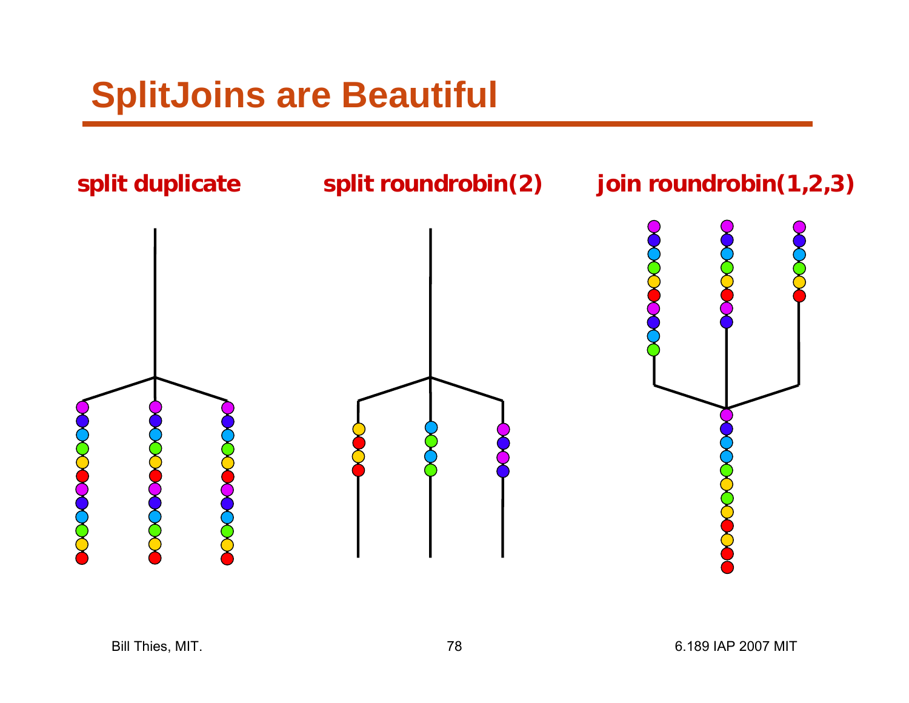# SplitJoins are Beautiful

**split duplicate**

**split roundrobin(2)**

**join roundrobin(1,2,3)**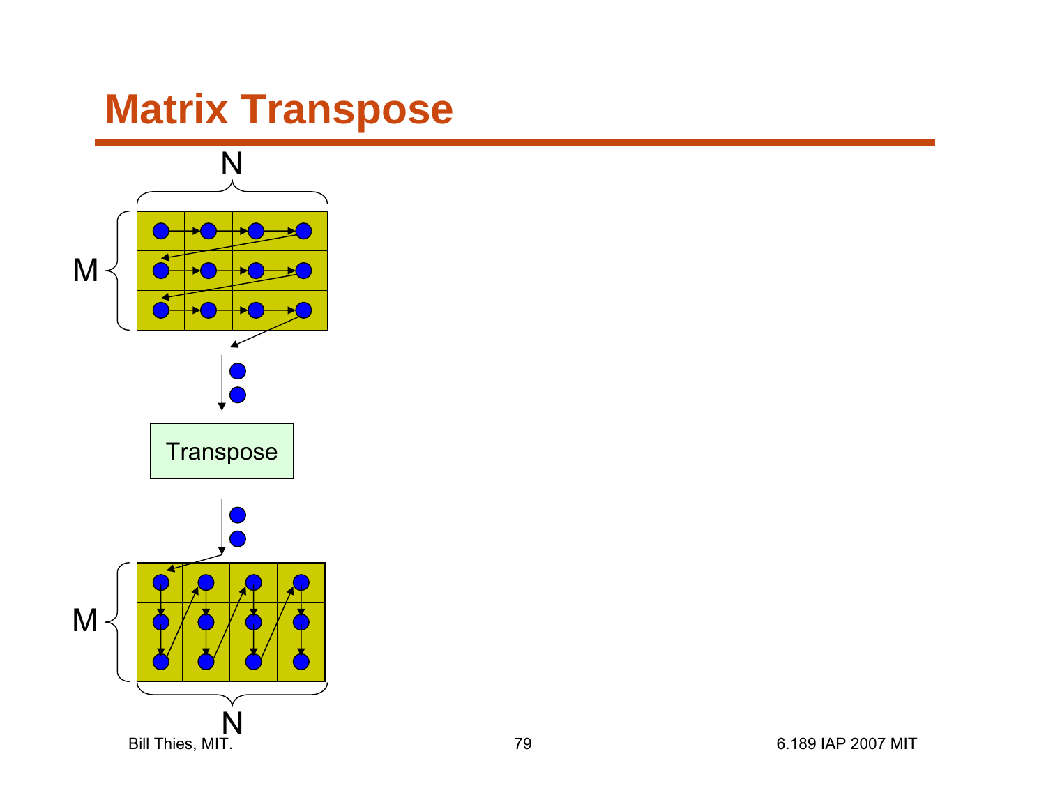# Matrix Transpose

N

M

Transpose

M

N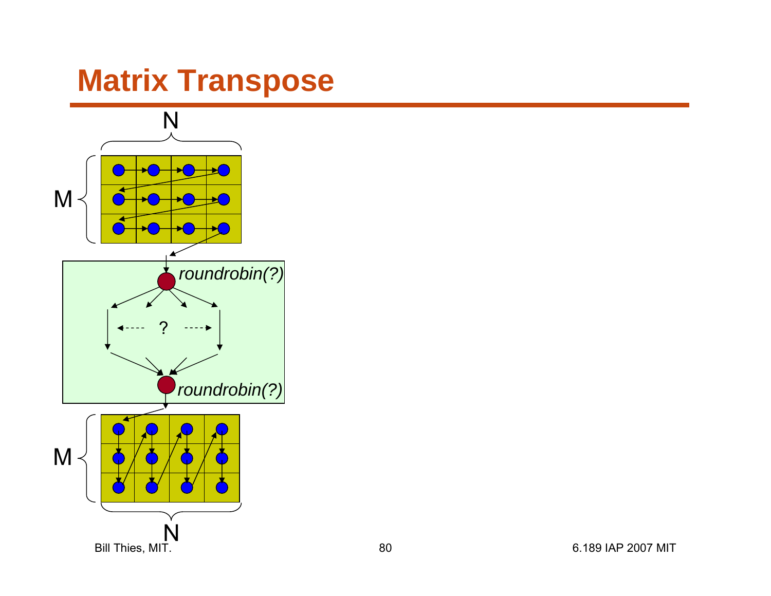# Matrix Transpose

N

M

roundrobin(?)

?

roundrobin(?)

M

N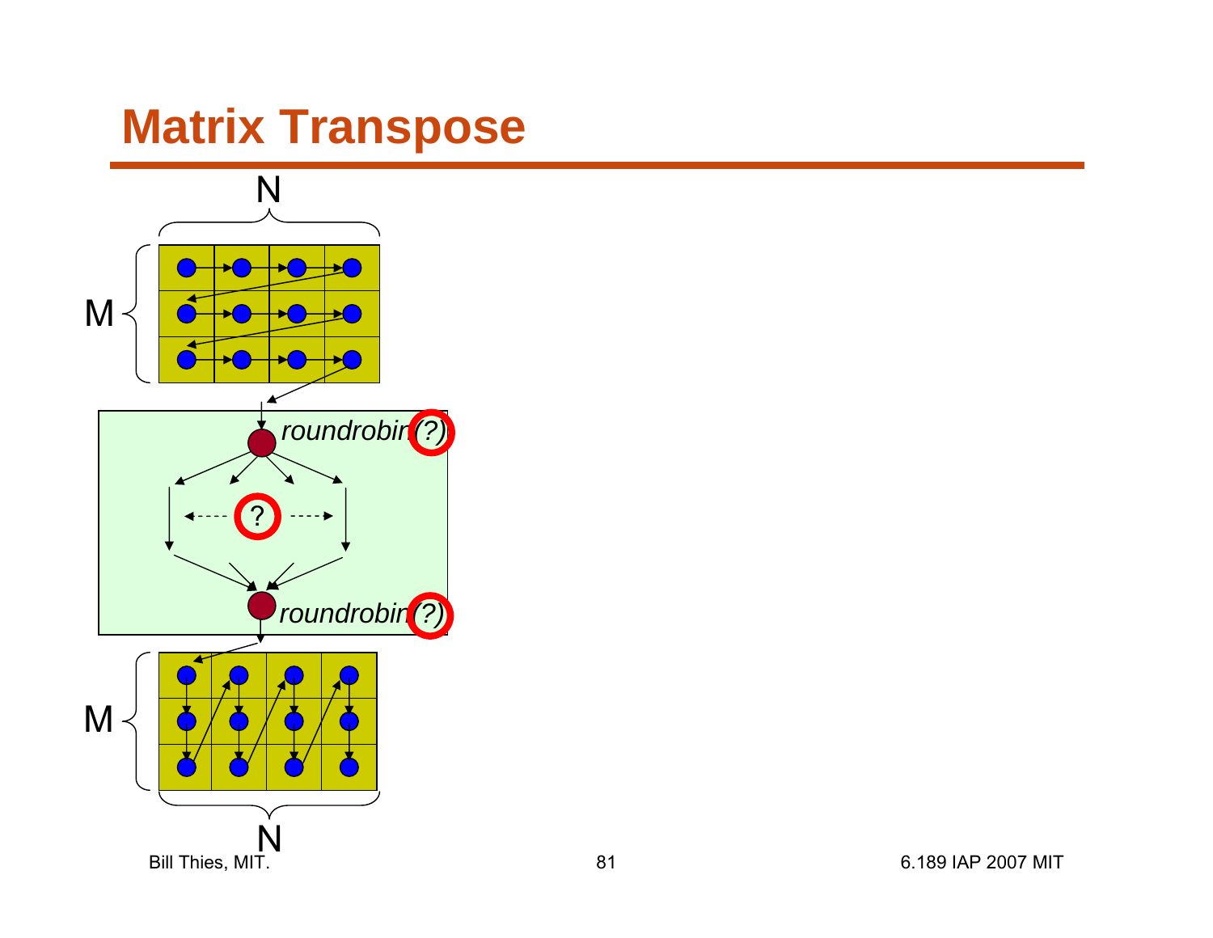# Matrix Transpose

N

M

*roundrobin(?)*

?

*roundrobin(?)*

M

N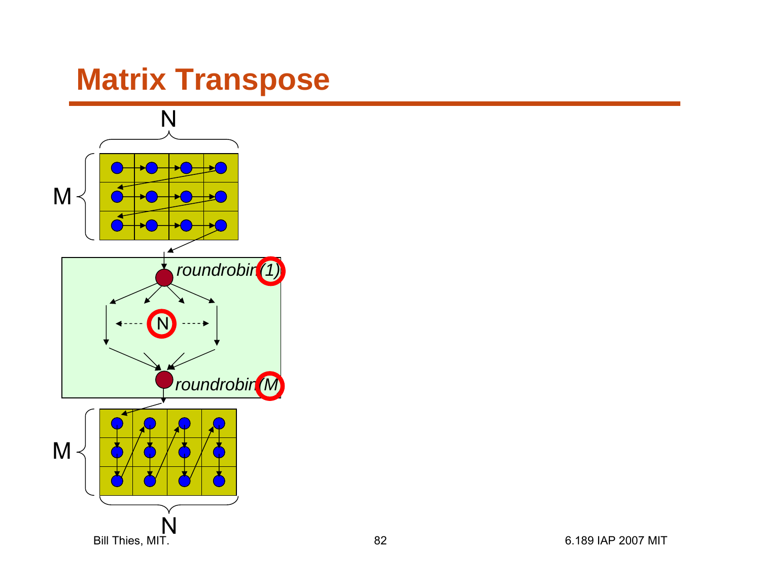# Matrix Transpose

N

M

*roundrobin(1)*

N

*roundrobin(M)*

M

N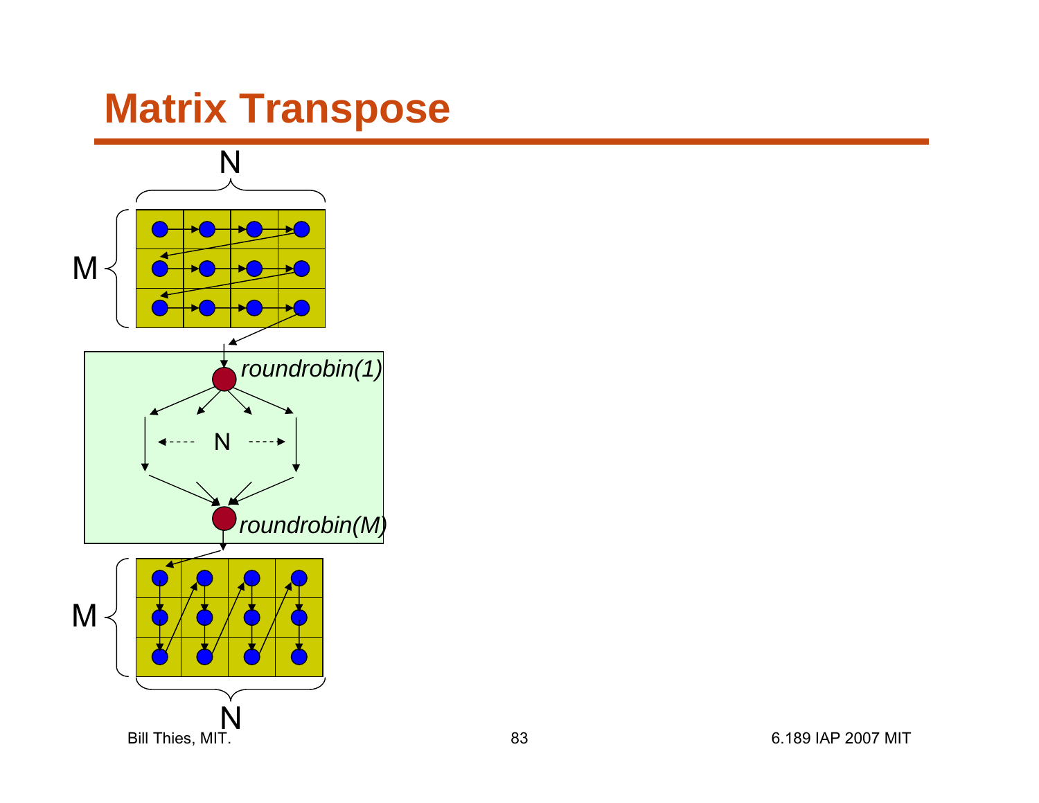# Matrix Transpose

N

M

*roundrobin(1)*

N

*roundrobin(M)*

M

N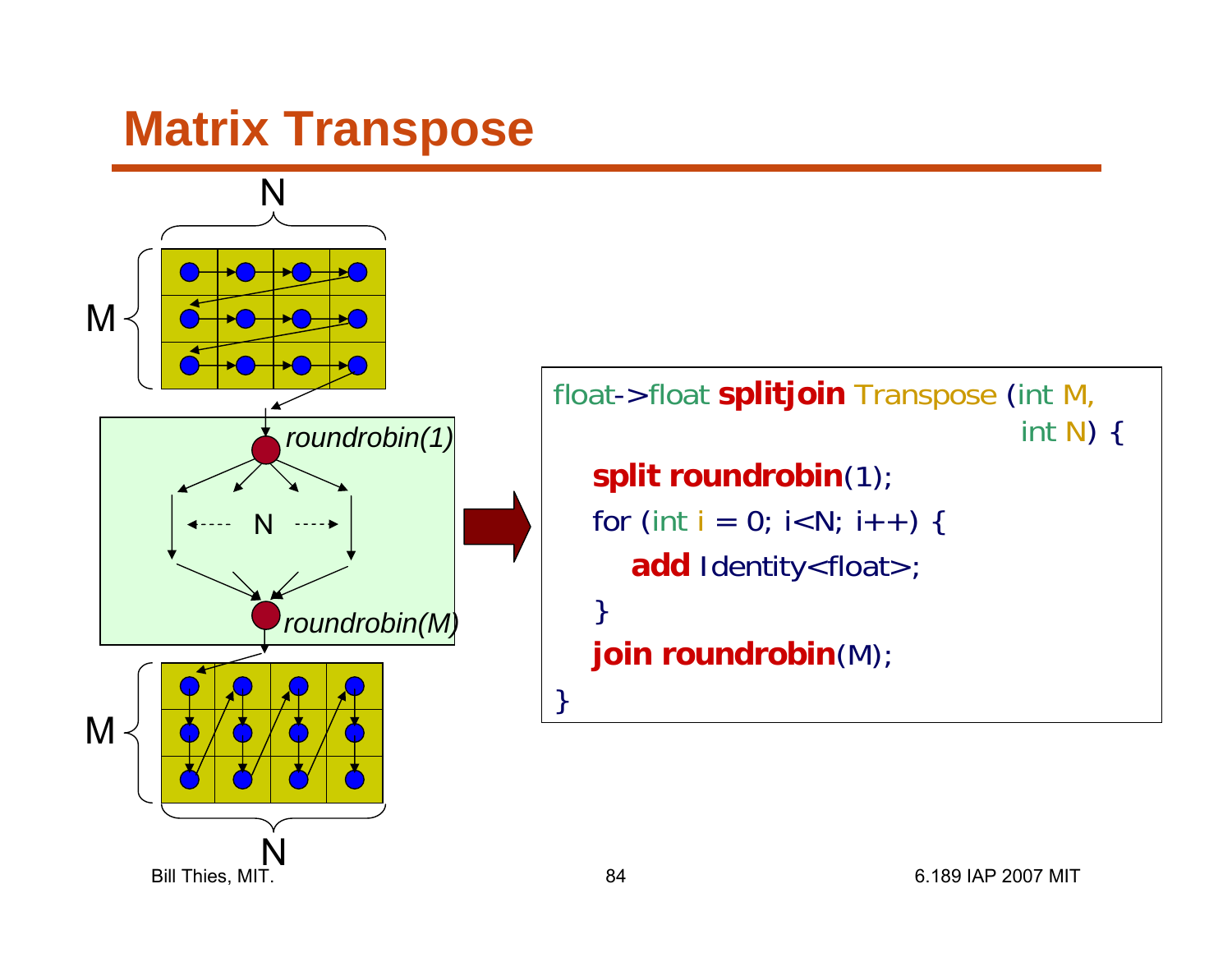# Matrix Transpose

N

M

roundrobin(1)

N

roundrobin(M)

M

N

```
float->float splitjoin Transpose (int M,
                                  int N) {
    split roundrobin(1);
    for (int i = 0; i<N; i++) {
        add Identity<float>;
    }
    join roundrobin(M);
}
```

Bill Thies, MIT.

6.189 IAP 2007 MIT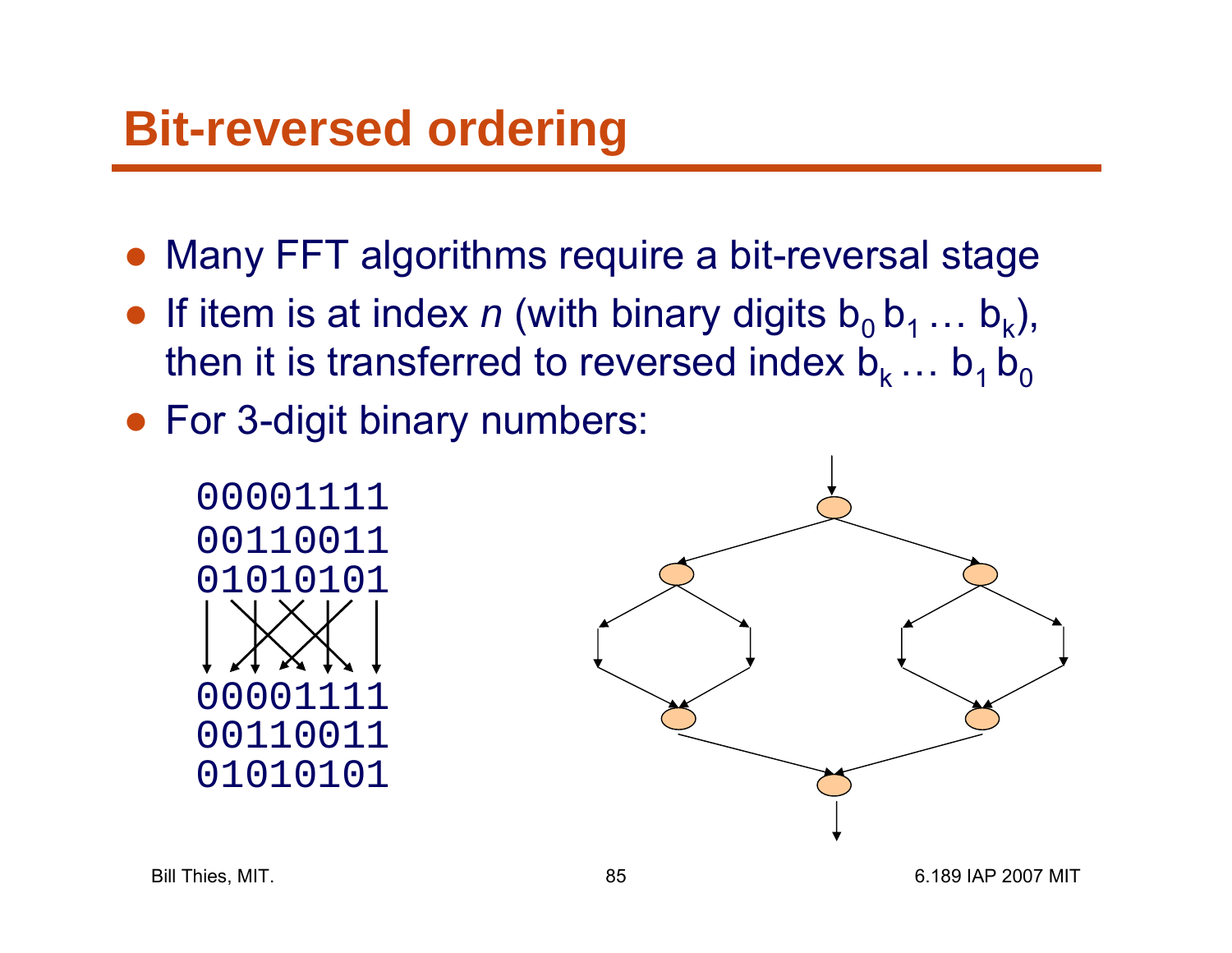# Bit-reversed ordering

- Many FFT algorithms require a bit-reversal stage
- If item is at index *n* (with binary digits $b_0\, b_1 \ldots b_k$), then it is transferred to reversed index $b_k \ldots b_1\, b_0$
- For 3-digit binary numbers:

```
00001111
00110011
01010101

00001111
00110011
01010101
```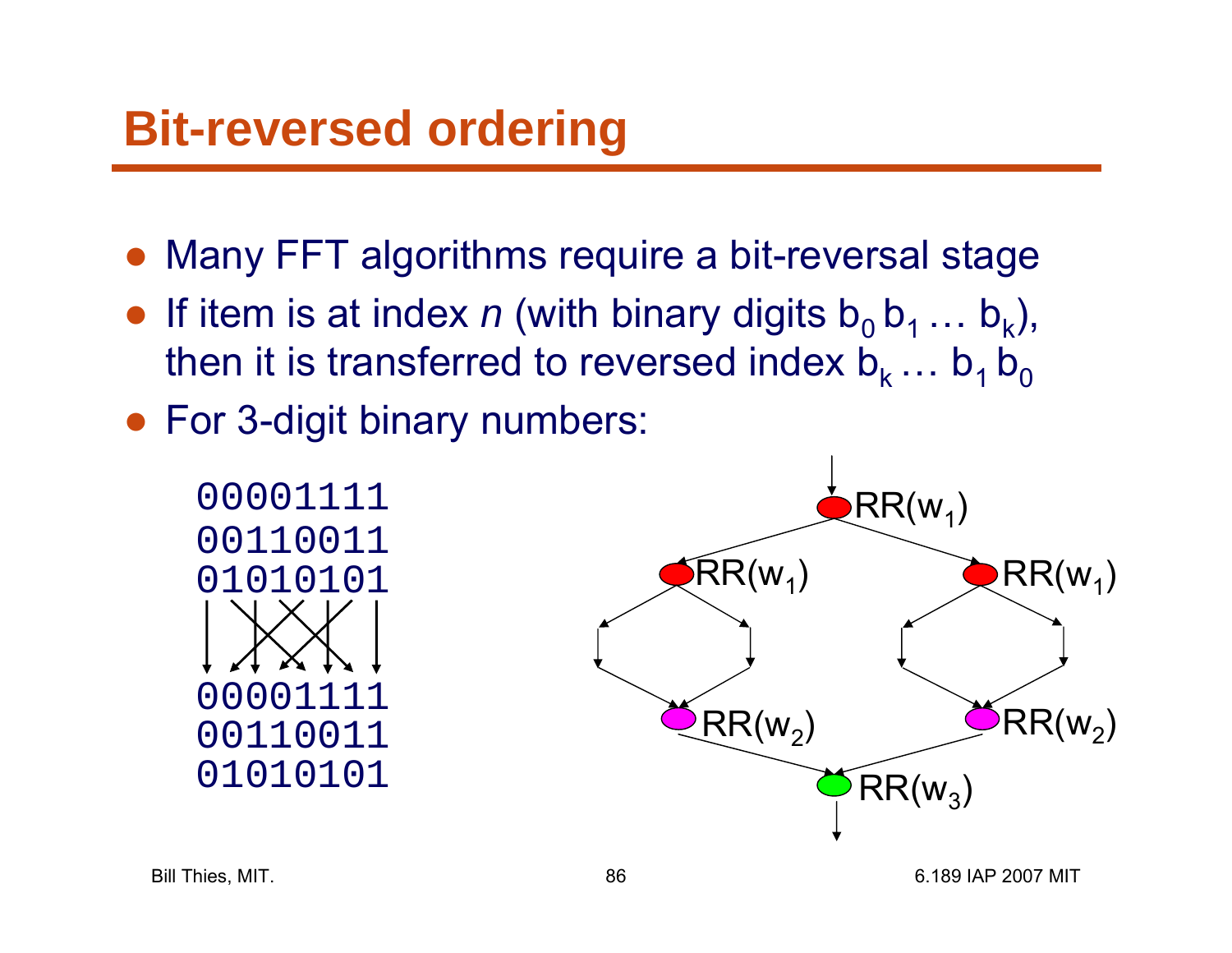# Bit-reversed ordering

- Many FFT algorithms require a bit-reversal stage
- If item is at index *n* (with binary digits $b_0\, b_1 \ldots b_k$), then it is transferred to reversed index $b_k \ldots b_1\, b_0$
- For 3-digit binary numbers:

```
00001111
00110011
01010101

00001111
00110011
01010101
```

RR($w_1$)

RR($w_1$) RR($w_1$)

RR($w_2$) RR($w_2$)

RR($w_3$)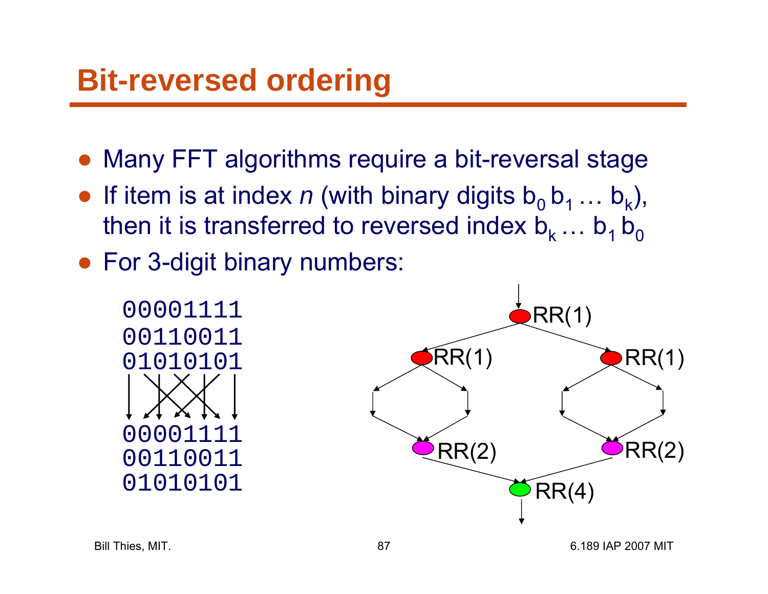# Bit-reversed ordering

- Many FFT algorithms require a bit-reversal stage
- If item is at index *n* (with binary digits $b_0\, b_1 \ldots b_k$), then it is transferred to reversed index $b_k \ldots b_1\, b_0$
- For 3-digit binary numbers:

```
00001111
00110011
01010101

00001111
00110011
01010101
```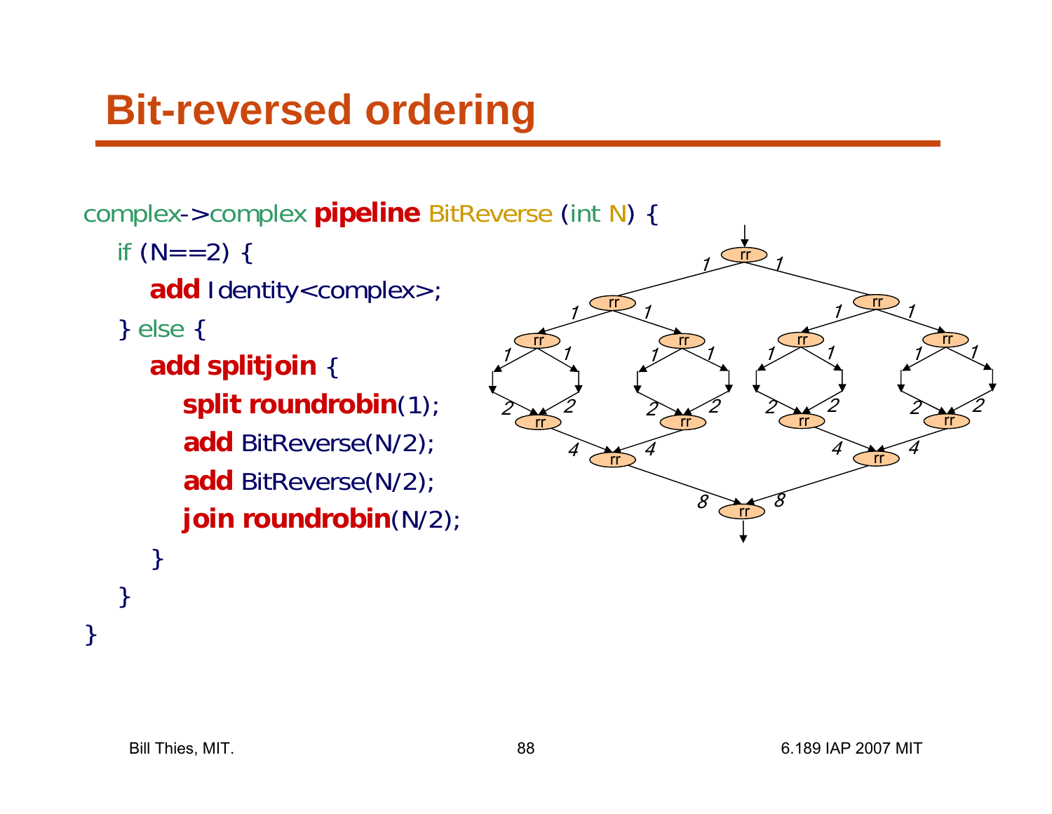# Bit-reversed ordering

```
complex->complex pipeline BitReverse (int N) {
   if (N==2) {
      add Identity<complex>;
   } else {
      add splitjoin {
         split roundrobin(1);
         add BitReverse(N/2);
         add BitReverse(N/2);
         join roundrobin(N/2);
      }
   }
}
```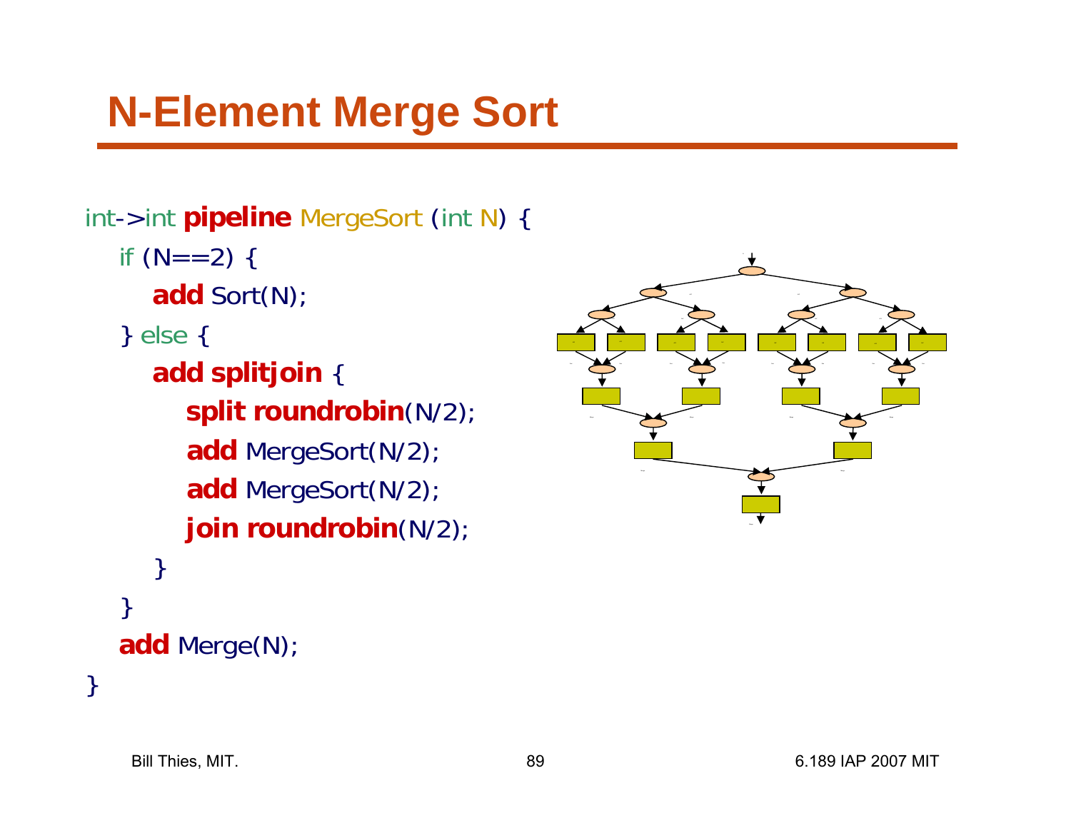# N-Element Merge Sort

```
int->int pipeline MergeSort (int N) {
   if (N==2) {
      add Sort(N);
   } else {
      add splitjoin {
         split roundrobin(N/2);
         add MergeSort(N/2);
         add MergeSort(N/2);
         join roundrobin(N/2);
      }
   }
   add Merge(N);
}
```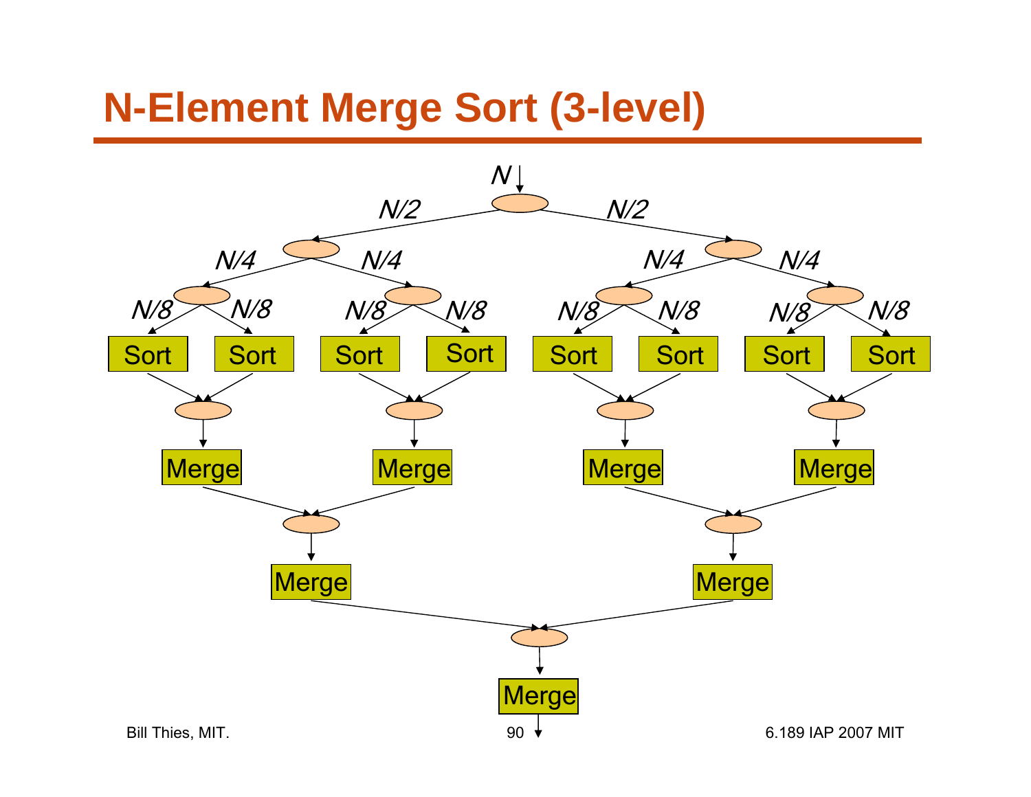# N-Element Merge Sort (3-level)

N

N/2 N/2

N/4 N/4 N/4 N/4

N/8 N/8 N/8 N/8 N/8 N/8 N/8 N/8

Sort Sort Sort Sort Sort Sort Sort Sort

Merge Merge Merge Merge

Merge Merge

Merge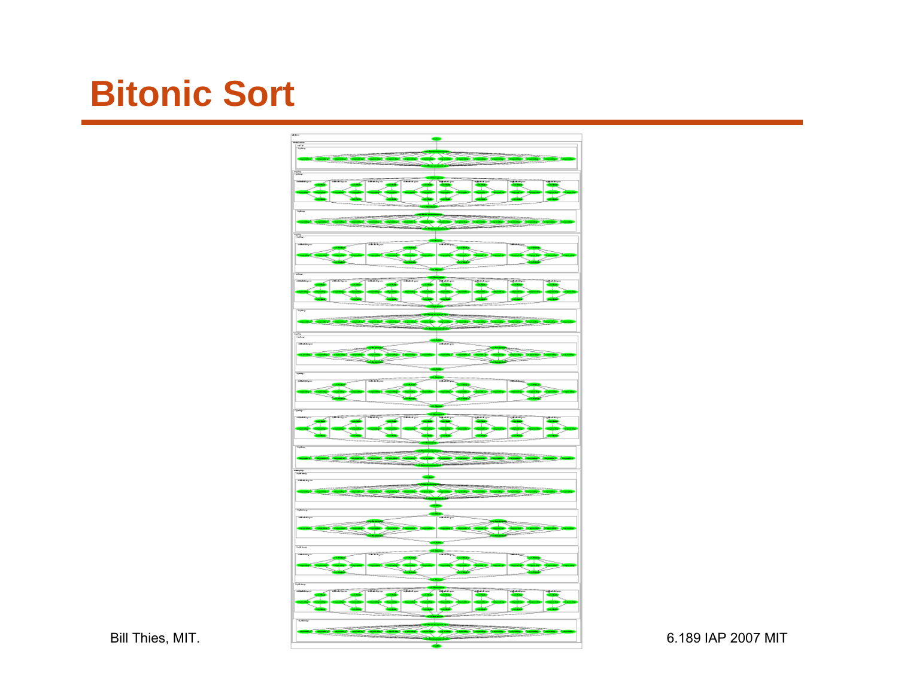# Bitonic Sort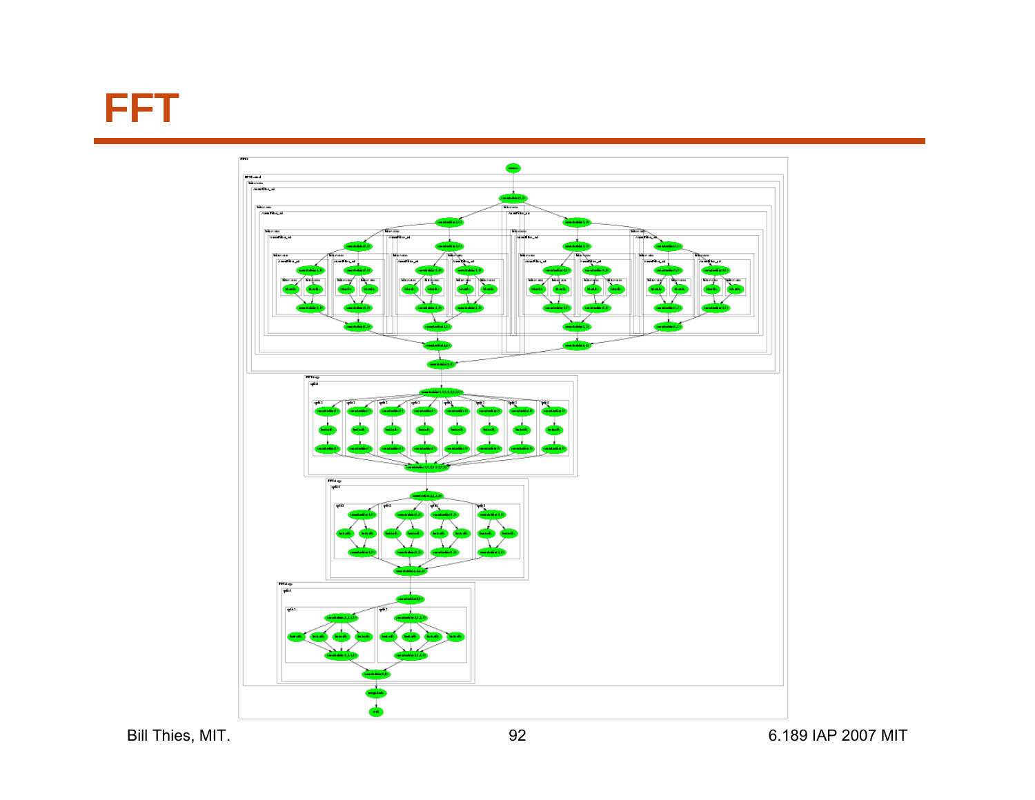# FFT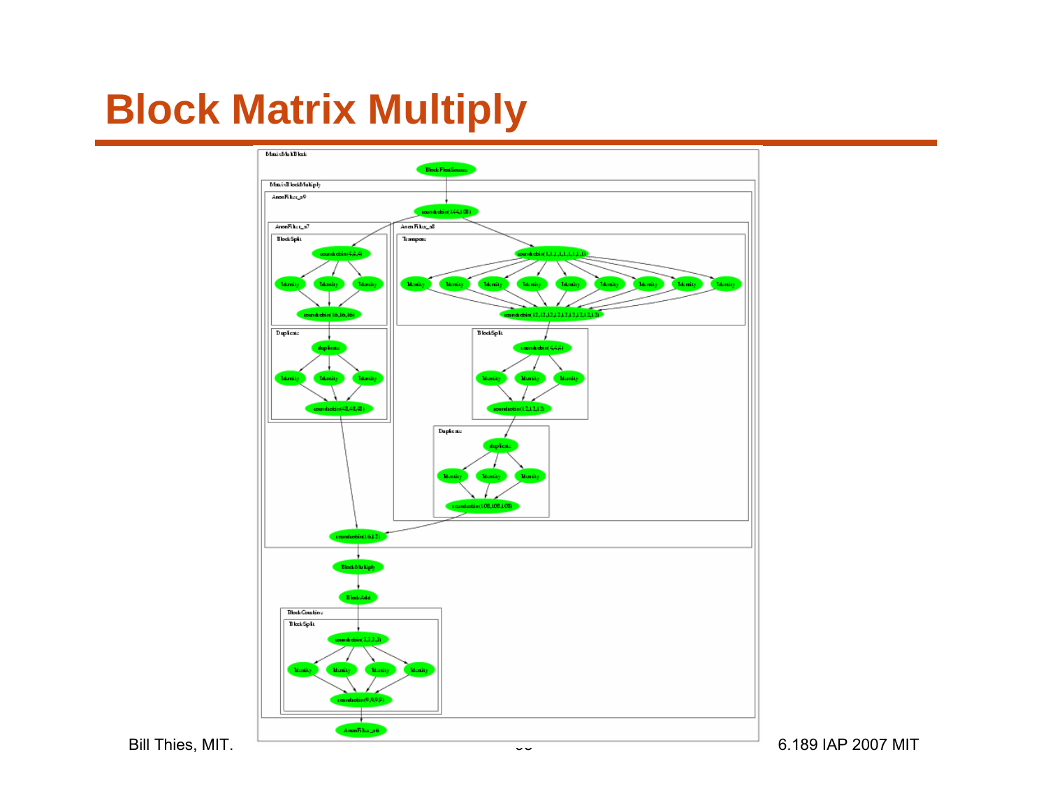# Block Matrix Multiply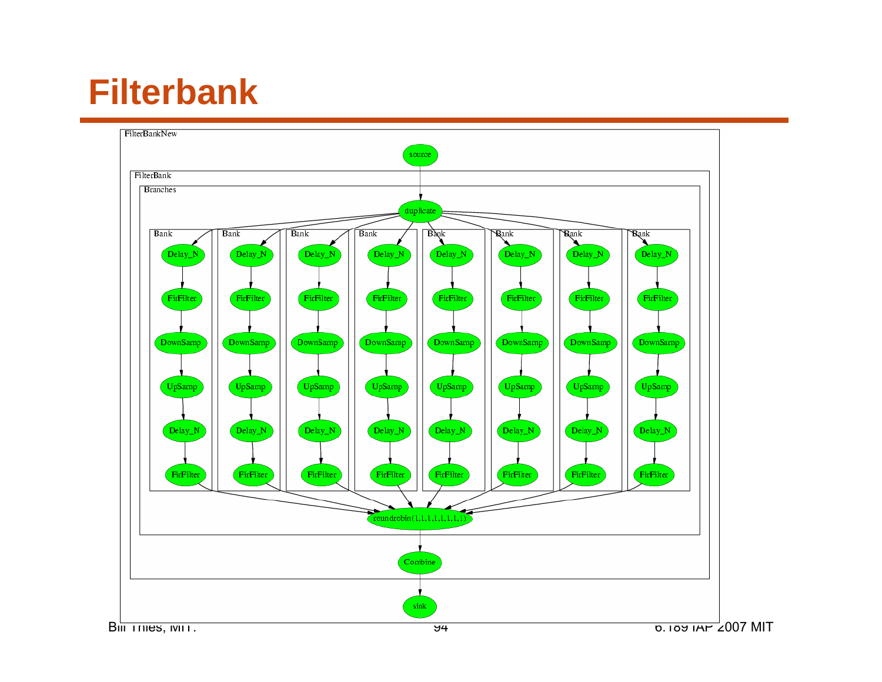# Filterbank

FilterBankNew

source

FilterBank

Branches

duplicate

| Bank | Bank | Bank | Bank | Bank | Bank | Bank | Bank |
| --- | --- | --- | --- | --- | --- | --- | --- |
| Delay_N | Delay_N | Delay_N | Delay_N | Delay_N | Delay_N | Delay_N | Delay_N |
| FirFilter | FirFilter | FirFilter | FirFilter | FirFilter | FirFilter | FirFilter | FirFilter |
| DownSamp | DownSamp | DownSamp | DownSamp | DownSamp | DownSamp | DownSamp | DownSamp |
| UpSamp | UpSamp | UpSamp | UpSamp | UpSamp | UpSamp | UpSamp | UpSamp |
| Delay_N | Delay_N | Delay_N | Delay_N | Delay_N | Delay_N | Delay_N | Delay_N |
| FirFilter | FirFilter | FirFilter | FirFilter | FirFilter | FirFilter | FirFilter | FirFilter |

roundrobin(1,1,1,1,1,1,1,1)

Combine

sink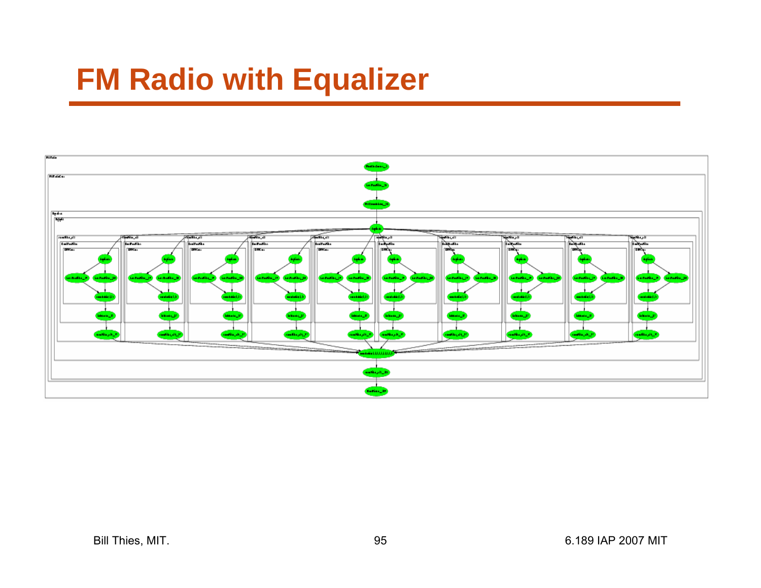# FM Radio with Equalizer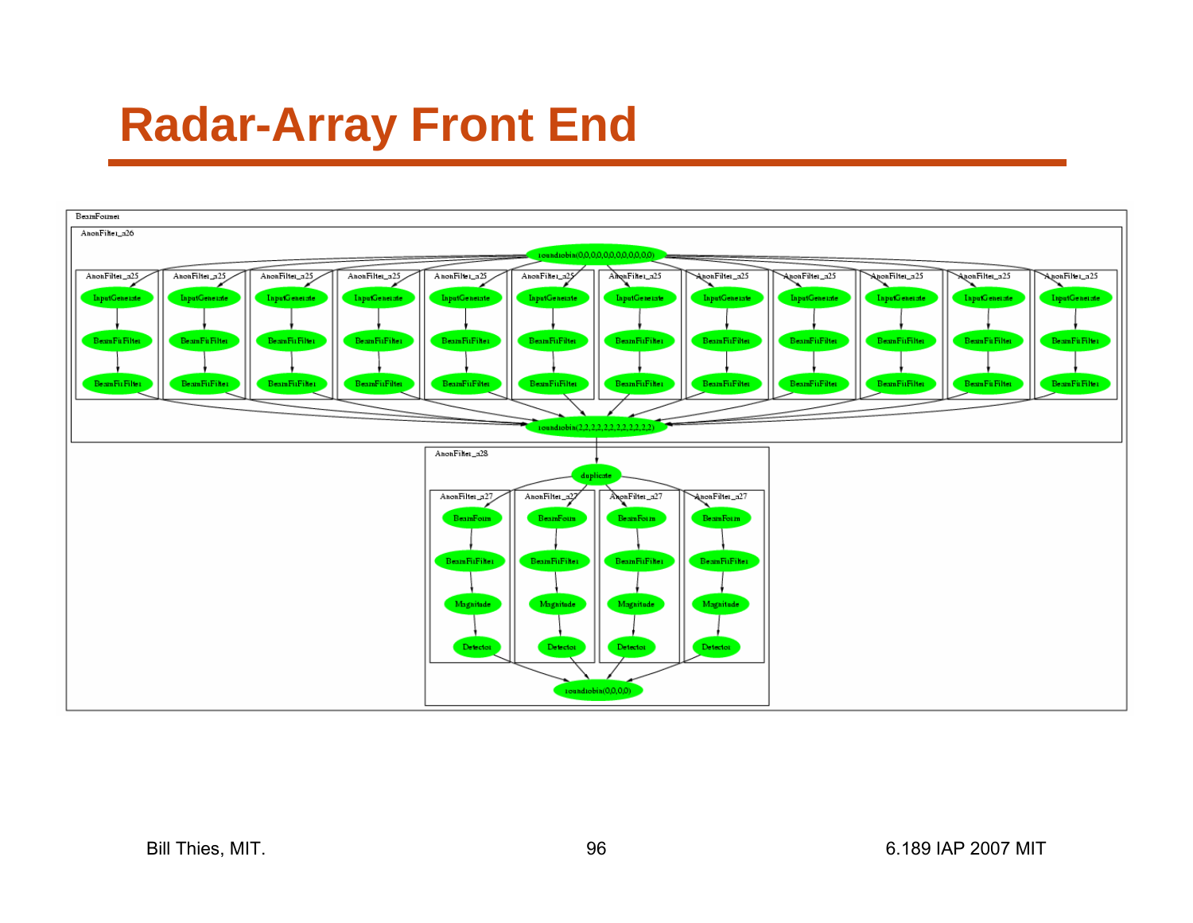# Radar-Array Front End

BeamFormer

AnonFilter_a26

roundrobin(0,0,0,0,0,0,0,0,0,0,0,0)

AnonFilter_a25 (×12): InputGenerate → BeamFirFilter → BeamFirFilter

roundrobin(2,2,2,2,2,2,2,2,2,2,2,2)

AnonFilter_a28

duplicate

AnonFilter_a27 (×4): BeamForm → BeamFirFilter → Magnitude → Detector

roundrobin(0,0,0,0)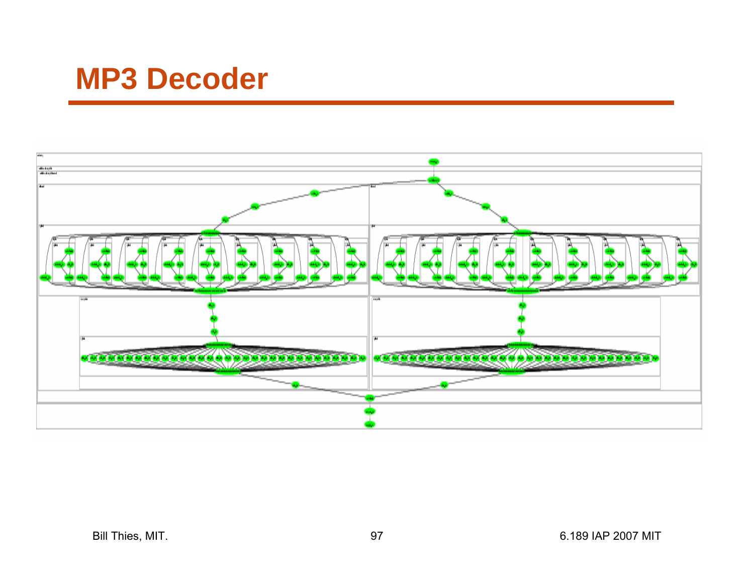# MP3 Decoder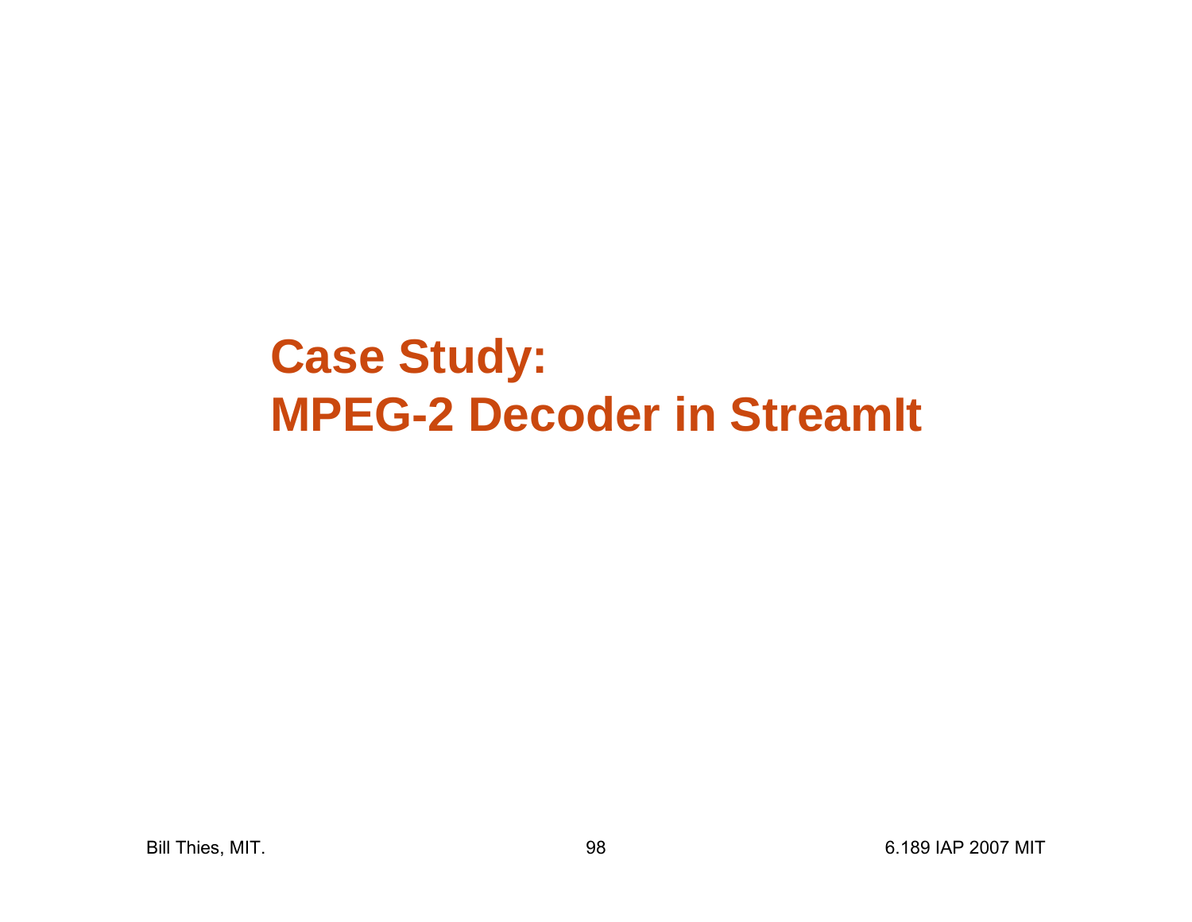# Case Study: MPEG-2 Decoder in StreamIt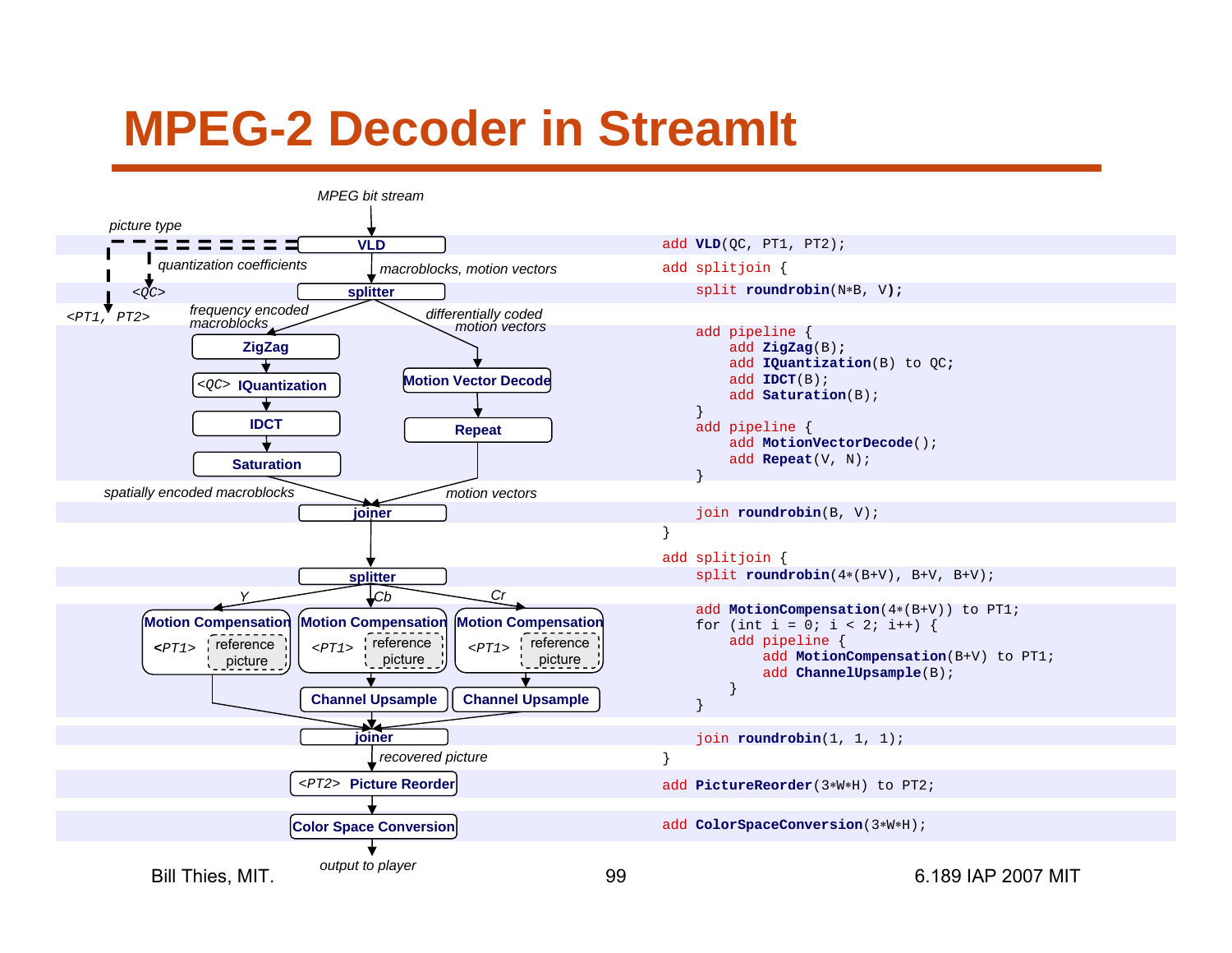# MPEG-2 Decoder in StreamIt

MPEG bit stream

picture type

VLD

quantization coefficients

macroblocks, motion vectors

<QC>

splitter

<PT1, PT2>

frequency encoded macroblocks

differentially coded motion vectors

ZigZag

<QC> IQuantization

IDCT

Saturation

Motion Vector Decode

Repeat

spatially encoded macroblocks

motion vectors

joiner

splitter

Y

Cb

Cr

Motion Compensation <PT1> reference picture

Motion Compensation <PT1> reference picture

Motion Compensation <PT1> reference picture

Channel Upsample

Channel Upsample

joiner

recovered picture

<PT2> Picture Reorder

Color Space Conversion

output to player

```
add VLD(QC, PT1, PT2);
add splitjoin {
    split roundrobin(N*B, V);

    add pipeline {
        add ZigZag(B);
        add IQuantization(B) to QC;
        add IDCT(B);
        add Saturation(B);
    }
    add pipeline {
        add MotionVectorDecode();
        add Repeat(V, N);
    }

    join roundrobin(B, V);
}
add splitjoin {
    split roundrobin(4*(B+V), B+V, B+V);

    add MotionCompensation(4*(B+V)) to PT1;
    for (int i = 0; i < 2; i++) {
        add pipeline {
            add MotionCompensation(B+V) to PT1;
            add ChannelUpsample(B);
        }
    }

    join roundrobin(1, 1, 1);
}
add PictureReorder(3*W*H) to PT2;

add ColorSpaceConversion(3*W*H);
```

Bill Thies, MIT. 6.189 IAP 2007 MIT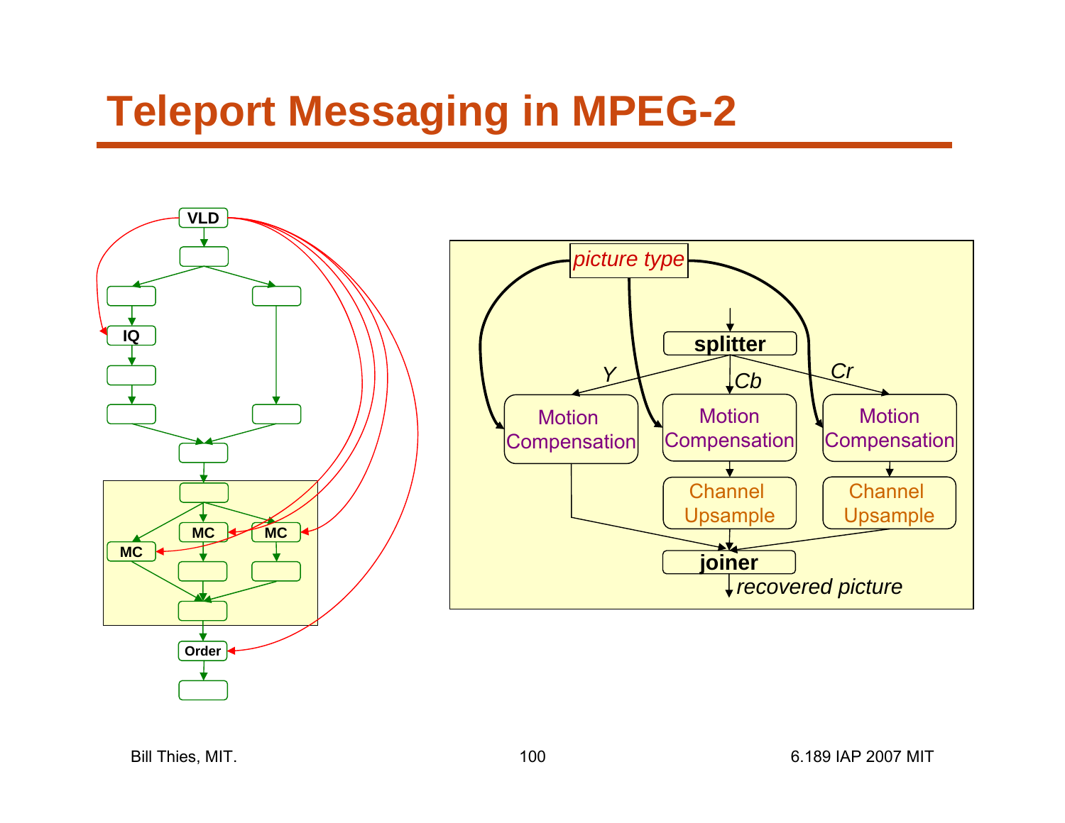# Teleport Messaging in MPEG-2

VLD

IQ

MC

MC

MC

Order

*picture type*

splitter

*Y*

*Cb*

*Cr*

Motion Compensation

Motion Compensation

Motion Compensation

Channel Upsample

Channel Upsample

joiner

*recovered picture*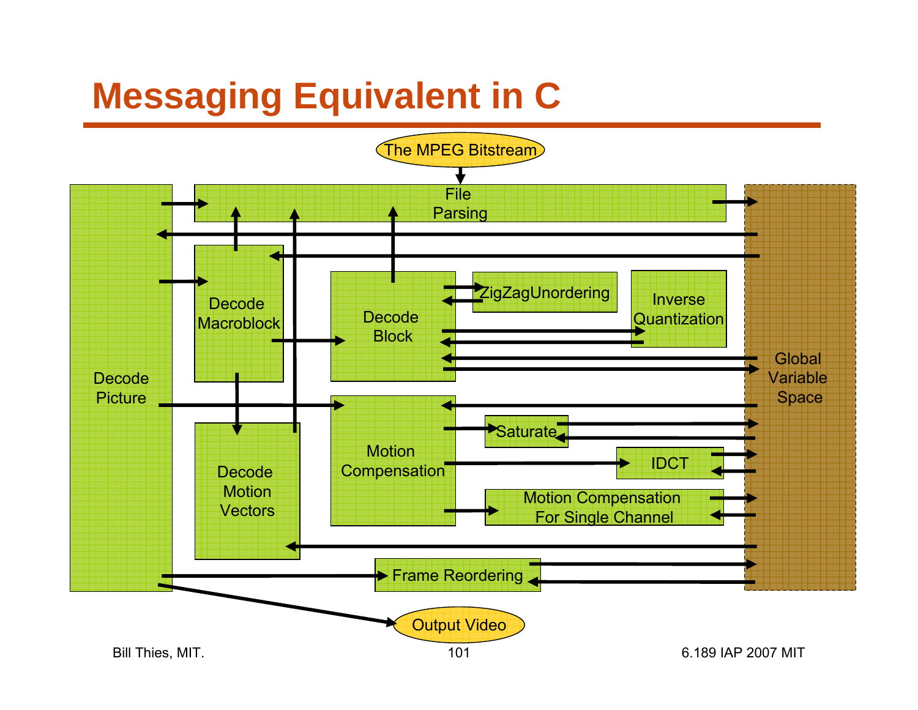# Messaging Equivalent in C

The MPEG Bitstream

File Parsing

Decode Picture

Decode Macroblock

Decode Block

ZigZagUnordering

Inverse Quantization

Decode Motion Vectors

Motion Compensation

Saturate

IDCT

Motion Compensation For Single Channel

Frame Reordering

Global Variable Space

Output Video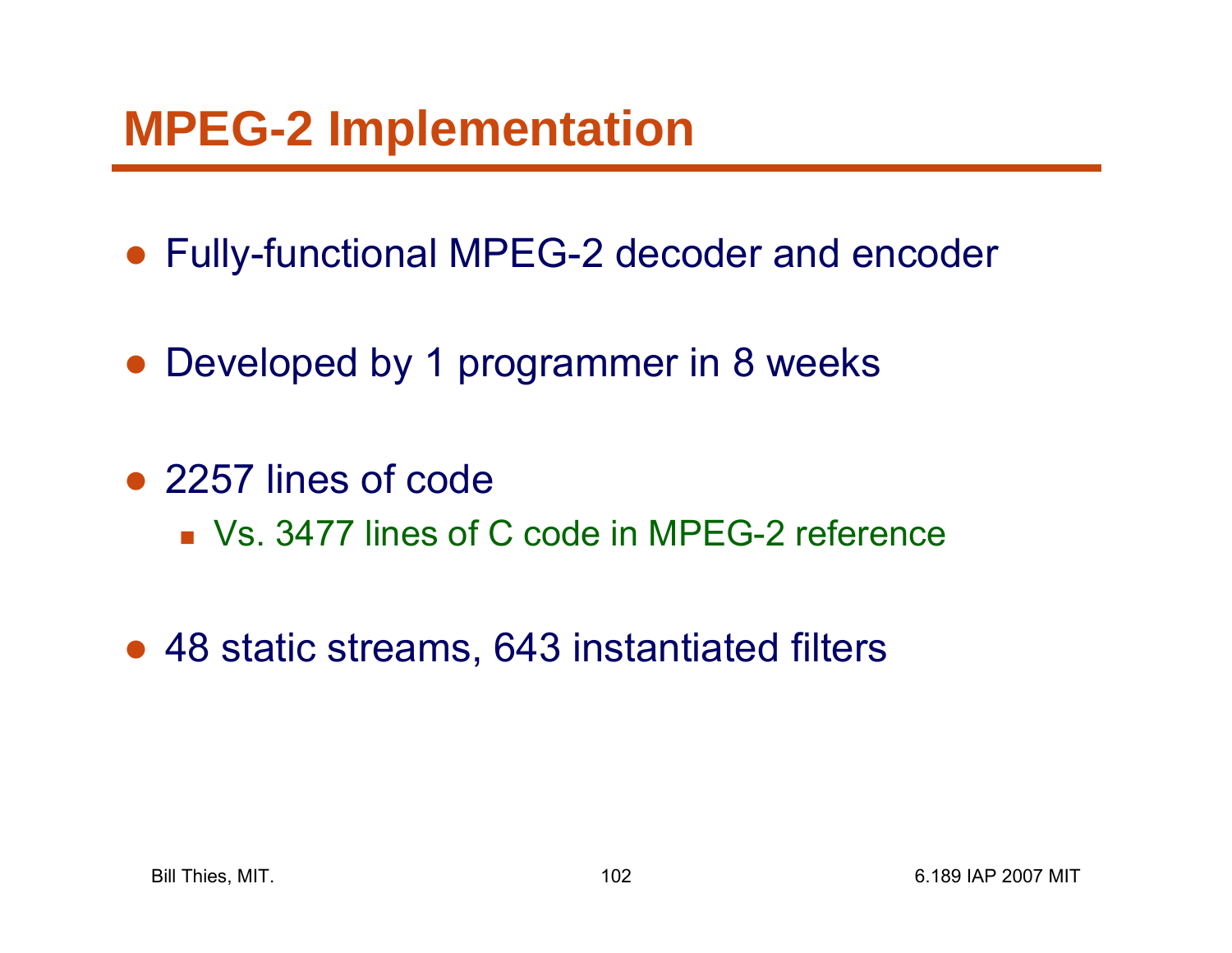# MPEG-2 Implementation

- Fully-functional MPEG-2 decoder and encoder
- Developed by 1 programmer in 8 weeks
- 2257 lines of code
  - Vs. 3477 lines of C code in MPEG-2 reference
- 48 static streams, 643 instantiated filters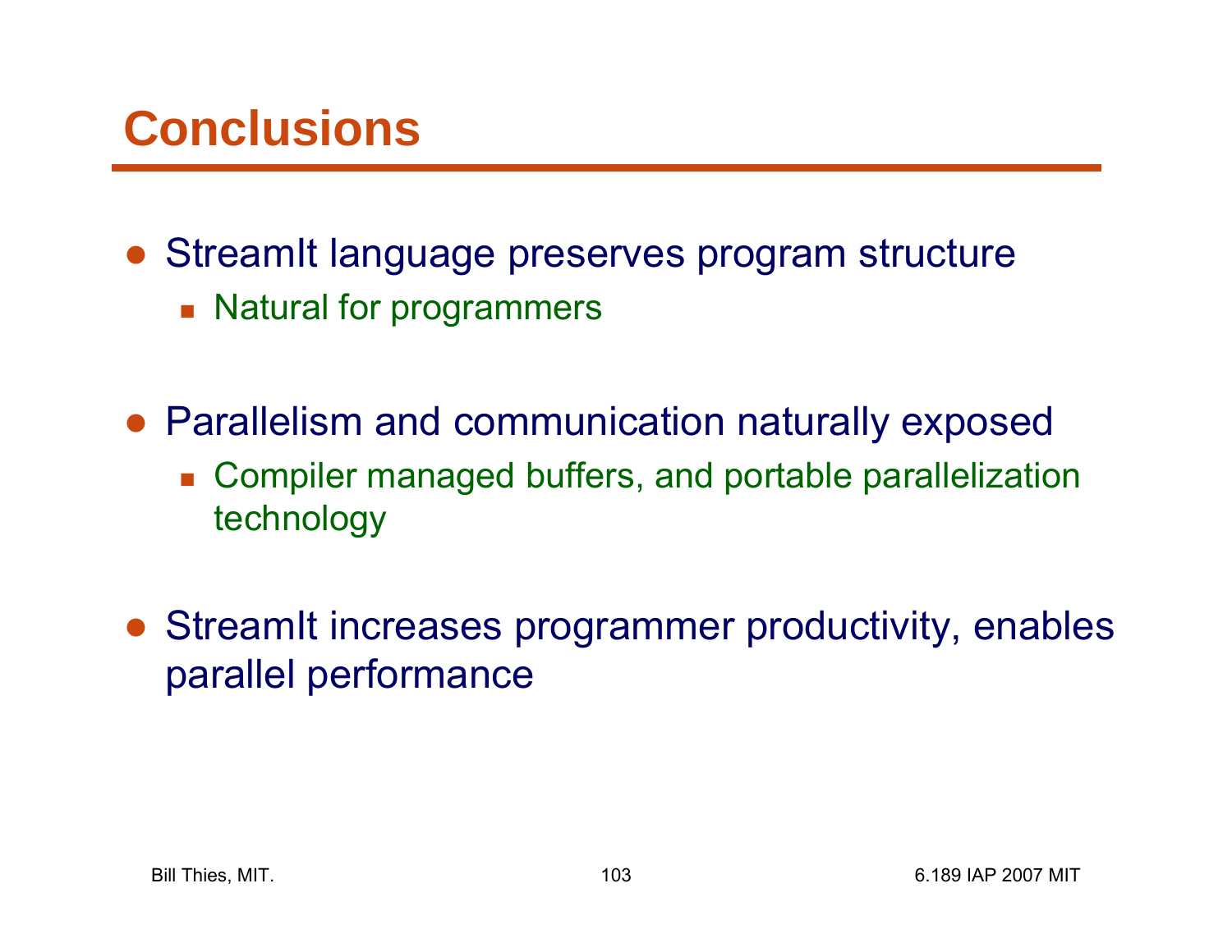# Conclusions

- StreamIt language preserves program structure
  - Natural for programmers
- Parallelism and communication naturally exposed
  - Compiler managed buffers, and portable parallelization technology
- StreamIt increases programmer productivity, enables parallel performance